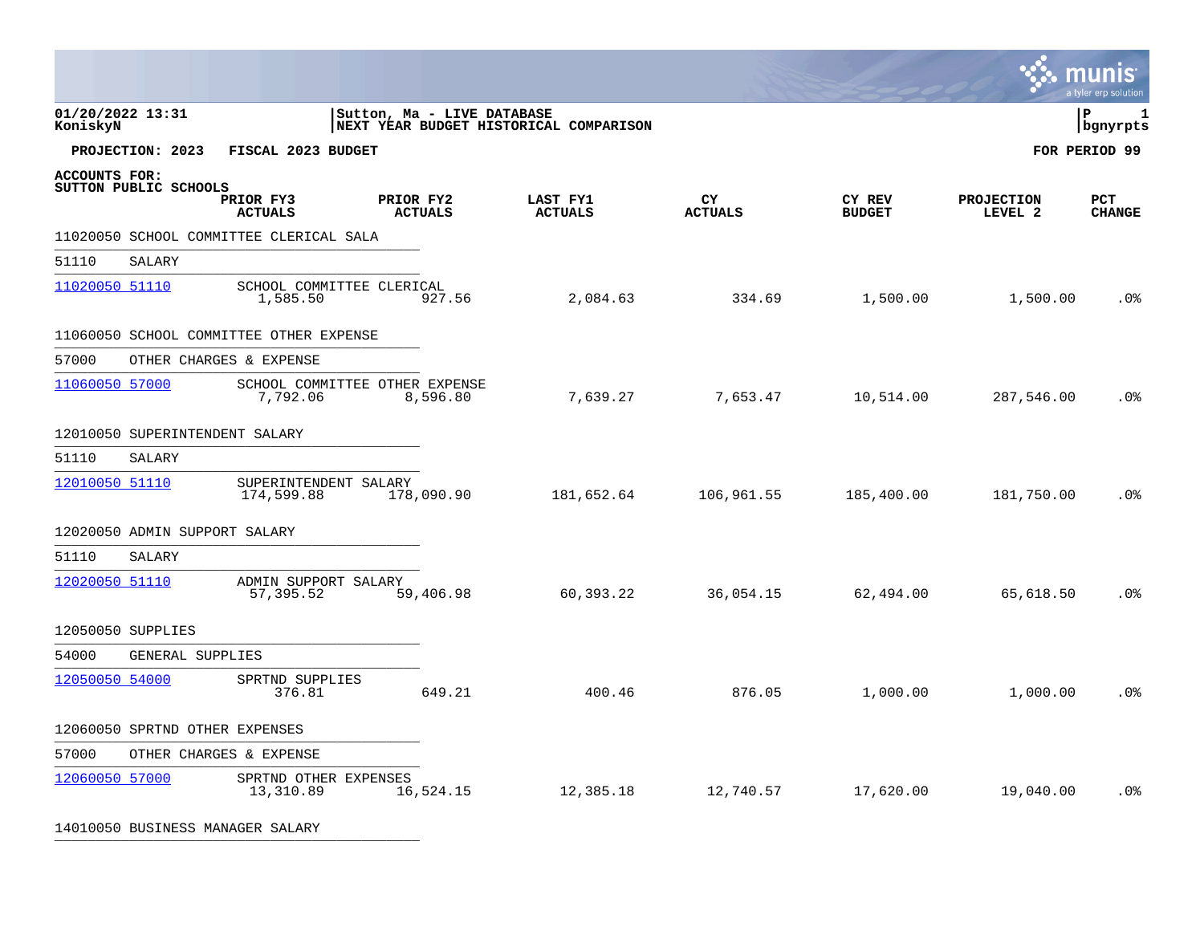01/20/2022 13:31 | Sutton, Ma - LIVE DATABASE
KoniskyN | NEXT YEAR BUDGET HISTORICAL COMPARISON | P 1 bgnyrpts

**PROJECTION: 2023 FISCAL 2023 BUDGET** **FOR PERIOD 99**

**ACCOUNTS FOR:**
**SUTTON PUBLIC SCHOOLS**

| ACCOUNT | DESCRIPTION | PRIOR FY3 ACTUALS | PRIOR FY2 ACTUALS | LAST FY1 ACTUALS | CY ACTUALS | CY REV BUDGET | PROJECTION LEVEL 2 | PCT CHANGE |
|---|---|---|---|---|---|---|---|---|
| 11020050 SCHOOL COMMITTEE CLERICAL SALA | | | | | | | | |
| 51110 SALARY | | | | | | | | |
| 11020050 51110 | SCHOOL COMMITTEE CLERICAL | 1,585.50 | 927.56 | 2,084.63 | 334.69 | 1,500.00 | 1,500.00 | .0% |
| 11060050 SCHOOL COMMITTEE OTHER EXPENSE | | | | | | | | |
| 57000 OTHER CHARGES & EXPENSE | | | | | | | | |
| 11060050 57000 | SCHOOL COMMITTEE OTHER EXPENSE | 7,792.06 | 8,596.80 | 7,639.27 | 7,653.47 | 10,514.00 | 287,546.00 | .0% |
| 12010050 SUPERINTENDENT SALARY | | | | | | | | |
| 51110 SALARY | | | | | | | | |
| 12010050 51110 | SUPERINTENDENT SALARY | 174,599.88 | 178,090.90 | 181,652.64 | 106,961.55 | 185,400.00 | 181,750.00 | .0% |
| 12020050 ADMIN SUPPORT SALARY | | | | | | | | |
| 51110 SALARY | | | | | | | | |
| 12020050 51110 | ADMIN SUPPORT SALARY | 57,395.52 | 59,406.98 | 60,393.22 | 36,054.15 | 62,494.00 | 65,618.50 | .0% |
| 12050050 SUPPLIES | | | | | | | | |
| 54000 GENERAL SUPPLIES | | | | | | | | |
| 12050050 54000 | SPRTND SUPPLIES | 376.81 | 649.21 | 400.46 | 876.05 | 1,000.00 | 1,000.00 | .0% |
| 12060050 SPRTND OTHER EXPENSES | | | | | | | | |
| 57000 OTHER CHARGES & EXPENSE | | | | | | | | |
| 12060050 57000 | SPRTND OTHER EXPENSES | 13,310.89 | 16,524.15 | 12,385.18 | 12,740.57 | 17,620.00 | 19,040.00 | .0% |
| 14010050 BUSINESS MANAGER SALARY | | | | | | | | |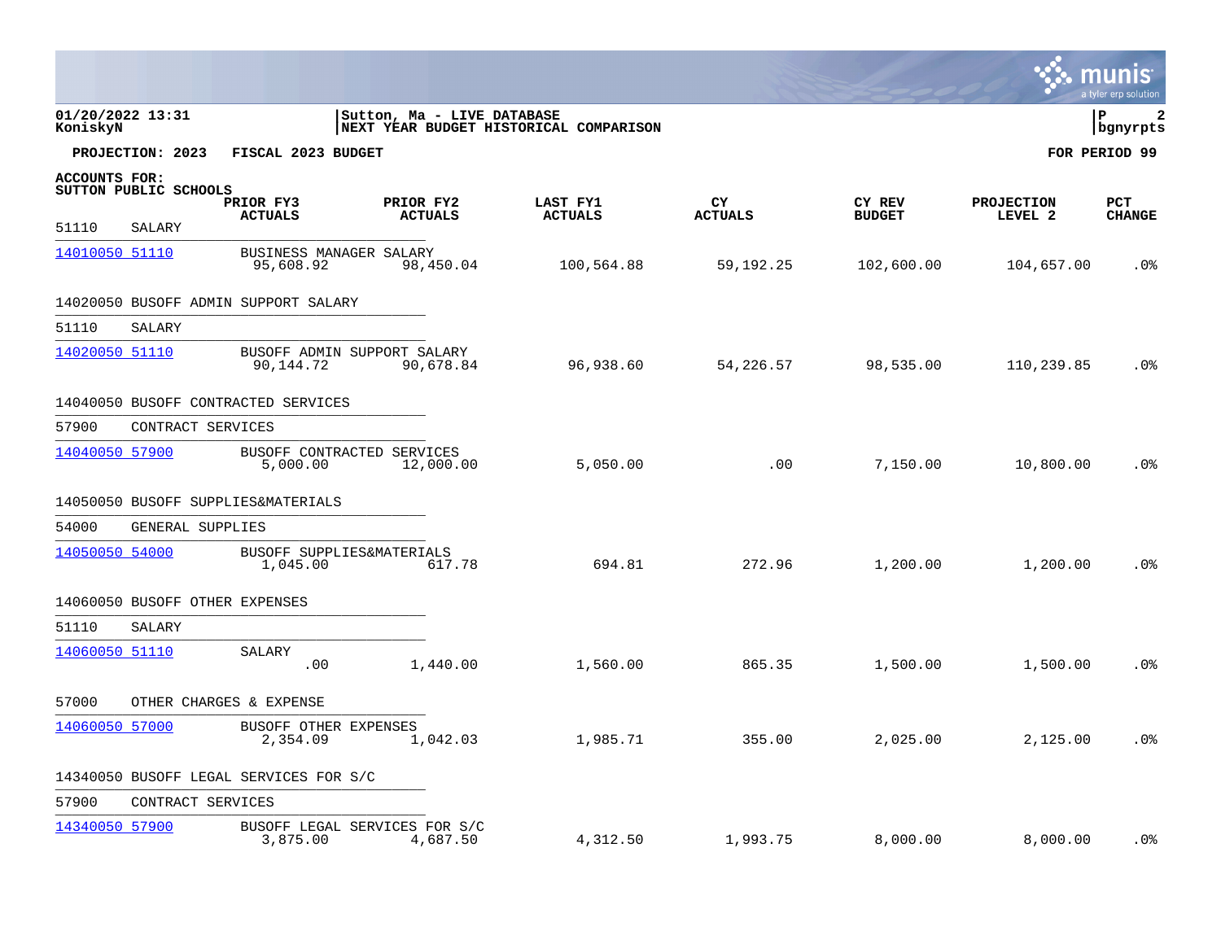01/20/2022 13:31
KoniskyN

Sutton, Ma - LIVE DATABASE
NEXT YEAR BUDGET HISTORICAL COMPARISON

bgnyrpts

**PROJECTION: 2023 FISCAL 2023 BUDGET** — **FOR PERIOD 99**

**ACCOUNTS FOR:**
**SUTTON PUBLIC SCHOOLS**

| Account | Description | PRIOR FY3 ACTUALS | PRIOR FY2 ACTUALS | LAST FY1 ACTUALS | CY ACTUALS | CY REV BUDGET | PROJECTION LEVEL 2 | PCT CHANGE |
|---|---|---|---|---|---|---|---|---|
| 51110 SALARY | | | | | | | | |
| 14010050 51110 | BUSINESS MANAGER SALARY | 95,608.92 | 98,450.04 | 100,564.88 | 59,192.25 | 102,600.00 | 104,657.00 | .0% |
| 14020050 BUSOFF ADMIN SUPPORT SALARY | | | | | | | | |
| 51110 SALARY | | | | | | | | |
| 14020050 51110 | BUSOFF ADMIN SUPPORT SALARY | 90,144.72 | 90,678.84 | 96,938.60 | 54,226.57 | 98,535.00 | 110,239.85 | .0% |
| 14040050 BUSOFF CONTRACTED SERVICES | | | | | | | | |
| 57900 CONTRACT SERVICES | | | | | | | | |
| 14040050 57900 | BUSOFF CONTRACTED SERVICES | 5,000.00 | 12,000.00 | 5,050.00 | .00 | 7,150.00 | 10,800.00 | .0% |
| 14050050 BUSOFF SUPPLIES&MATERIALS | | | | | | | | |
| 54000 GENERAL SUPPLIES | | | | | | | | |
| 14050050 54000 | BUSOFF SUPPLIES&MATERIALS | 1,045.00 | 617.78 | 694.81 | 272.96 | 1,200.00 | 1,200.00 | .0% |
| 14060050 BUSOFF OTHER EXPENSES | | | | | | | | |
| 51110 SALARY | | | | | | | | |
| 14060050 51110 | SALARY | .00 | 1,440.00 | 1,560.00 | 865.35 | 1,500.00 | 1,500.00 | .0% |
| 57000 OTHER CHARGES & EXPENSE | | | | | | | | |
| 14060050 57000 | BUSOFF OTHER EXPENSES | 2,354.09 | 1,042.03 | 1,985.71 | 355.00 | 2,025.00 | 2,125.00 | .0% |
| 14340050 BUSOFF LEGAL SERVICES FOR S/C | | | | | | | | |
| 57900 CONTRACT SERVICES | | | | | | | | |
| 14340050 57900 | BUSOFF LEGAL SERVICES FOR S/C | 3,875.00 | 4,687.50 | 4,312.50 | 1,993.75 | 8,000.00 | 8,000.00 | .0% |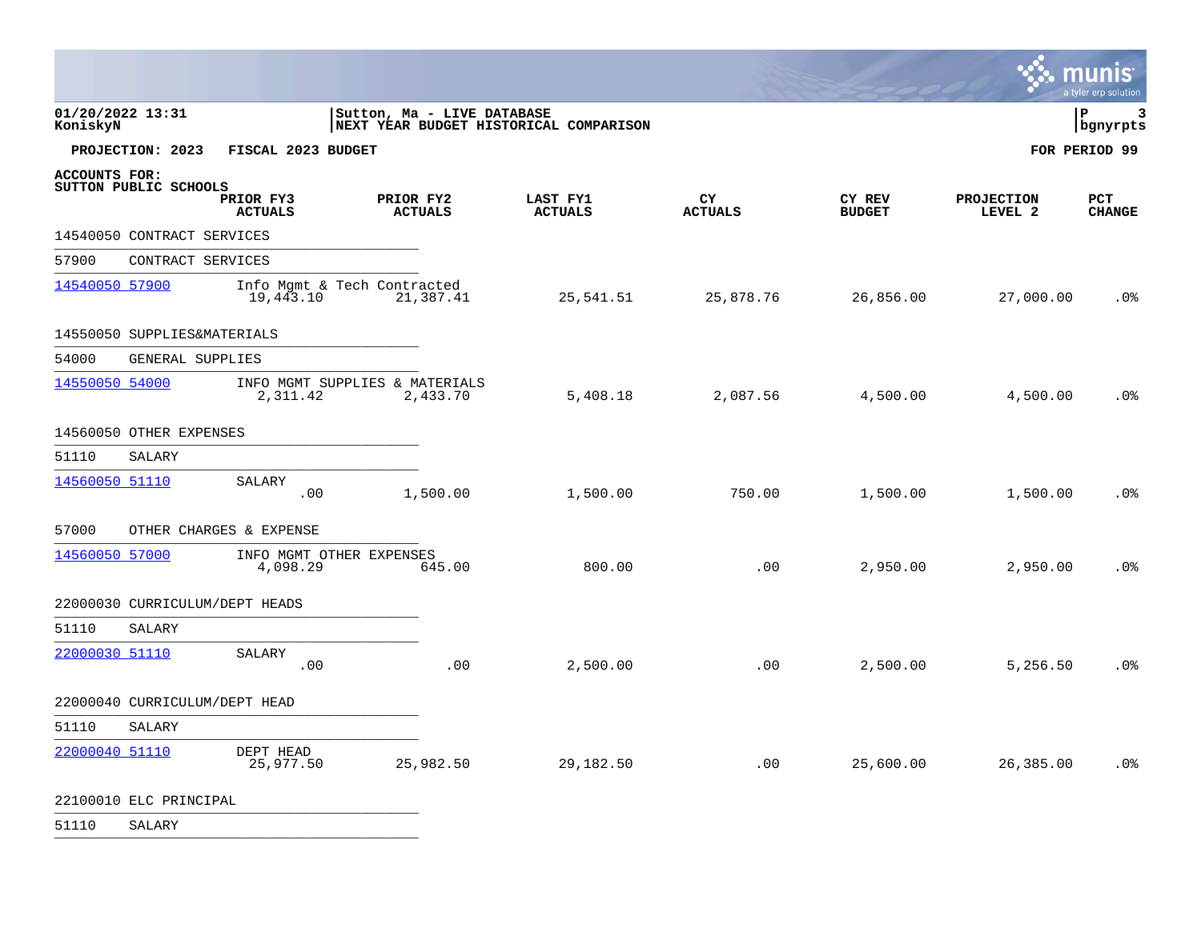01/20/2022 13:31 | Sutton, Ma - LIVE DATABASE | P 3
KoniskyN | NEXT YEAR BUDGET HISTORICAL COMPARISON | bgnyrpts

**PROJECTION: 2023 FISCAL 2023 BUDGET** **FOR PERIOD 99**

**ACCOUNTS FOR:**
**SUTTON PUBLIC SCHOOLS**

| Account | Description | PRIOR FY3 ACTUALS | PRIOR FY2 ACTUALS | LAST FY1 ACTUALS | CY ACTUALS | CY REV BUDGET | PROJECTION LEVEL 2 | PCT CHANGE |
|---|---|---|---|---|---|---|---|---|
| 14540050 CONTRACT SERVICES | | | | | | | | |
| 57900 CONTRACT SERVICES | | | | | | | | |
| 14540050 57900 | Info Mgmt & Tech Contracted | 19,443.10 | 21,387.41 | 25,541.51 | 25,878.76 | 26,856.00 | 27,000.00 | .0% |
| 14550050 SUPPLIES&MATERIALS | | | | | | | | |
| 54000 GENERAL SUPPLIES | | | | | | | | |
| 14550050 54000 | INFO MGMT SUPPLIES & MATERIALS | 2,311.42 | 2,433.70 | 5,408.18 | 2,087.56 | 4,500.00 | 4,500.00 | .0% |
| 14560050 OTHER EXPENSES | | | | | | | | |
| 51110 SALARY | | | | | | | | |
| 14560050 51110 | SALARY | .00 | 1,500.00 | 1,500.00 | 750.00 | 1,500.00 | 1,500.00 | .0% |
| 57000 OTHER CHARGES & EXPENSE | | | | | | | | |
| 14560050 57000 | INFO MGMT OTHER EXPENSES | 4,098.29 | 645.00 | 800.00 | .00 | 2,950.00 | 2,950.00 | .0% |
| 22000030 CURRICULUM/DEPT HEADS | | | | | | | | |
| 51110 SALARY | | | | | | | | |
| 22000030 51110 | SALARY | .00 | .00 | 2,500.00 | .00 | 2,500.00 | 5,256.50 | .0% |
| 22000040 CURRICULUM/DEPT HEAD | | | | | | | | |
| 51110 SALARY | | | | | | | | |
| 22000040 51110 | DEPT HEAD | 25,977.50 | 25,982.50 | 29,182.50 | .00 | 25,600.00 | 26,385.00 | .0% |
| 22100010 ELC PRINCIPAL | | | | | | | | |
| 51110 SALARY | | | | | | | | |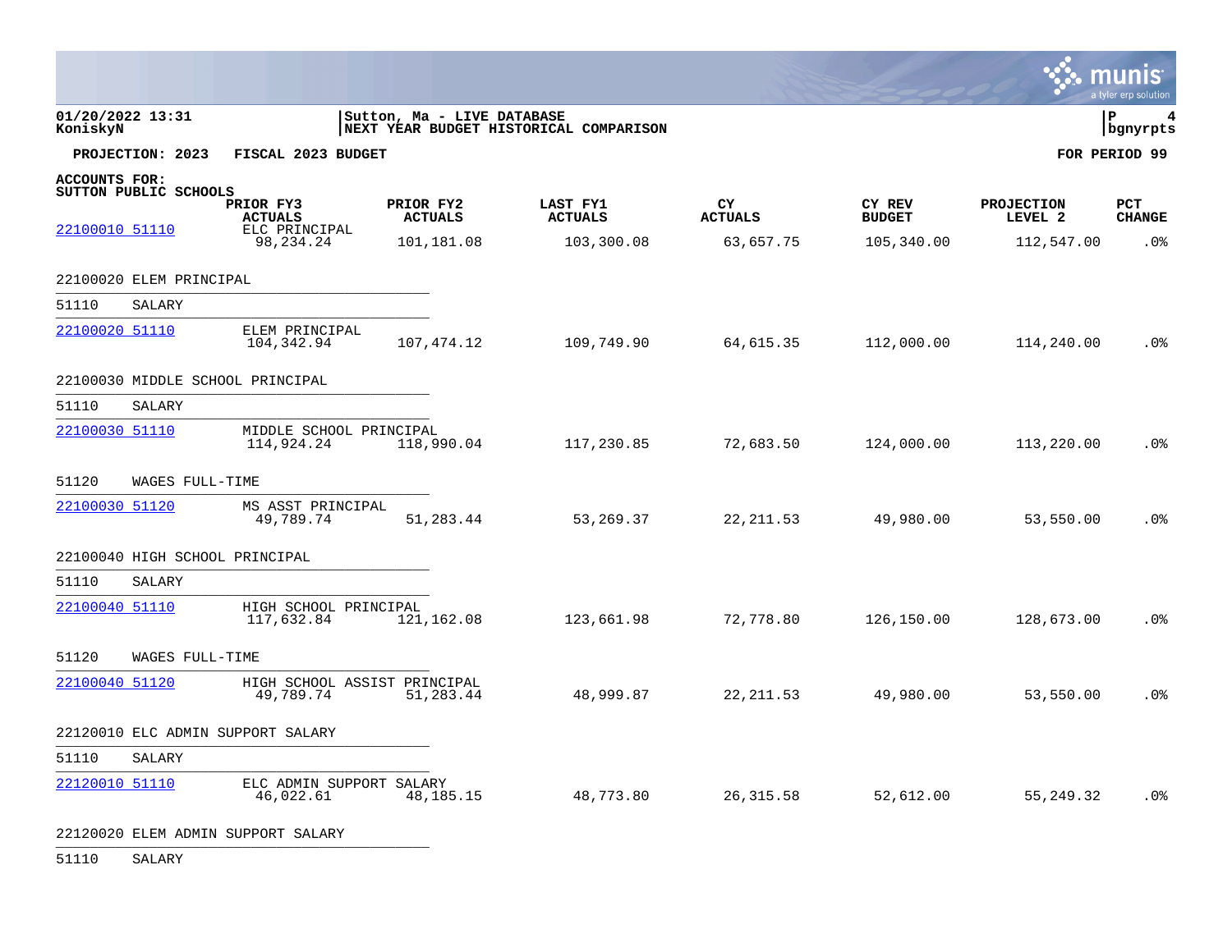01/20/2022 13:31 | Sutton, Ma - LIVE DATABASE
KoniskyN | NEXT YEAR BUDGET HISTORICAL COMPARISON | bgnyrpts

**PROJECTION: 2023 FISCAL 2023 BUDGET** **FOR PERIOD 99**

**ACCOUNTS FOR:**
**SUTTON PUBLIC SCHOOLS**

| Account | Description | PRIOR FY3 ACTUALS | PRIOR FY2 ACTUALS | LAST FY1 ACTUALS | CY ACTUALS | CY REV BUDGET | PROJECTION LEVEL 2 | PCT CHANGE |
|---|---|---|---|---|---|---|---|---|
| 22100010 51110 | ELC PRINCIPAL | 98,234.24 | 101,181.08 | 103,300.08 | 63,657.75 | 105,340.00 | 112,547.00 | .0% |
| **22100020 ELEM PRINCIPAL** | | | | | | | | |
| 51110 SALARY | | | | | | | | |
| 22100020 51110 | ELEM PRINCIPAL | 104,342.94 | 107,474.12 | 109,749.90 | 64,615.35 | 112,000.00 | 114,240.00 | .0% |
| **22100030 MIDDLE SCHOOL PRINCIPAL** | | | | | | | | |
| 51110 SALARY | | | | | | | | |
| 22100030 51110 | MIDDLE SCHOOL PRINCIPAL | 114,924.24 | 118,990.04 | 117,230.85 | 72,683.50 | 124,000.00 | 113,220.00 | .0% |
| 51120 WAGES FULL-TIME | | | | | | | | |
| 22100030 51120 | MS ASST PRINCIPAL | 49,789.74 | 51,283.44 | 53,269.37 | 22,211.53 | 49,980.00 | 53,550.00 | .0% |
| **22100040 HIGH SCHOOL PRINCIPAL** | | | | | | | | |
| 51110 SALARY | | | | | | | | |
| 22100040 51110 | HIGH SCHOOL PRINCIPAL | 117,632.84 | 121,162.08 | 123,661.98 | 72,778.80 | 126,150.00 | 128,673.00 | .0% |
| 51120 WAGES FULL-TIME | | | | | | | | |
| 22100040 51120 | HIGH SCHOOL ASSIST PRINCIPAL | 49,789.74 | 51,283.44 | 48,999.87 | 22,211.53 | 49,980.00 | 53,550.00 | .0% |
| **22120010 ELC ADMIN SUPPORT SALARY** | | | | | | | | |
| 51110 SALARY | | | | | | | | |
| 22120010 51110 | ELC ADMIN SUPPORT SALARY | 46,022.61 | 48,185.15 | 48,773.80 | 26,315.58 | 52,612.00 | 55,249.32 | .0% |
| **22120020 ELEM ADMIN SUPPORT SALARY** | | | | | | | | |
| 51110 SALARY | | | | | | | | |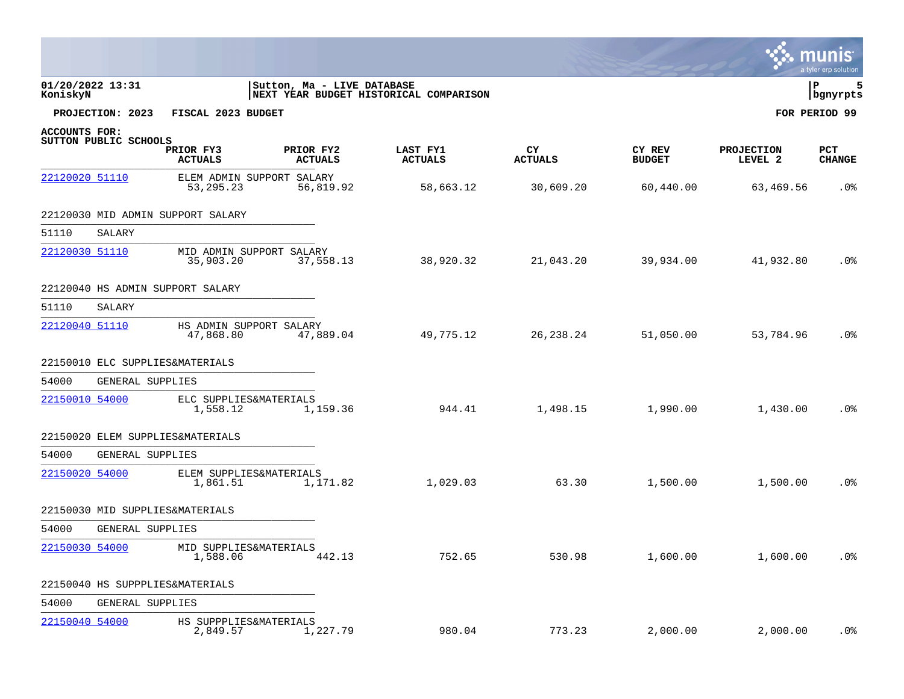01/20/2022 13:31 | Sutton, Ma - LIVE DATABASE
KoniskyN | NEXT YEAR BUDGET HISTORICAL COMPARISON

**PROJECTION: 2023 FISCAL 2023 BUDGET** | **FOR PERIOD 99**

**ACCOUNTS FOR:**
**SUTTON PUBLIC SCHOOLS**

| ACCOUNT | DESCRIPTION | PRIOR FY3 ACTUALS | PRIOR FY2 ACTUALS | LAST FY1 ACTUALS | CY ACTUALS | CY REV BUDGET | PROJECTION LEVEL 2 | PCT CHANGE |
|---|---|---|---|---|---|---|---|---|
| 22120020 51110 | ELEM ADMIN SUPPORT SALARY | 53,295.23 | 56,819.92 | 58,663.12 | 30,609.20 | 60,440.00 | 63,469.56 | .0% |
| 22120030 MID ADMIN SUPPORT SALARY | | | | | | | | |
| 51110 | SALARY | | | | | | | |
| 22120030 51110 | MID ADMIN SUPPORT SALARY | 35,903.20 | 37,558.13 | 38,920.32 | 21,043.20 | 39,934.00 | 41,932.80 | .0% |
| 22120040 HS ADMIN SUPPORT SALARY | | | | | | | | |
| 51110 | SALARY | | | | | | | |
| 22120040 51110 | HS ADMIN SUPPORT SALARY | 47,868.80 | 47,889.04 | 49,775.12 | 26,238.24 | 51,050.00 | 53,784.96 | .0% |
| 22150010 ELC SUPPLIES&MATERIALS | | | | | | | | |
| 54000 | GENERAL SUPPLIES | | | | | | | |
| 22150010 54000 | ELC SUPPLIES&MATERIALS | 1,558.12 | 1,159.36 | 944.41 | 1,498.15 | 1,990.00 | 1,430.00 | .0% |
| 22150020 ELEM SUPPLIES&MATERIALS | | | | | | | | |
| 54000 | GENERAL SUPPLIES | | | | | | | |
| 22150020 54000 | ELEM SUPPLIES&MATERIALS | 1,861.51 | 1,171.82 | 1,029.03 | 63.30 | 1,500.00 | 1,500.00 | .0% |
| 22150030 MID SUPPLIES&MATERIALS | | | | | | | | |
| 54000 | GENERAL SUPPLIES | | | | | | | |
| 22150030 54000 | MID SUPPLIES&MATERIALS | 1,588.06 | 442.13 | 752.65 | 530.98 | 1,600.00 | 1,600.00 | .0% |
| 22150040 HS SUPPPLIES&MATERIALS | | | | | | | | |
| 54000 | GENERAL SUPPLIES | | | | | | | |
| 22150040 54000 | HS SUPPPLIES&MATERIALS | 2,849.57 | 1,227.79 | 980.04 | 773.23 | 2,000.00 | 2,000.00 | .0% |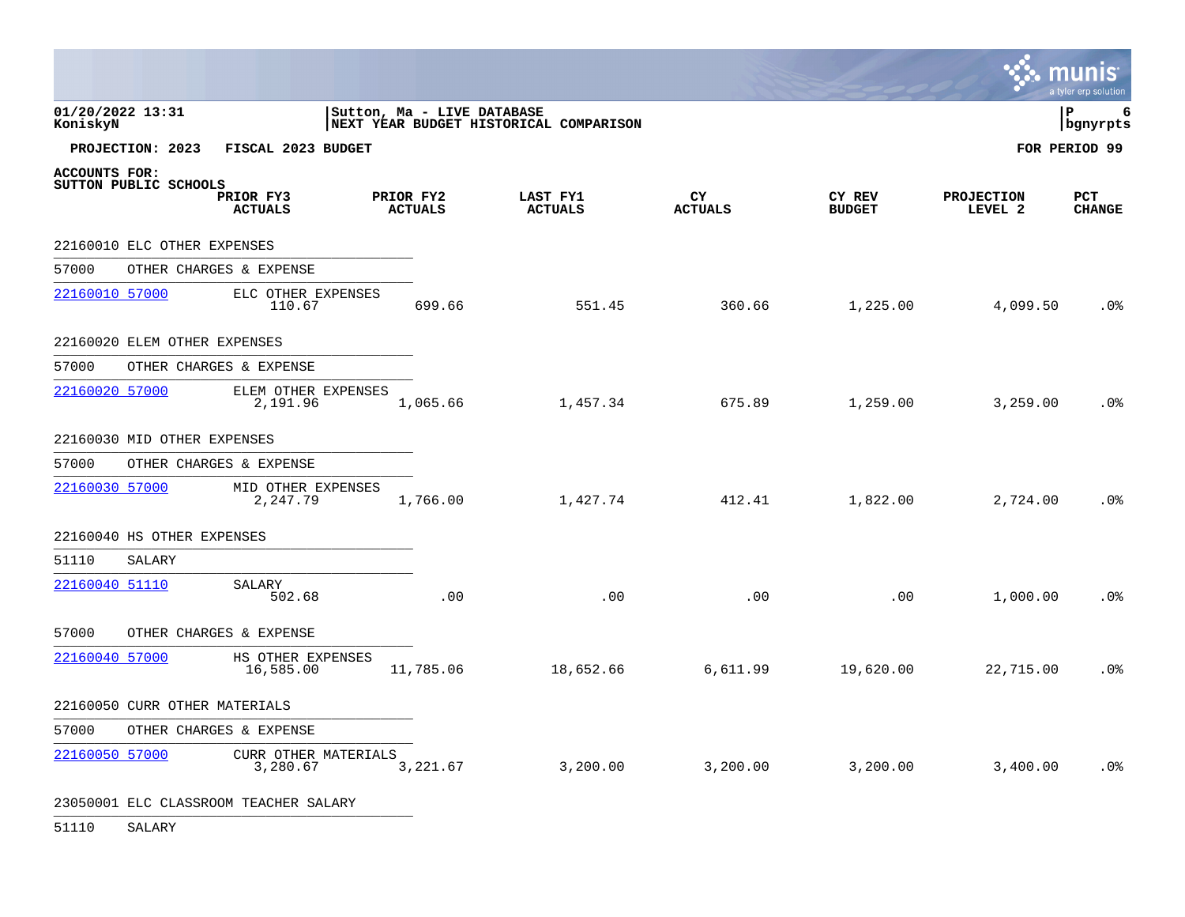01/20/2022 13:31 | Sutton, Ma - LIVE DATABASE | P 6
KoniskyN | NEXT YEAR BUDGET HISTORICAL COMPARISON | bgnyrpts

**PROJECTION: 2023 FISCAL 2023 BUDGET** — **FOR PERIOD 99**

**ACCOUNTS FOR:**
**SUTTON PUBLIC SCHOOLS**

| | PRIOR FY3 ACTUALS | PRIOR FY2 ACTUALS | LAST FY1 ACTUALS | CY ACTUALS | CY REV BUDGET | PROJECTION LEVEL 2 | PCT CHANGE |
|---|---|---|---|---|---|---|---|
| **22160010 ELC OTHER EXPENSES** | | | | | | | |
| 57000 OTHER CHARGES & EXPENSE | | | | | | | |
| 22160010 57000 ELC OTHER EXPENSES | 110.67 | 699.66 | 551.45 | 360.66 | 1,225.00 | 4,099.50 | .0% |
| **22160020 ELEM OTHER EXPENSES** | | | | | | | |
| 57000 OTHER CHARGES & EXPENSE | | | | | | | |
| 22160020 57000 ELEM OTHER EXPENSES | 2,191.96 | 1,065.66 | 1,457.34 | 675.89 | 1,259.00 | 3,259.00 | .0% |
| **22160030 MID OTHER EXPENSES** | | | | | | | |
| 57000 OTHER CHARGES & EXPENSE | | | | | | | |
| 22160030 57000 MID OTHER EXPENSES | 2,247.79 | 1,766.00 | 1,427.74 | 412.41 | 1,822.00 | 2,724.00 | .0% |
| **22160040 HS OTHER EXPENSES** | | | | | | | |
| 51110 SALARY | | | | | | | |
| 22160040 51110 SALARY | 502.68 | .00 | .00 | .00 | .00 | 1,000.00 | .0% |
| 57000 OTHER CHARGES & EXPENSE | | | | | | | |
| 22160040 57000 HS OTHER EXPENSES | 16,585.00 | 11,785.06 | 18,652.66 | 6,611.99 | 19,620.00 | 22,715.00 | .0% |
| **22160050 CURR OTHER MATERIALS** | | | | | | | |
| 57000 OTHER CHARGES & EXPENSE | | | | | | | |
| 22160050 57000 CURR OTHER MATERIALS | 3,280.67 | 3,221.67 | 3,200.00 | 3,200.00 | 3,200.00 | 3,400.00 | .0% |
| **23050001 ELC CLASSROOM TEACHER SALARY** | | | | | | | |
| 51110 SALARY | | | | | | | |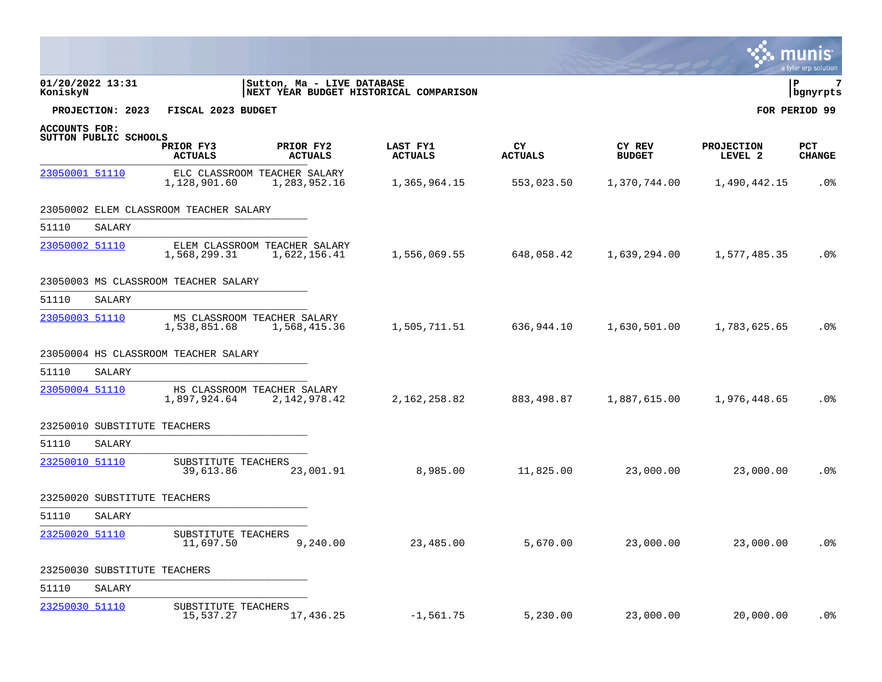**01/20/2022 13:31** | **Sutton, Ma - LIVE DATABASE**
**KoniskyN** | **NEXT YEAR BUDGET HISTORICAL COMPARISON**

**PROJECTION: 2023 FISCAL 2023 BUDGET** | **FOR PERIOD 99**

**ACCOUNTS FOR:**
**SUTTON PUBLIC SCHOOLS**

| Account | Description | PRIOR FY3 ACTUALS | PRIOR FY2 ACTUALS | LAST FY1 ACTUALS | CY ACTUALS | CY REV BUDGET | PROJECTION LEVEL 2 | PCT CHANGE |
|---|---|---|---|---|---|---|---|---|
| 23050001 51110 | ELC CLASSROOM TEACHER SALARY | 1,128,901.60 | 1,283,952.16 | 1,365,964.15 | 553,023.50 | 1,370,744.00 | 1,490,442.15 | .0% |
| **23050002 ELEM CLASSROOM TEACHER SALARY** | | | | | | | | |
| 51110 | SALARY | | | | | | | |
| 23050002 51110 | ELEM CLASSROOM TEACHER SALARY | 1,568,299.31 | 1,622,156.41 | 1,556,069.55 | 648,058.42 | 1,639,294.00 | 1,577,485.35 | .0% |
| **23050003 MS CLASSROOM TEACHER SALARY** | | | | | | | | |
| 51110 | SALARY | | | | | | | |
| 23050003 51110 | MS CLASSROOM TEACHER SALARY | 1,538,851.68 | 1,568,415.36 | 1,505,711.51 | 636,944.10 | 1,630,501.00 | 1,783,625.65 | .0% |
| **23050004 HS CLASSROOM TEACHER SALARY** | | | | | | | | |
| 51110 | SALARY | | | | | | | |
| 23050004 51110 | HS CLASSROOM TEACHER SALARY | 1,897,924.64 | 2,142,978.42 | 2,162,258.82 | 883,498.87 | 1,887,615.00 | 1,976,448.65 | .0% |
| **23250010 SUBSTITUTE TEACHERS** | | | | | | | | |
| 51110 | SALARY | | | | | | | |
| 23250010 51110 | SUBSTITUTE TEACHERS | 39,613.86 | 23,001.91 | 8,985.00 | 11,825.00 | 23,000.00 | 23,000.00 | .0% |
| **23250020 SUBSTITUTE TEACHERS** | | | | | | | | |
| 51110 | SALARY | | | | | | | |
| 23250020 51110 | SUBSTITUTE TEACHERS | 11,697.50 | 9,240.00 | 23,485.00 | 5,670.00 | 23,000.00 | 23,000.00 | .0% |
| **23250030 SUBSTITUTE TEACHERS** | | | | | | | | |
| 51110 | SALARY | | | | | | | |
| 23250030 51110 | SUBSTITUTE TEACHERS | 15,537.27 | 17,436.25 | -1,561.75 | 5,230.00 | 23,000.00 | 20,000.00 | .0% |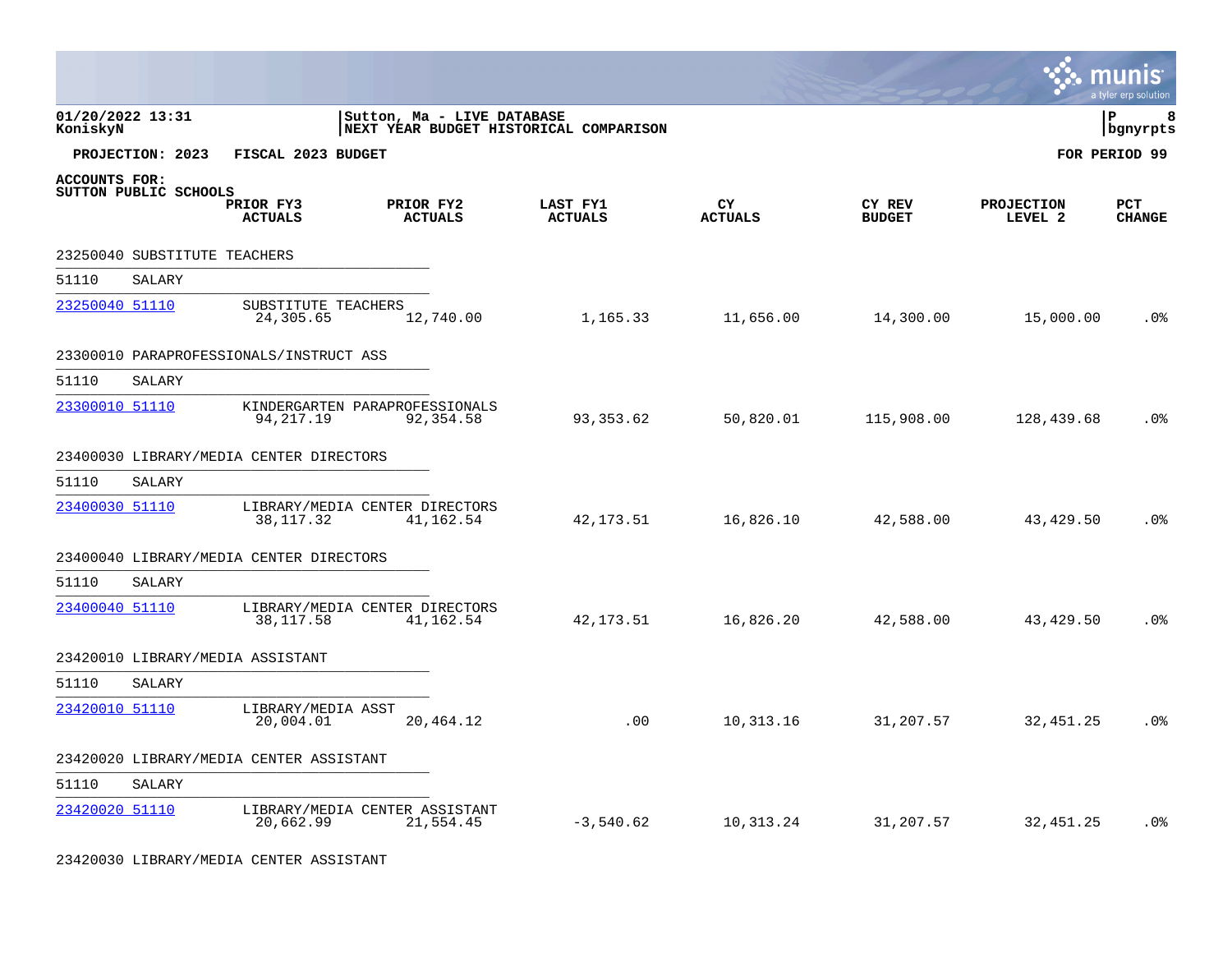**01/20/2022 13:31**
**KoniskyN**

**Sutton, Ma - LIVE DATABASE**
**NEXT YEAR BUDGET HISTORICAL COMPARISON**

**P 8**
**bgnyrpts**

**PROJECTION: 2023 FISCAL 2023 BUDGET** **FOR PERIOD 99**

**ACCOUNTS FOR:**
**SUTTON PUBLIC SCHOOLS**

| | PRIOR FY3 ACTUALS | PRIOR FY2 ACTUALS | LAST FY1 ACTUALS | CY ACTUALS | CY REV BUDGET | PROJECTION LEVEL 2 | PCT CHANGE |
|---|---|---|---|---|---|---|---|
| **23250040 SUBSTITUTE TEACHERS** | | | | | | | |
| 51110 SALARY | | | | | | | |
| 23250040 51110 SUBSTITUTE TEACHERS | 24,305.65 | 12,740.00 | 1,165.33 | 11,656.00 | 14,300.00 | 15,000.00 | .0% |
| **23300010 PARAPROFESSIONALS/INSTRUCT ASS** | | | | | | | |
| 51110 SALARY | | | | | | | |
| 23300010 51110 KINDERGARTEN PARAPROFESSIONALS | 94,217.19 | 92,354.58 | 93,353.62 | 50,820.01 | 115,908.00 | 128,439.68 | .0% |
| **23400030 LIBRARY/MEDIA CENTER DIRECTORS** | | | | | | | |
| 51110 SALARY | | | | | | | |
| 23400030 51110 LIBRARY/MEDIA CENTER DIRECTORS | 38,117.32 | 41,162.54 | 42,173.51 | 16,826.10 | 42,588.00 | 43,429.50 | .0% |
| **23400040 LIBRARY/MEDIA CENTER DIRECTORS** | | | | | | | |
| 51110 SALARY | | | | | | | |
| 23400040 51110 LIBRARY/MEDIA CENTER DIRECTORS | 38,117.58 | 41,162.54 | 42,173.51 | 16,826.20 | 42,588.00 | 43,429.50 | .0% |
| **23420010 LIBRARY/MEDIA ASSISTANT** | | | | | | | |
| 51110 SALARY | | | | | | | |
| 23420010 51110 LIBRARY/MEDIA ASST | 20,004.01 | 20,464.12 | .00 | 10,313.16 | 31,207.57 | 32,451.25 | .0% |
| **23420020 LIBRARY/MEDIA CENTER ASSISTANT** | | | | | | | |
| 51110 SALARY | | | | | | | |
| 23420020 51110 LIBRARY/MEDIA CENTER ASSISTANT | 20,662.99 | 21,554.45 | -3,540.62 | 10,313.24 | 31,207.57 | 32,451.25 | .0% |
| **23420030 LIBRARY/MEDIA CENTER ASSISTANT** | | | | | | | |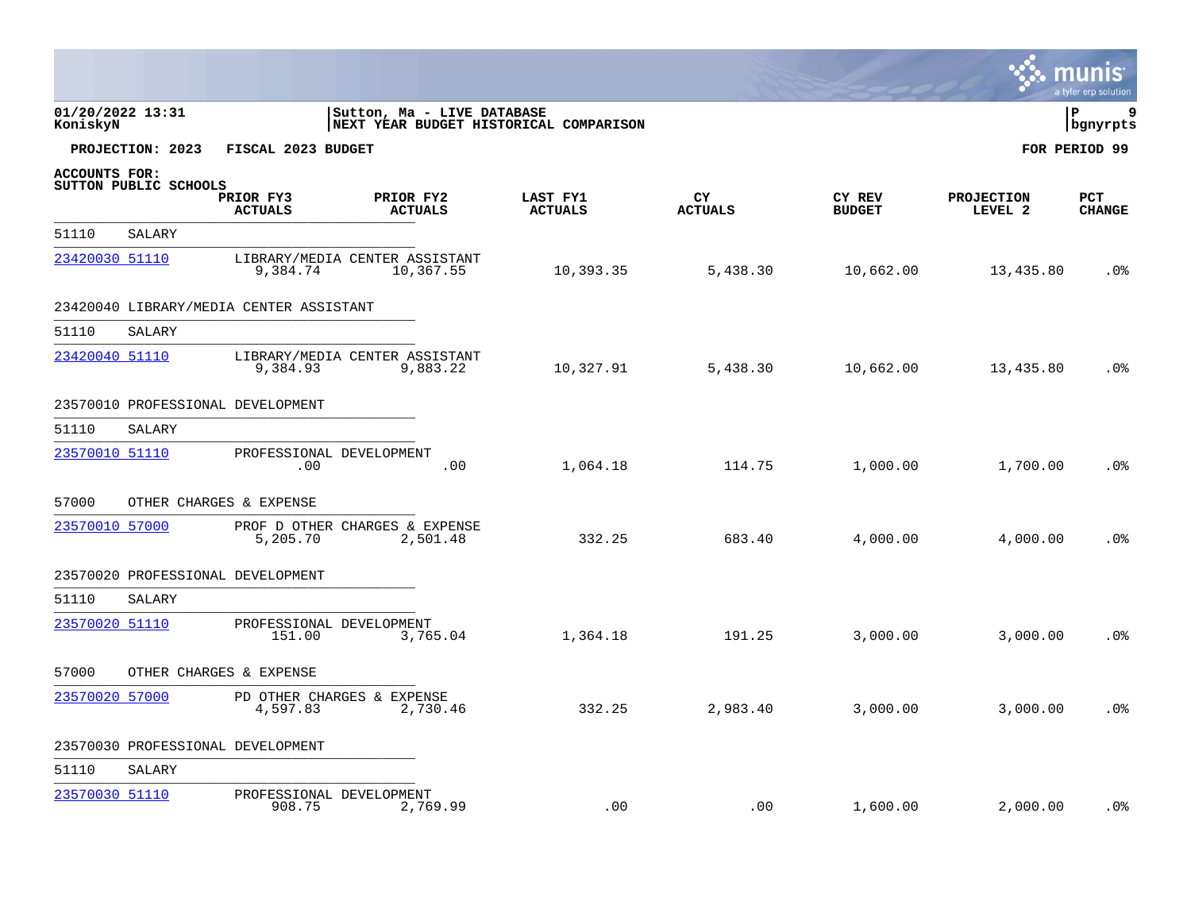**PROJECTION: 2023 FISCAL 2023 BUDGET** — **FOR PERIOD 99**

**ACCOUNTS FOR:**
**SUTTON PUBLIC SCHOOLS**

| Account | Description | PRIOR FY3 ACTUALS | PRIOR FY2 ACTUALS | LAST FY1 ACTUALS | CY ACTUALS | CY REV BUDGET | PROJECTION LEVEL 2 | PCT CHANGE |
|---|---|---|---|---|---|---|---|---|
| 51110 SALARY | | | | | | | | |
| 23420030 51110 | LIBRARY/MEDIA CENTER ASSISTANT | 9,384.74 | 10,367.55 | 10,393.35 | 5,438.30 | 10,662.00 | 13,435.80 | .0% |
| 23420040 LIBRARY/MEDIA CENTER ASSISTANT | | | | | | | | |
| 51110 SALARY | | | | | | | | |
| 23420040 51110 | LIBRARY/MEDIA CENTER ASSISTANT | 9,384.93 | 9,883.22 | 10,327.91 | 5,438.30 | 10,662.00 | 13,435.80 | .0% |
| 23570010 PROFESSIONAL DEVELOPMENT | | | | | | | | |
| 51110 SALARY | | | | | | | | |
| 23570010 51110 | PROFESSIONAL DEVELOPMENT | .00 | .00 | 1,064.18 | 114.75 | 1,000.00 | 1,700.00 | .0% |
| 57000 OTHER CHARGES & EXPENSE | | | | | | | | |
| 23570010 57000 | PROF D OTHER CHARGES & EXPENSE | 5,205.70 | 2,501.48 | 332.25 | 683.40 | 4,000.00 | 4,000.00 | .0% |
| 23570020 PROFESSIONAL DEVELOPMENT | | | | | | | | |
| 51110 SALARY | | | | | | | | |
| 23570020 51110 | PROFESSIONAL DEVELOPMENT | 151.00 | 3,765.04 | 1,364.18 | 191.25 | 3,000.00 | 3,000.00 | .0% |
| 57000 OTHER CHARGES & EXPENSE | | | | | | | | |
| 23570020 57000 | PD OTHER CHARGES & EXPENSE | 4,597.83 | 2,730.46 | 332.25 | 2,983.40 | 3,000.00 | 3,000.00 | .0% |
| 23570030 PROFESSIONAL DEVELOPMENT | | | | | | | | |
| 51110 SALARY | | | | | | | | |
| 23570030 51110 | PROFESSIONAL DEVELOPMENT | 908.75 | 2,769.99 | .00 | .00 | 1,600.00 | 2,000.00 | .0% |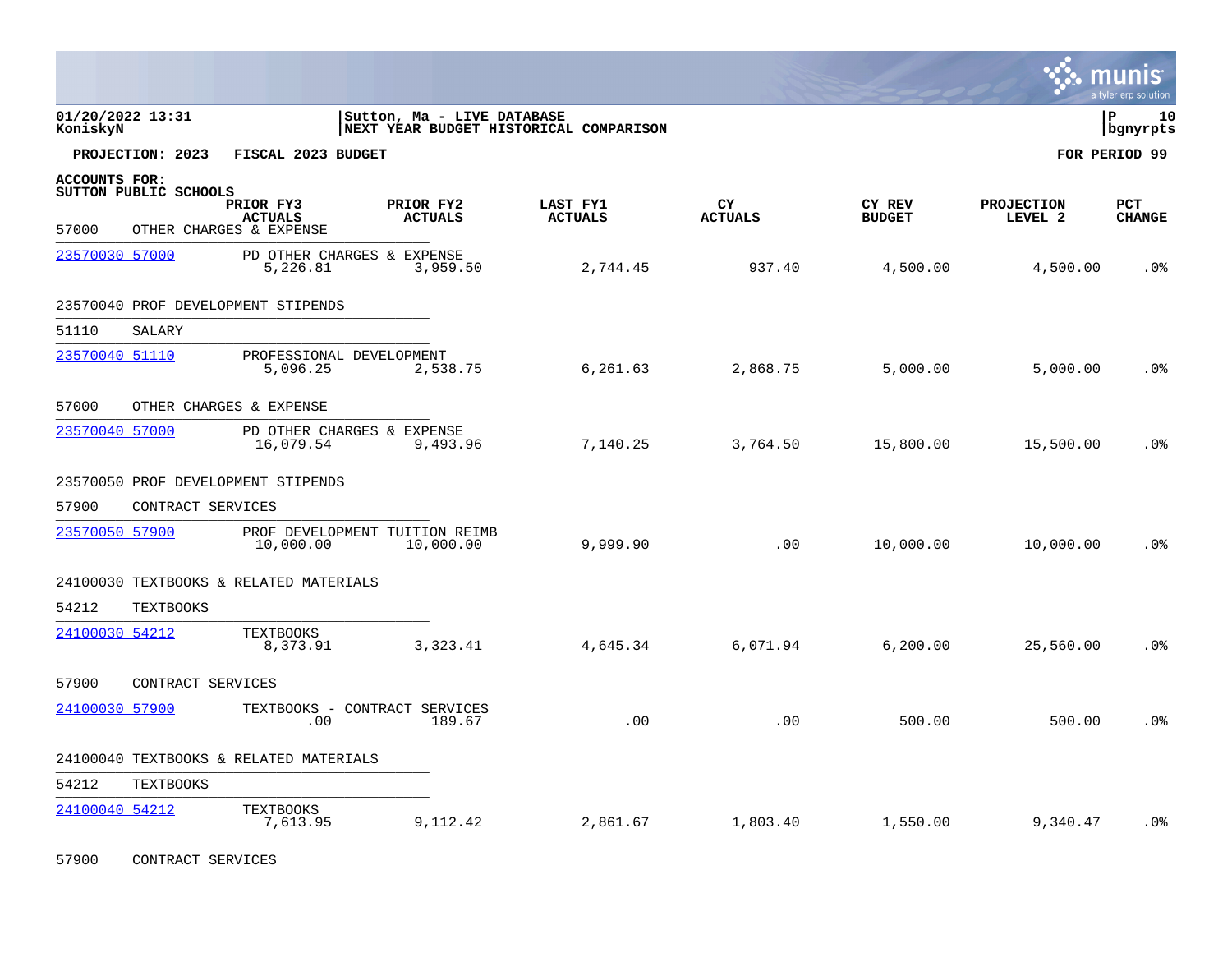01/20/2022 13:31 | Sutton, Ma - LIVE DATABASE | P 10
KoniskyN | NEXT YEAR BUDGET HISTORICAL COMPARISON | bgnyrpts

**PROJECTION: 2023 FISCAL 2023 BUDGET** **FOR PERIOD 99**

**ACCOUNTS FOR:**
**SUTTON PUBLIC SCHOOLS**

| | | PRIOR FY3 ACTUALS | PRIOR FY2 ACTUALS | LAST FY1 ACTUALS | CY ACTUALS | CY REV BUDGET | PROJECTION LEVEL 2 | PCT CHANGE |
|---|---|---|---|---|---|---|---|---|
| 57000 OTHER CHARGES & EXPENSE | | | | | | | | |
| 23570030 57000 | PD OTHER CHARGES & EXPENSE | 5,226.81 | 3,959.50 | 2,744.45 | 937.40 | 4,500.00 | 4,500.00 | .0% |
| 23570040 PROF DEVELOPMENT STIPENDS | | | | | | | | |
| 51110 SALARY | | | | | | | | |
| 23570040 51110 | PROFESSIONAL DEVELOPMENT | 5,096.25 | 2,538.75 | 6,261.63 | 2,868.75 | 5,000.00 | 5,000.00 | .0% |
| 57000 OTHER CHARGES & EXPENSE | | | | | | | | |
| 23570040 57000 | PD OTHER CHARGES & EXPENSE | 16,079.54 | 9,493.96 | 7,140.25 | 3,764.50 | 15,800.00 | 15,500.00 | .0% |
| 23570050 PROF DEVELOPMENT STIPENDS | | | | | | | | |
| 57900 CONTRACT SERVICES | | | | | | | | |
| 23570050 57900 | PROF DEVELOPMENT TUITION REIMB | 10,000.00 | 10,000.00 | 9,999.90 | .00 | 10,000.00 | 10,000.00 | .0% |
| 24100030 TEXTBOOKS & RELATED MATERIALS | | | | | | | | |
| 54212 TEXTBOOKS | | | | | | | | |
| 24100030 54212 | TEXTBOOKS | 8,373.91 | 3,323.41 | 4,645.34 | 6,071.94 | 6,200.00 | 25,560.00 | .0% |
| 57900 CONTRACT SERVICES | | | | | | | | |
| 24100030 57900 | TEXTBOOKS - CONTRACT SERVICES | .00 | 189.67 | .00 | .00 | 500.00 | 500.00 | .0% |
| 24100040 TEXTBOOKS & RELATED MATERIALS | | | | | | | | |
| 54212 TEXTBOOKS | | | | | | | | |
| 24100040 54212 | TEXTBOOKS | 7,613.95 | 9,112.42 | 2,861.67 | 1,803.40 | 1,550.00 | 9,340.47 | .0% |
| 57900 CONTRACT SERVICES | | | | | | | | |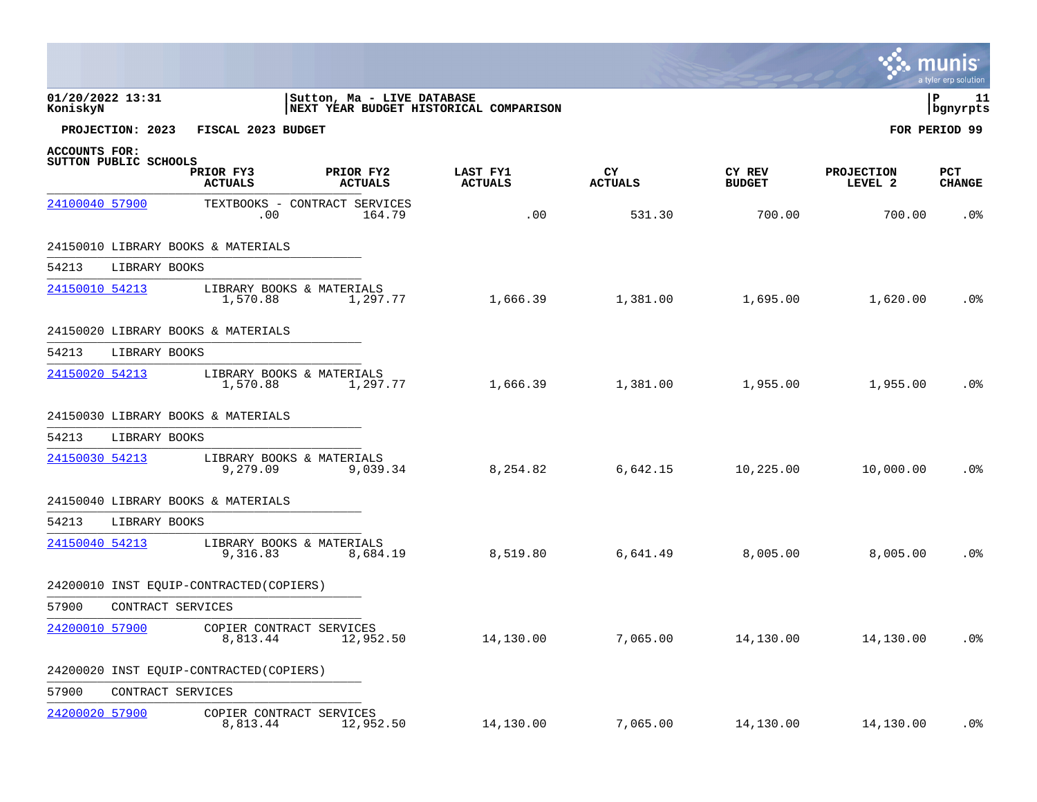01/20/2022 13:31 | Sutton, Ma - LIVE DATABASE | P 11
KoniskyN | NEXT YEAR BUDGET HISTORICAL COMPARISON | bgnyrpts

**PROJECTION: 2023 FISCAL 2023 BUDGET** **FOR PERIOD 99**

**ACCOUNTS FOR:**
**SUTTON PUBLIC SCHOOLS**

| Account | Description | PRIOR FY3 ACTUALS | PRIOR FY2 ACTUALS | LAST FY1 ACTUALS | CY ACTUALS | CY REV BUDGET | PROJECTION LEVEL 2 | PCT CHANGE |
|---|---|---|---|---|---|---|---|---|
| 24100040 57900 | TEXTBOOKS - CONTRACT SERVICES | .00 | 164.79 | .00 | 531.30 | 700.00 | 700.00 | .0% |
| 24150010 LIBRARY BOOKS & MATERIALS | | | | | | | | |
| 54213 LIBRARY BOOKS | | | | | | | | |
| 24150010 54213 | LIBRARY BOOKS & MATERIALS | 1,570.88 | 1,297.77 | 1,666.39 | 1,381.00 | 1,695.00 | 1,620.00 | .0% |
| 24150020 LIBRARY BOOKS & MATERIALS | | | | | | | | |
| 54213 LIBRARY BOOKS | | | | | | | | |
| 24150020 54213 | LIBRARY BOOKS & MATERIALS | 1,570.88 | 1,297.77 | 1,666.39 | 1,381.00 | 1,955.00 | 1,955.00 | .0% |
| 24150030 LIBRARY BOOKS & MATERIALS | | | | | | | | |
| 54213 LIBRARY BOOKS | | | | | | | | |
| 24150030 54213 | LIBRARY BOOKS & MATERIALS | 9,279.09 | 9,039.34 | 8,254.82 | 6,642.15 | 10,225.00 | 10,000.00 | .0% |
| 24150040 LIBRARY BOOKS & MATERIALS | | | | | | | | |
| 54213 LIBRARY BOOKS | | | | | | | | |
| 24150040 54213 | LIBRARY BOOKS & MATERIALS | 9,316.83 | 8,684.19 | 8,519.80 | 6,641.49 | 8,005.00 | 8,005.00 | .0% |
| 24200010 INST EQUIP-CONTRACTED(COPIERS) | | | | | | | | |
| 57900 CONTRACT SERVICES | | | | | | | | |
| 24200010 57900 | COPIER CONTRACT SERVICES | 8,813.44 | 12,952.50 | 14,130.00 | 7,065.00 | 14,130.00 | 14,130.00 | .0% |
| 24200020 INST EQUIP-CONTRACTED(COPIERS) | | | | | | | | |
| 57900 CONTRACT SERVICES | | | | | | | | |
| 24200020 57900 | COPIER CONTRACT SERVICES | 8,813.44 | 12,952.50 | 14,130.00 | 7,065.00 | 14,130.00 | 14,130.00 | .0% |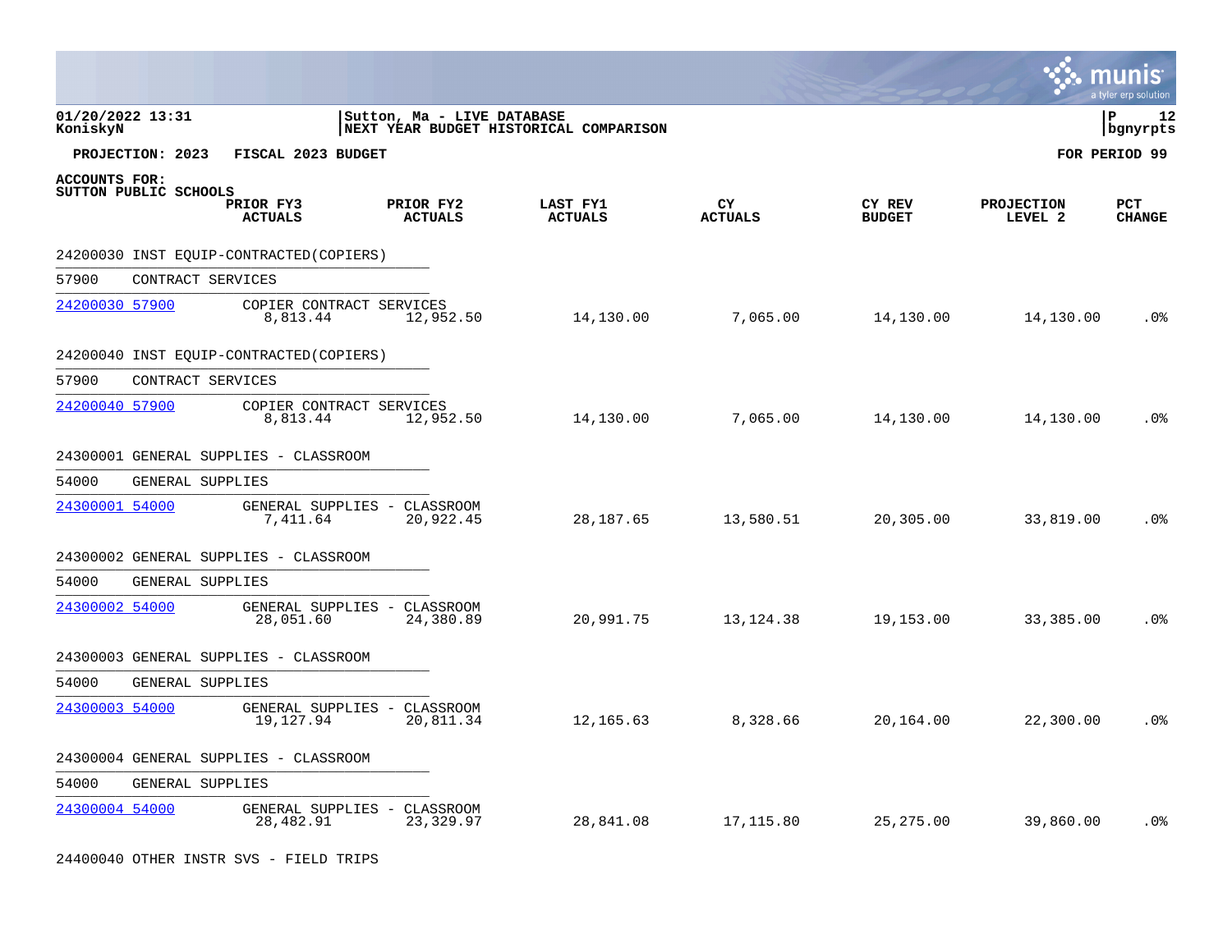**01/20/2022 13:31**
**KoniskyN**

**Sutton, Ma - LIVE DATABASE**
**NEXT YEAR BUDGET HISTORICAL COMPARISON**

**P 12**
**bgnyrpts**

**PROJECTION: 2023 FISCAL 2023 BUDGET** **FOR PERIOD 99**

**ACCOUNTS FOR:**
**SUTTON PUBLIC SCHOOLS**

| | PRIOR FY3 ACTUALS | PRIOR FY2 ACTUALS | LAST FY1 ACTUALS | CY ACTUALS | CY REV BUDGET | PROJECTION LEVEL 2 | PCT CHANGE |
|---|---|---|---|---|---|---|---|
| **24200030 INST EQUIP-CONTRACTED(COPIERS)** | | | | | | | |
| 57900 CONTRACT SERVICES | | | | | | | |
| 24200030 57900 COPIER CONTRACT SERVICES | 8,813.44 | 12,952.50 | 14,130.00 | 7,065.00 | 14,130.00 | 14,130.00 | .0% |
| **24200040 INST EQUIP-CONTRACTED(COPIERS)** | | | | | | | |
| 57900 CONTRACT SERVICES | | | | | | | |
| 24200040 57900 COPIER CONTRACT SERVICES | 8,813.44 | 12,952.50 | 14,130.00 | 7,065.00 | 14,130.00 | 14,130.00 | .0% |
| **24300001 GENERAL SUPPLIES - CLASSROOM** | | | | | | | |
| 54000 GENERAL SUPPLIES | | | | | | | |
| 24300001 54000 GENERAL SUPPLIES - CLASSROOM | 7,411.64 | 20,922.45 | 28,187.65 | 13,580.51 | 20,305.00 | 33,819.00 | .0% |
| **24300002 GENERAL SUPPLIES - CLASSROOM** | | | | | | | |
| 54000 GENERAL SUPPLIES | | | | | | | |
| 24300002 54000 GENERAL SUPPLIES - CLASSROOM | 28,051.60 | 24,380.89 | 20,991.75 | 13,124.38 | 19,153.00 | 33,385.00 | .0% |
| **24300003 GENERAL SUPPLIES - CLASSROOM** | | | | | | | |
| 54000 GENERAL SUPPLIES | | | | | | | |
| 24300003 54000 GENERAL SUPPLIES - CLASSROOM | 19,127.94 | 20,811.34 | 12,165.63 | 8,328.66 | 20,164.00 | 22,300.00 | .0% |
| **24300004 GENERAL SUPPLIES - CLASSROOM** | | | | | | | |
| 54000 GENERAL SUPPLIES | | | | | | | |
| 24300004 54000 GENERAL SUPPLIES - CLASSROOM | 28,482.91 | 23,329.97 | 28,841.08 | 17,115.80 | 25,275.00 | 39,860.00 | .0% |
| **24400040 OTHER INSTR SVS - FIELD TRIPS** | | | | | | | |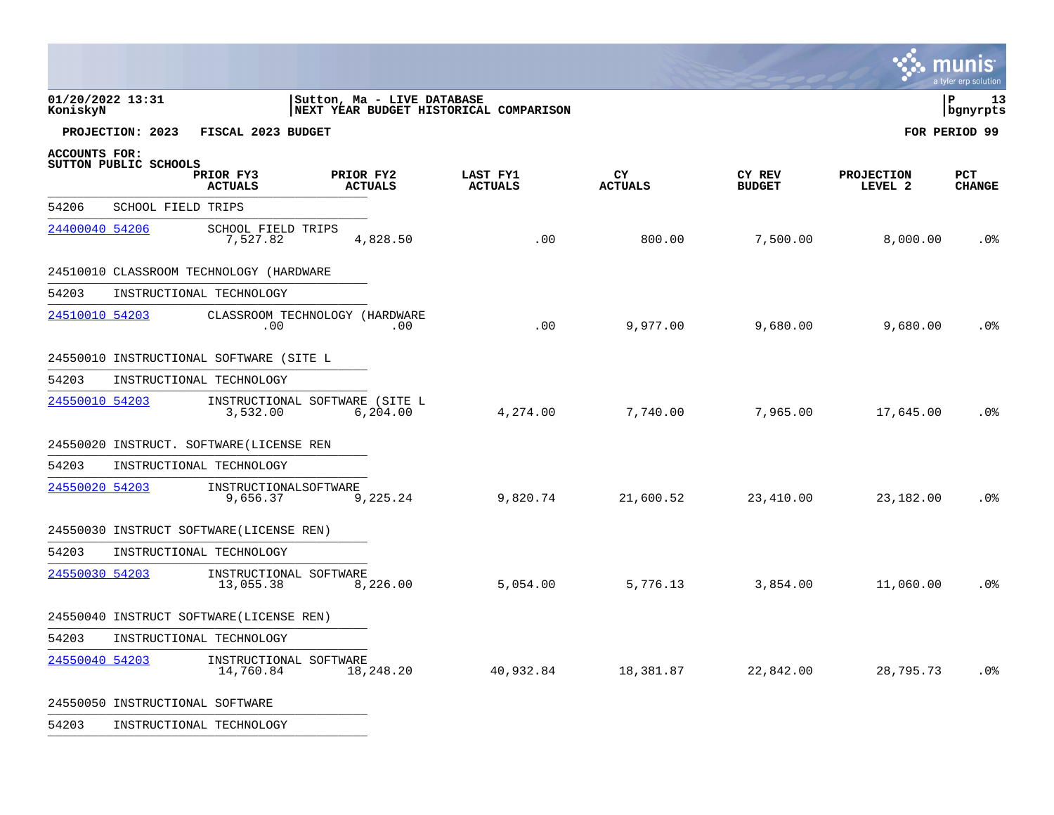01/20/2022 13:31 | Sutton, Ma - LIVE DATABASE
KoniskyN | NEXT YEAR BUDGET HISTORICAL COMPARISON | bgnyrpts

**PROJECTION: 2023 FISCAL 2023 BUDGET** **FOR PERIOD 99**

**ACCOUNTS FOR:**
**SUTTON PUBLIC SCHOOLS**

| ACCOUNT | DESCRIPTION | PRIOR FY3 ACTUALS | PRIOR FY2 ACTUALS | LAST FY1 ACTUALS | CY ACTUALS | CY REV BUDGET | PROJECTION LEVEL 2 | PCT CHANGE |
|---|---|---|---|---|---|---|---|---|
| 54206 | SCHOOL FIELD TRIPS | | | | | | | |
| 24400040 54206 | SCHOOL FIELD TRIPS | 7,527.82 | 4,828.50 | .00 | 800.00 | 7,500.00 | 8,000.00 | .0% |
| 24510010 | CLASSROOM TECHNOLOGY (HARDWARE | | | | | | | |
| 54203 | INSTRUCTIONAL TECHNOLOGY | | | | | | | |
| 24510010 54203 | CLASSROOM TECHNOLOGY (HARDWARE | .00 | .00 | .00 | 9,977.00 | 9,680.00 | 9,680.00 | .0% |
| 24550010 | INSTRUCTIONAL SOFTWARE (SITE L | | | | | | | |
| 54203 | INSTRUCTIONAL TECHNOLOGY | | | | | | | |
| 24550010 54203 | INSTRUCTIONAL SOFTWARE (SITE L | 3,532.00 | 6,204.00 | 4,274.00 | 7,740.00 | 7,965.00 | 17,645.00 | .0% |
| 24550020 | INSTRUCT. SOFTWARE(LICENSE REN | | | | | | | |
| 54203 | INSTRUCTIONAL TECHNOLOGY | | | | | | | |
| 24550020 54203 | INSTRUCTIONALSOFTWARE | 9,656.37 | 9,225.24 | 9,820.74 | 21,600.52 | 23,410.00 | 23,182.00 | .0% |
| 24550030 | INSTRUCT SOFTWARE(LICENSE REN) | | | | | | | |
| 54203 | INSTRUCTIONAL TECHNOLOGY | | | | | | | |
| 24550030 54203 | INSTRUCTIONAL SOFTWARE | 13,055.38 | 8,226.00 | 5,054.00 | 5,776.13 | 3,854.00 | 11,060.00 | .0% |
| 24550040 | INSTRUCT SOFTWARE(LICENSE REN) | | | | | | | |
| 54203 | INSTRUCTIONAL TECHNOLOGY | | | | | | | |
| 24550040 54203 | INSTRUCTIONAL SOFTWARE | 14,760.84 | 18,248.20 | 40,932.84 | 18,381.87 | 22,842.00 | 28,795.73 | .0% |
| 24550050 | INSTRUCTIONAL SOFTWARE | | | | | | | |
| 54203 | INSTRUCTIONAL TECHNOLOGY | | | | | | | |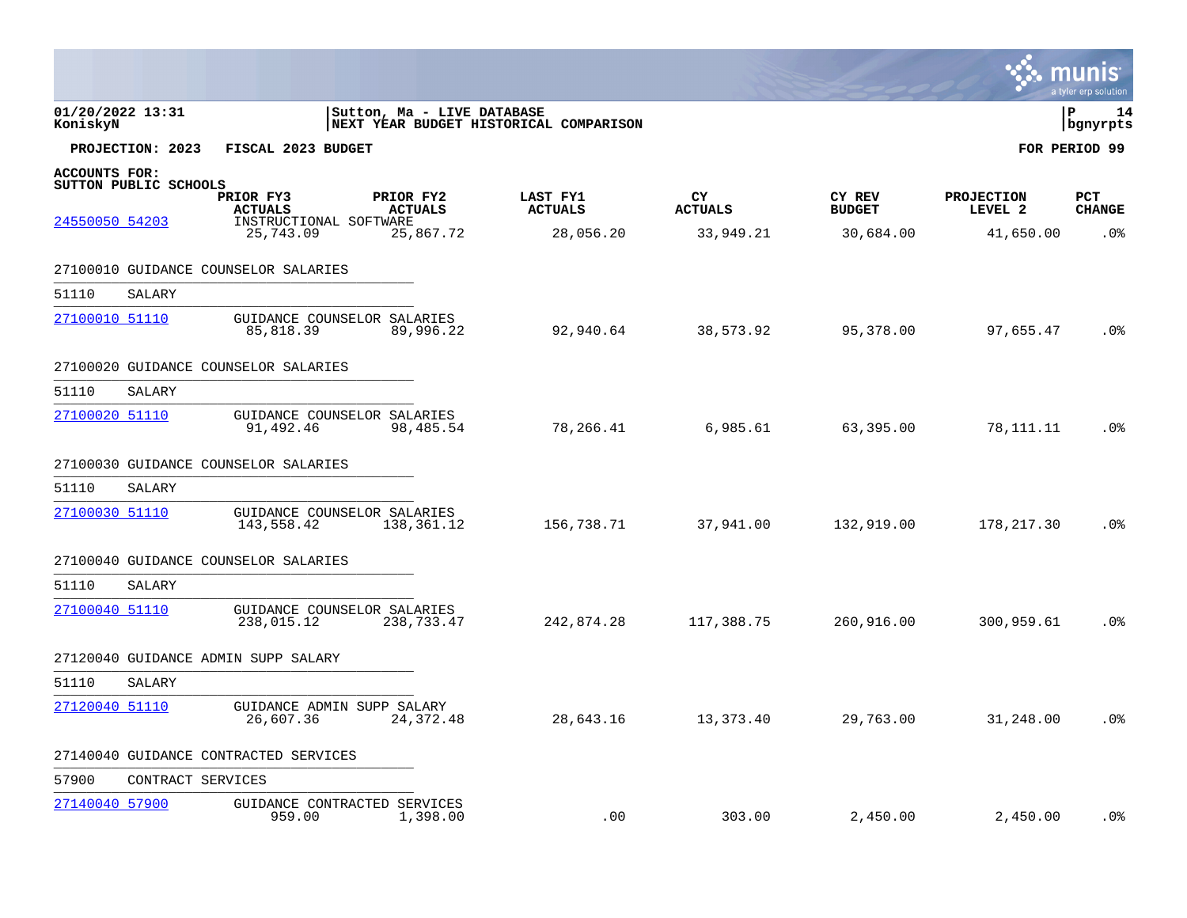01/20/2022 13:31 | Sutton, Ma - LIVE DATABASE | P 14
KoniskyN | NEXT YEAR BUDGET HISTORICAL COMPARISON | bgnyrpts

**PROJECTION: 2023 FISCAL 2023 BUDGET** **FOR PERIOD 99**

**ACCOUNTS FOR:**
**SUTTON PUBLIC SCHOOLS**

| Account | Description | PRIOR FY3 ACTUALS | PRIOR FY2 ACTUALS | LAST FY1 ACTUALS | CY ACTUALS | CY REV BUDGET | PROJECTION LEVEL 2 | PCT CHANGE |
|---|---|---|---|---|---|---|---|---|
| 24550050 54203 | INSTRUCTIONAL SOFTWARE | 25,743.09 | 25,867.72 | 28,056.20 | 33,949.21 | 30,684.00 | 41,650.00 | .0% |
| **27100010 GUIDANCE COUNSELOR SALARIES** | | | | | | | | |
| 51110 SALARY | | | | | | | | |
| 27100010 51110 | GUIDANCE COUNSELOR SALARIES | 85,818.39 | 89,996.22 | 92,940.64 | 38,573.92 | 95,378.00 | 97,655.47 | .0% |
| **27100020 GUIDANCE COUNSELOR SALARIES** | | | | | | | | |
| 51110 SALARY | | | | | | | | |
| 27100020 51110 | GUIDANCE COUNSELOR SALARIES | 91,492.46 | 98,485.54 | 78,266.41 | 6,985.61 | 63,395.00 | 78,111.11 | .0% |
| **27100030 GUIDANCE COUNSELOR SALARIES** | | | | | | | | |
| 51110 SALARY | | | | | | | | |
| 27100030 51110 | GUIDANCE COUNSELOR SALARIES | 143,558.42 | 138,361.12 | 156,738.71 | 37,941.00 | 132,919.00 | 178,217.30 | .0% |
| **27100040 GUIDANCE COUNSELOR SALARIES** | | | | | | | | |
| 51110 SALARY | | | | | | | | |
| 27100040 51110 | GUIDANCE COUNSELOR SALARIES | 238,015.12 | 238,733.47 | 242,874.28 | 117,388.75 | 260,916.00 | 300,959.61 | .0% |
| **27120040 GUIDANCE ADMIN SUPP SALARY** | | | | | | | | |
| 51110 SALARY | | | | | | | | |
| 27120040 51110 | GUIDANCE ADMIN SUPP SALARY | 26,607.36 | 24,372.48 | 28,643.16 | 13,373.40 | 29,763.00 | 31,248.00 | .0% |
| **27140040 GUIDANCE CONTRACTED SERVICES** | | | | | | | | |
| 57900 CONTRACT SERVICES | | | | | | | | |
| 27140040 57900 | GUIDANCE CONTRACTED SERVICES | 959.00 | 1,398.00 | .00 | 303.00 | 2,450.00 | 2,450.00 | .0% |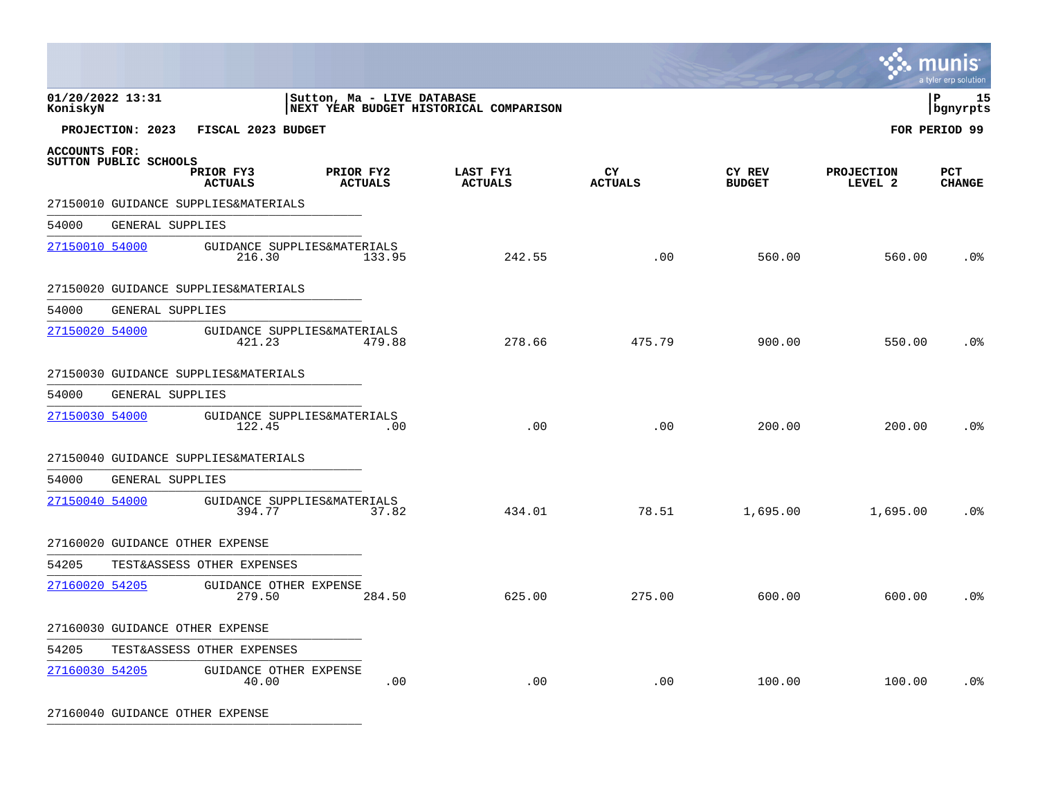01/20/2022 13:31 | Sutton, Ma - LIVE DATABASE
KoniskyN | NEXT YEAR BUDGET HISTORICAL COMPARISON

**PROJECTION: 2023 FISCAL 2023 BUDGET** **FOR PERIOD 99**

**ACCOUNTS FOR:**
**SUTTON PUBLIC SCHOOLS**

| | PRIOR FY3 ACTUALS | PRIOR FY2 ACTUALS | LAST FY1 ACTUALS | CY ACTUALS | CY REV BUDGET | PROJECTION LEVEL 2 | PCT CHANGE |
|---|---|---|---|---|---|---|---|
| **27150010 GUIDANCE SUPPLIES&MATERIALS** | | | | | | | |
| 54000 GENERAL SUPPLIES | | | | | | | |
| 27150010 54000 GUIDANCE SUPPLIES&MATERIALS | 216.30 | 133.95 | 242.55 | .00 | 560.00 | 560.00 | .0% |
| **27150020 GUIDANCE SUPPLIES&MATERIALS** | | | | | | | |
| 54000 GENERAL SUPPLIES | | | | | | | |
| 27150020 54000 GUIDANCE SUPPLIES&MATERIALS | 421.23 | 479.88 | 278.66 | 475.79 | 900.00 | 550.00 | .0% |
| **27150030 GUIDANCE SUPPLIES&MATERIALS** | | | | | | | |
| 54000 GENERAL SUPPLIES | | | | | | | |
| 27150030 54000 GUIDANCE SUPPLIES&MATERIALS | 122.45 | .00 | .00 | .00 | 200.00 | 200.00 | .0% |
| **27150040 GUIDANCE SUPPLIES&MATERIALS** | | | | | | | |
| 54000 GENERAL SUPPLIES | | | | | | | |
| 27150040 54000 GUIDANCE SUPPLIES&MATERIALS | 394.77 | 37.82 | 434.01 | 78.51 | 1,695.00 | 1,695.00 | .0% |
| **27160020 GUIDANCE OTHER EXPENSE** | | | | | | | |
| 54205 TEST&ASSESS OTHER EXPENSES | | | | | | | |
| 27160020 54205 GUIDANCE OTHER EXPENSE | 279.50 | 284.50 | 625.00 | 275.00 | 600.00 | 600.00 | .0% |
| **27160030 GUIDANCE OTHER EXPENSE** | | | | | | | |
| 54205 TEST&ASSESS OTHER EXPENSES | | | | | | | |
| 27160030 54205 GUIDANCE OTHER EXPENSE | 40.00 | .00 | .00 | .00 | 100.00 | 100.00 | .0% |
| **27160040 GUIDANCE OTHER EXPENSE** | | | | | | | |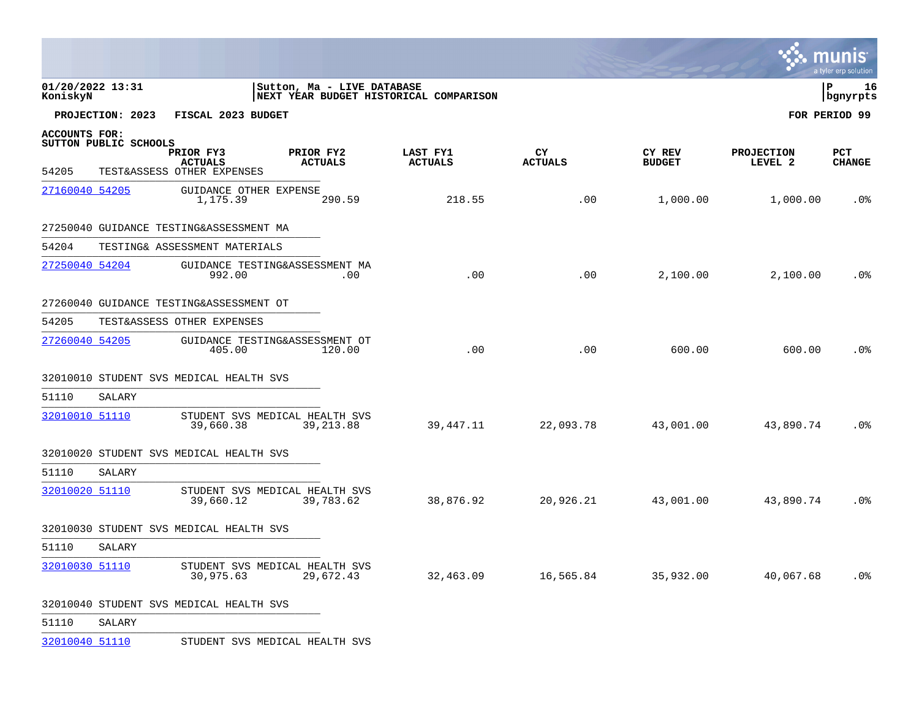01/20/2022 13:31 | Sutton, Ma - LIVE DATABASE | P 16
KoniskyN | NEXT YEAR BUDGET HISTORICAL COMPARISON | bgnyrpts

**PROJECTION: 2023 FISCAL 2023 BUDGET** **FOR PERIOD 99**

**ACCOUNTS FOR:**
**SUTTON PUBLIC SCHOOLS**

| Account | Description | PRIOR FY3 ACTUALS | PRIOR FY2 ACTUALS | LAST FY1 ACTUALS | CY ACTUALS | CY REV BUDGET | PROJECTION LEVEL 2 | PCT CHANGE |
|---|---|---|---|---|---|---|---|---|
| 54205 | TEST&ASSESS OTHER EXPENSES | | | | | | | |
| 27160040 54205 | GUIDANCE OTHER EXPENSE | 1,175.39 | 290.59 | 218.55 | .00 | 1,000.00 | 1,000.00 | .0% |
| 27250040 | GUIDANCE TESTING&ASSESSMENT MA | | | | | | | |
| 54204 | TESTING& ASSESSMENT MATERIALS | | | | | | | |
| 27250040 54204 | GUIDANCE TESTING&ASSESSMENT MA | 992.00 | .00 | .00 | .00 | 2,100.00 | 2,100.00 | .0% |
| 27260040 | GUIDANCE TESTING&ASSESSMENT OT | | | | | | | |
| 54205 | TEST&ASSESS OTHER EXPENSES | | | | | | | |
| 27260040 54205 | GUIDANCE TESTING&ASSESSMENT OT | 405.00 | 120.00 | .00 | .00 | 600.00 | 600.00 | .0% |
| 32010010 | STUDENT SVS MEDICAL HEALTH SVS | | | | | | | |
| 51110 | SALARY | | | | | | | |
| 32010010 51110 | STUDENT SVS MEDICAL HEALTH SVS | 39,660.38 | 39,213.88 | 39,447.11 | 22,093.78 | 43,001.00 | 43,890.74 | .0% |
| 32010020 | STUDENT SVS MEDICAL HEALTH SVS | | | | | | | |
| 51110 | SALARY | | | | | | | |
| 32010020 51110 | STUDENT SVS MEDICAL HEALTH SVS | 39,660.12 | 39,783.62 | 38,876.92 | 20,926.21 | 43,001.00 | 43,890.74 | .0% |
| 32010030 | STUDENT SVS MEDICAL HEALTH SVS | | | | | | | |
| 51110 | SALARY | | | | | | | |
| 32010030 51110 | STUDENT SVS MEDICAL HEALTH SVS | 30,975.63 | 29,672.43 | 32,463.09 | 16,565.84 | 35,932.00 | 40,067.68 | .0% |
| 32010040 | STUDENT SVS MEDICAL HEALTH SVS | | | | | | | |
| 51110 | SALARY | | | | | | | |
| 32010040 51110 | STUDENT SVS MEDICAL HEALTH SVS | | | | | | | |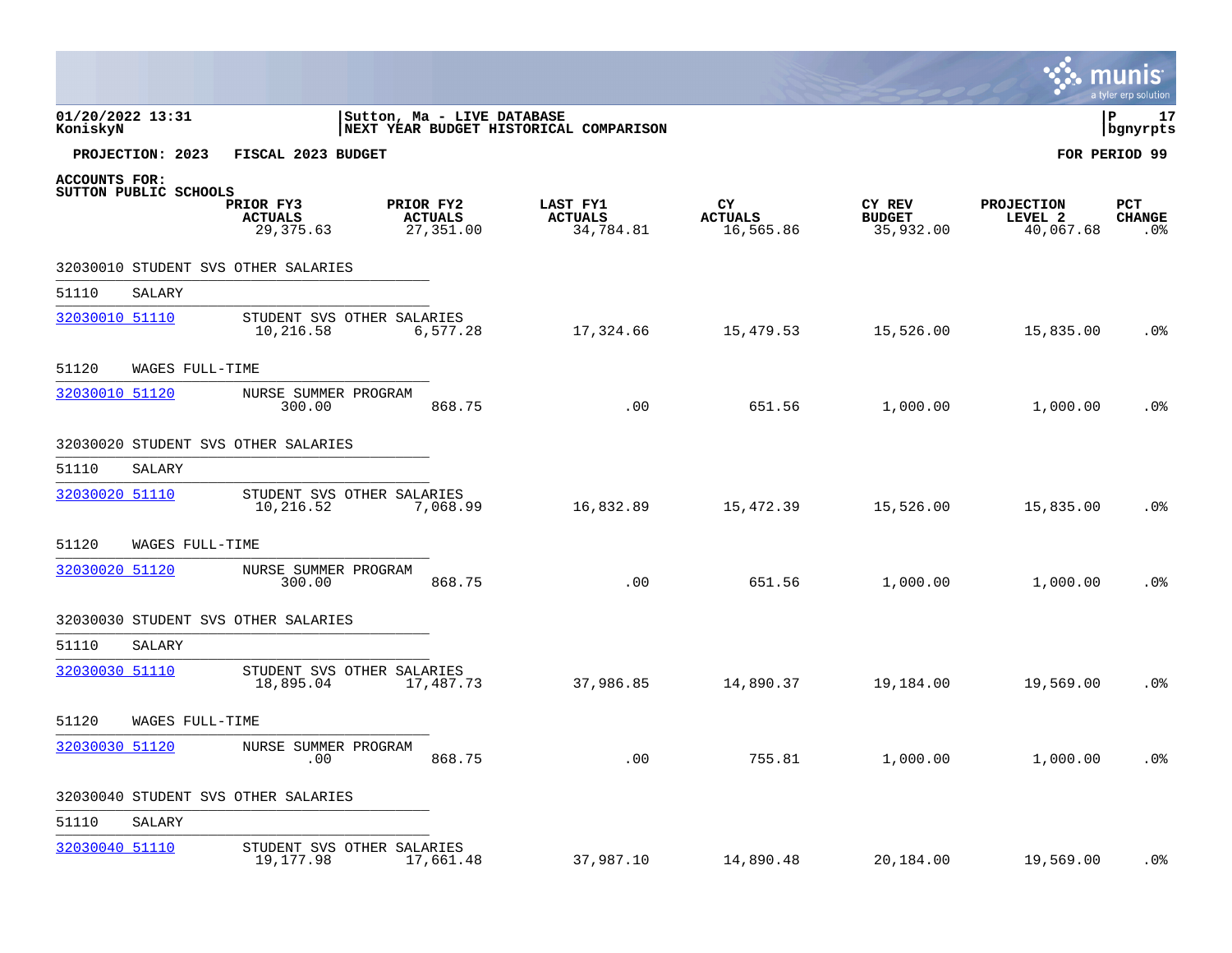01/20/2022 13:31 | Sutton, Ma - LIVE DATABASE
KoniskyN | NEXT YEAR BUDGET HISTORICAL COMPARISON | bgnyrpts

**PROJECTION: 2023 FISCAL 2023 BUDGET** — **FOR PERIOD 99**

**ACCOUNTS FOR:**
**SUTTON PUBLIC SCHOOLS**

| | | PRIOR FY3 ACTUALS | PRIOR FY2 ACTUALS | LAST FY1 ACTUALS | CY ACTUALS | CY REV BUDGET | PROJECTION LEVEL 2 | PCT CHANGE |
|---|---|---|---|---|---|---|---|---|
| | | 29,375.63 | 27,351.00 | 34,784.81 | 16,565.86 | 35,932.00 | 40,067.68 | .0% |
| **32030010 STUDENT SVS OTHER SALARIES** | | | | | | | | |
| 51110 SALARY | | | | | | | | |
| 32030010 51110 | STUDENT SVS OTHER SALARIES | 10,216.58 | 6,577.28 | 17,324.66 | 15,479.53 | 15,526.00 | 15,835.00 | .0% |
| 51120 WAGES FULL-TIME | | | | | | | | |
| 32030010 51120 | NURSE SUMMER PROGRAM | 300.00 | 868.75 | .00 | 651.56 | 1,000.00 | 1,000.00 | .0% |
| **32030020 STUDENT SVS OTHER SALARIES** | | | | | | | | |
| 51110 SALARY | | | | | | | | |
| 32030020 51110 | STUDENT SVS OTHER SALARIES | 10,216.52 | 7,068.99 | 16,832.89 | 15,472.39 | 15,526.00 | 15,835.00 | .0% |
| 51120 WAGES FULL-TIME | | | | | | | | |
| 32030020 51120 | NURSE SUMMER PROGRAM | 300.00 | 868.75 | .00 | 651.56 | 1,000.00 | 1,000.00 | .0% |
| **32030030 STUDENT SVS OTHER SALARIES** | | | | | | | | |
| 51110 SALARY | | | | | | | | |
| 32030030 51110 | STUDENT SVS OTHER SALARIES | 18,895.04 | 17,487.73 | 37,986.85 | 14,890.37 | 19,184.00 | 19,569.00 | .0% |
| 51120 WAGES FULL-TIME | | | | | | | | |
| 32030030 51120 | NURSE SUMMER PROGRAM | .00 | 868.75 | .00 | 755.81 | 1,000.00 | 1,000.00 | .0% |
| **32030040 STUDENT SVS OTHER SALARIES** | | | | | | | | |
| 51110 SALARY | | | | | | | | |
| 32030040 51110 | STUDENT SVS OTHER SALARIES | 19,177.98 | 17,661.48 | 37,987.10 | 14,890.48 | 20,184.00 | 19,569.00 | .0% |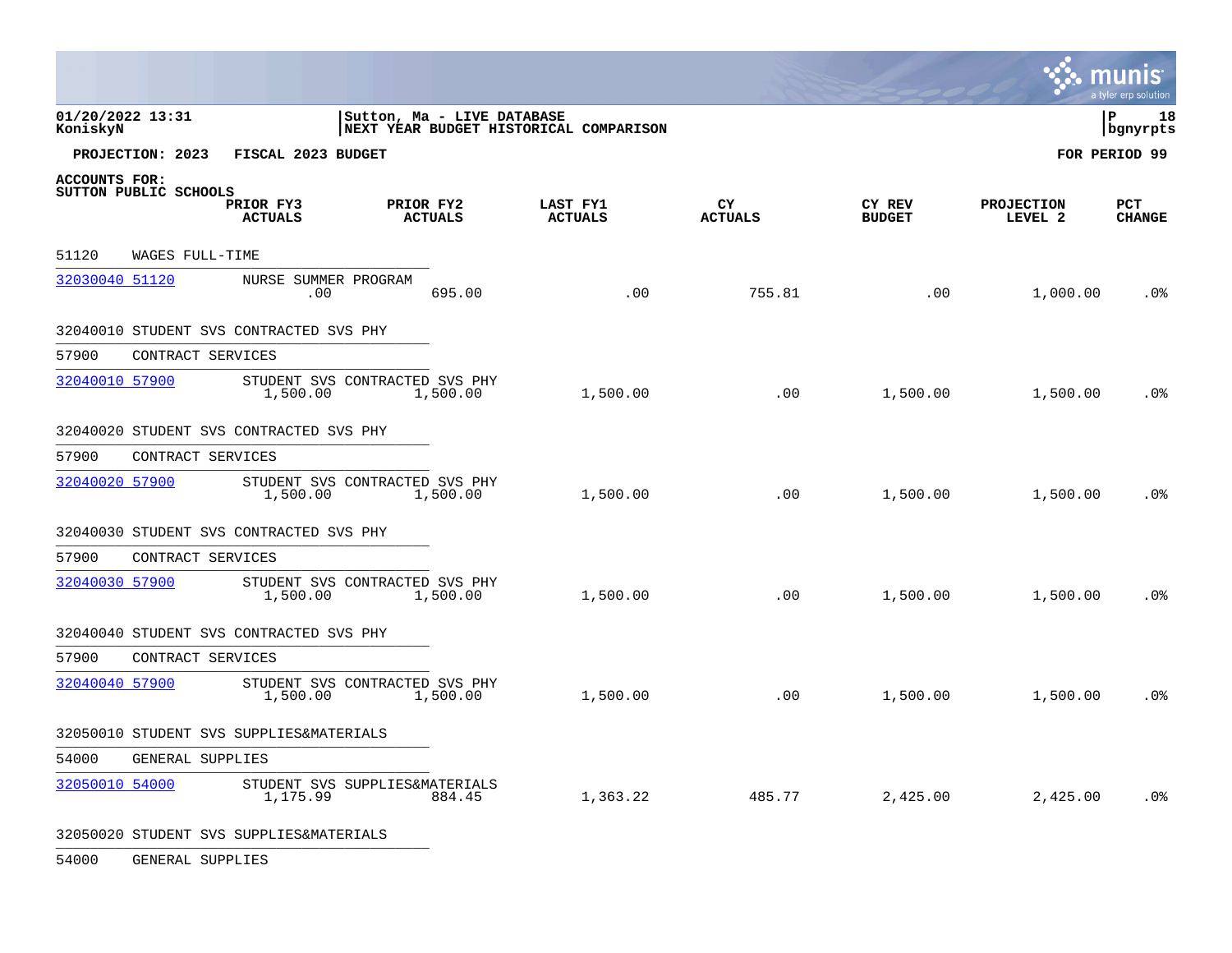**01/20/2022 13:31**
**KoniskyN**

**Sutton, Ma - LIVE DATABASE**
**NEXT YEAR BUDGET HISTORICAL COMPARISON**

**P 18**
**bgnyrpts**

**PROJECTION: 2023 FISCAL 2023 BUDGET** **FOR PERIOD 99**

**ACCOUNTS FOR:**
**SUTTON PUBLIC SCHOOLS**

| | | PRIOR FY3 ACTUALS | PRIOR FY2 ACTUALS | LAST FY1 ACTUALS | CY ACTUALS | CY REV BUDGET | PROJECTION LEVEL 2 | PCT CHANGE |
|---|---|---|---|---|---|---|---|---|
| 51120 WAGES FULL-TIME | | | | | | | | |
| 32030040 51120 | NURSE SUMMER PROGRAM | .00 | 695.00 | .00 | 755.81 | .00 | 1,000.00 | .0% |
| 32040010 STUDENT SVS CONTRACTED SVS PHY | | | | | | | | |
| 57900 CONTRACT SERVICES | | | | | | | | |
| 32040010 57900 | STUDENT SVS CONTRACTED SVS PHY | 1,500.00 | 1,500.00 | 1,500.00 | .00 | 1,500.00 | 1,500.00 | .0% |
| 32040020 STUDENT SVS CONTRACTED SVS PHY | | | | | | | | |
| 57900 CONTRACT SERVICES | | | | | | | | |
| 32040020 57900 | STUDENT SVS CONTRACTED SVS PHY | 1,500.00 | 1,500.00 | 1,500.00 | .00 | 1,500.00 | 1,500.00 | .0% |
| 32040030 STUDENT SVS CONTRACTED SVS PHY | | | | | | | | |
| 57900 CONTRACT SERVICES | | | | | | | | |
| 32040030 57900 | STUDENT SVS CONTRACTED SVS PHY | 1,500.00 | 1,500.00 | 1,500.00 | .00 | 1,500.00 | 1,500.00 | .0% |
| 32040040 STUDENT SVS CONTRACTED SVS PHY | | | | | | | | |
| 57900 CONTRACT SERVICES | | | | | | | | |
| 32040040 57900 | STUDENT SVS CONTRACTED SVS PHY | 1,500.00 | 1,500.00 | 1,500.00 | .00 | 1,500.00 | 1,500.00 | .0% |
| 32050010 STUDENT SVS SUPPLIES&MATERIALS | | | | | | | | |
| 54000 GENERAL SUPPLIES | | | | | | | | |
| 32050010 54000 | STUDENT SVS SUPPLIES&MATERIALS | 1,175.99 | 884.45 | 1,363.22 | 485.77 | 2,425.00 | 2,425.00 | .0% |
| 32050020 STUDENT SVS SUPPLIES&MATERIALS | | | | | | | | |
| 54000 GENERAL SUPPLIES | | | | | | | | |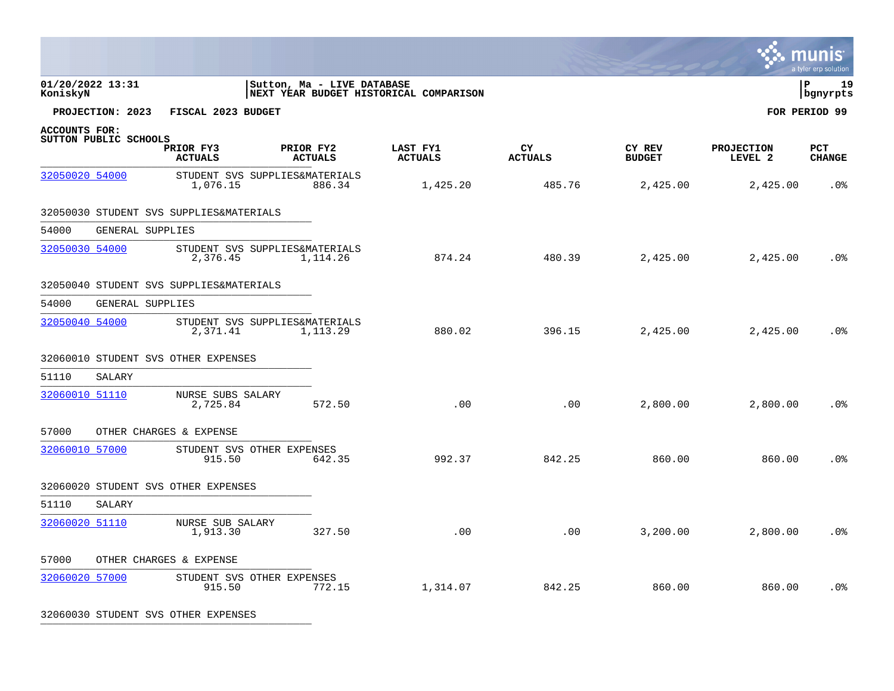01/20/2022 13:31 | Sutton, Ma - LIVE DATABASE | P 19
KoniskyN | NEXT YEAR BUDGET HISTORICAL COMPARISON | bgnyrpts

**PROJECTION: 2023 FISCAL 2023 BUDGET** — **FOR PERIOD 99**

**ACCOUNTS FOR:**
**SUTTON PUBLIC SCHOOLS**

| Account | Description | PRIOR FY3 ACTUALS | PRIOR FY2 ACTUALS | LAST FY1 ACTUALS | CY ACTUALS | CY REV BUDGET | PROJECTION LEVEL 2 | PCT CHANGE |
|---|---|---|---|---|---|---|---|---|
| 32050020 54000 | STUDENT SVS SUPPLIES&MATERIALS | 1,076.15 | 886.34 | 1,425.20 | 485.76 | 2,425.00 | 2,425.00 | .0% |
| **32050030 STUDENT SVS SUPPLIES&MATERIALS** | | | | | | | | |
| 54000 | GENERAL SUPPLIES | | | | | | | |
| 32050030 54000 | STUDENT SVS SUPPLIES&MATERIALS | 2,376.45 | 1,114.26 | 874.24 | 480.39 | 2,425.00 | 2,425.00 | .0% |
| **32050040 STUDENT SVS SUPPLIES&MATERIALS** | | | | | | | | |
| 54000 | GENERAL SUPPLIES | | | | | | | |
| 32050040 54000 | STUDENT SVS SUPPLIES&MATERIALS | 2,371.41 | 1,113.29 | 880.02 | 396.15 | 2,425.00 | 2,425.00 | .0% |
| **32060010 STUDENT SVS OTHER EXPENSES** | | | | | | | | |
| 51110 | SALARY | | | | | | | |
| 32060010 51110 | NURSE SUBS SALARY | 2,725.84 | 572.50 | .00 | .00 | 2,800.00 | 2,800.00 | .0% |
| 57000 | OTHER CHARGES & EXPENSE | | | | | | | |
| 32060010 57000 | STUDENT SVS OTHER EXPENSES | 915.50 | 642.35 | 992.37 | 842.25 | 860.00 | 860.00 | .0% |
| **32060020 STUDENT SVS OTHER EXPENSES** | | | | | | | | |
| 51110 | SALARY | | | | | | | |
| 32060020 51110 | NURSE SUB SALARY | 1,913.30 | 327.50 | .00 | .00 | 3,200.00 | 2,800.00 | .0% |
| 57000 | OTHER CHARGES & EXPENSE | | | | | | | |
| 32060020 57000 | STUDENT SVS OTHER EXPENSES | 915.50 | 772.15 | 1,314.07 | 842.25 | 860.00 | 860.00 | .0% |
| **32060030 STUDENT SVS OTHER EXPENSES** | | | | | | | | |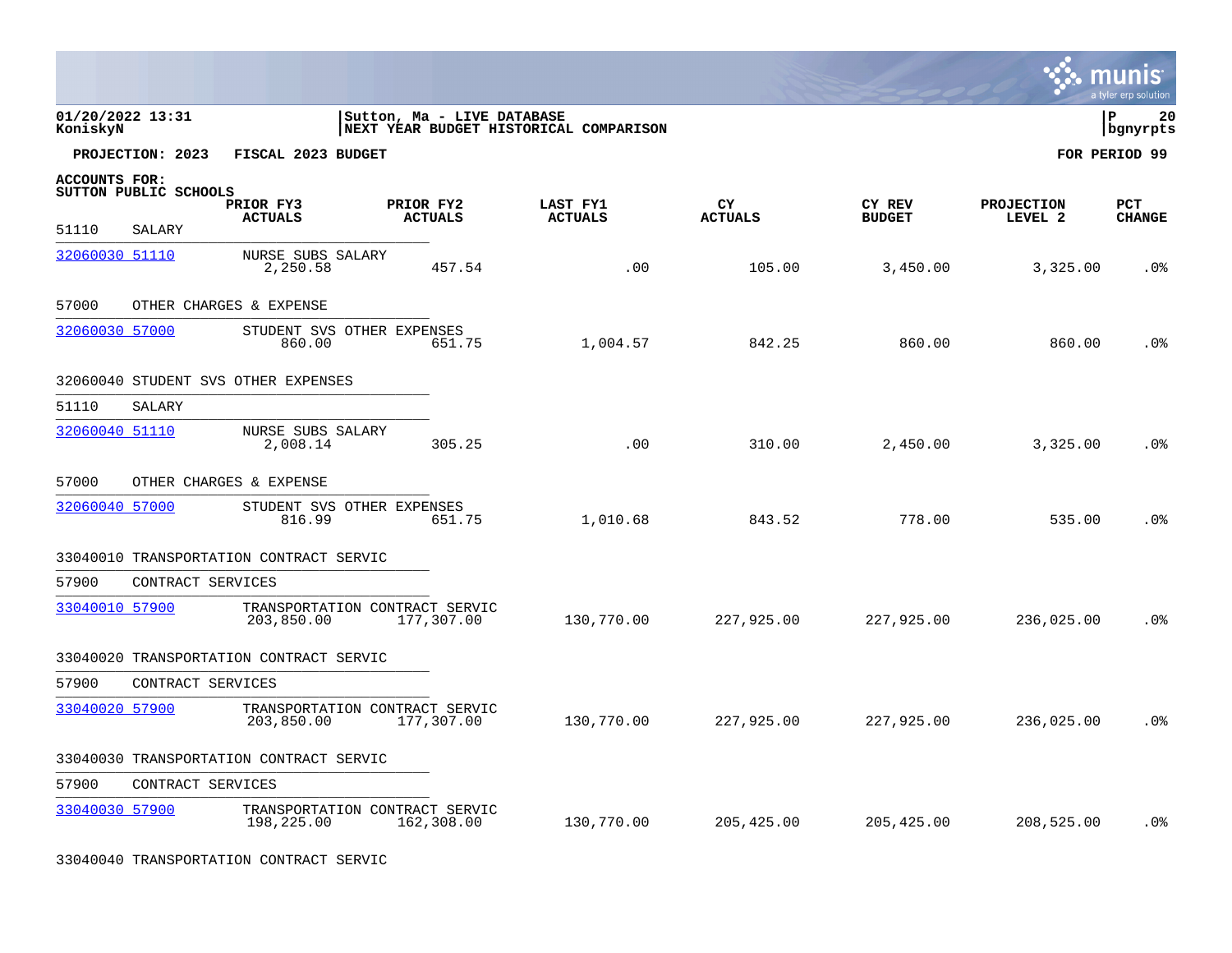01/20/2022 13:31 | Sutton, Ma - LIVE DATABASE
KoniskyN | NEXT YEAR BUDGET HISTORICAL COMPARISON | P 20 bgnyrpts

**PROJECTION: 2023 FISCAL 2023 BUDGET** **FOR PERIOD 99**

**ACCOUNTS FOR: SUTTON PUBLIC SCHOOLS**

| Account | Description | PRIOR FY3 ACTUALS | PRIOR FY2 ACTUALS | LAST FY1 ACTUALS | CY ACTUALS | CY REV BUDGET | PROJECTION LEVEL 2 | PCT CHANGE |
|---|---|---|---|---|---|---|---|---|
| 51110 SALARY | | | | | | | | |
| 32060030 51110 | NURSE SUBS SALARY | 2,250.58 | 457.54 | .00 | 105.00 | 3,450.00 | 3,325.00 | .0% |
| 57000 OTHER CHARGES & EXPENSE | | | | | | | | |
| 32060030 57000 | STUDENT SVS OTHER EXPENSES | 860.00 | 651.75 | 1,004.57 | 842.25 | 860.00 | 860.00 | .0% |
| 32060040 STUDENT SVS OTHER EXPENSES | | | | | | | | |
| 51110 SALARY | | | | | | | | |
| 32060040 51110 | NURSE SUBS SALARY | 2,008.14 | 305.25 | .00 | 310.00 | 2,450.00 | 3,325.00 | .0% |
| 57000 OTHER CHARGES & EXPENSE | | | | | | | | |
| 32060040 57000 | STUDENT SVS OTHER EXPENSES | 816.99 | 651.75 | 1,010.68 | 843.52 | 778.00 | 535.00 | .0% |
| 33040010 TRANSPORTATION CONTRACT SERVIC | | | | | | | | |
| 57900 CONTRACT SERVICES | | | | | | | | |
| 33040010 57900 | TRANSPORTATION CONTRACT SERVIC | 203,850.00 | 177,307.00 | 130,770.00 | 227,925.00 | 227,925.00 | 236,025.00 | .0% |
| 33040020 TRANSPORTATION CONTRACT SERVIC | | | | | | | | |
| 57900 CONTRACT SERVICES | | | | | | | | |
| 33040020 57900 | TRANSPORTATION CONTRACT SERVIC | 203,850.00 | 177,307.00 | 130,770.00 | 227,925.00 | 227,925.00 | 236,025.00 | .0% |
| 33040030 TRANSPORTATION CONTRACT SERVIC | | | | | | | | |
| 57900 CONTRACT SERVICES | | | | | | | | |
| 33040030 57900 | TRANSPORTATION CONTRACT SERVIC | 198,225.00 | 162,308.00 | 130,770.00 | 205,425.00 | 205,425.00 | 208,525.00 | .0% |
| 33040040 TRANSPORTATION CONTRACT SERVIC | | | | | | | | |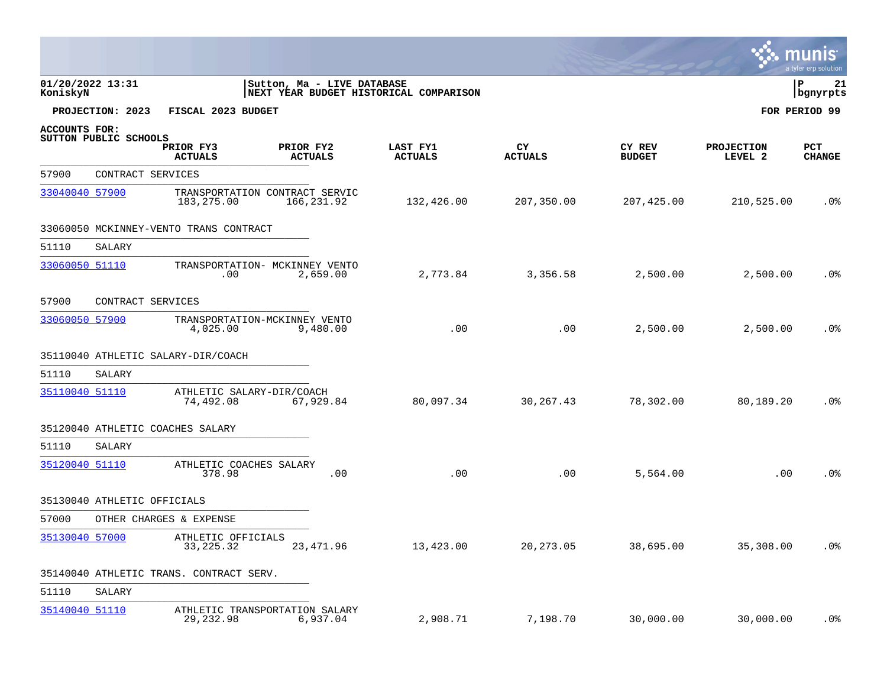01/20/2022 13:31
KoniskyN

Sutton, Ma - LIVE DATABASE
NEXT YEAR BUDGET HISTORICAL COMPARISON

**PROJECTION: 2023 FISCAL 2023 BUDGET** | **FOR PERIOD 99**

**ACCOUNTS FOR:**
**SUTTON PUBLIC SCHOOLS**

| ACCOUNT | DESCRIPTION | PRIOR FY3 ACTUALS | PRIOR FY2 ACTUALS | LAST FY1 ACTUALS | CY ACTUALS | CY REV BUDGET | PROJECTION LEVEL 2 | PCT CHANGE |
|---|---|---|---|---|---|---|---|---|
| 57900 | CONTRACT SERVICES | | | | | | | |
| 33040040 57900 | TRANSPORTATION CONTRACT SERVIC | 183,275.00 | 166,231.92 | 132,426.00 | 207,350.00 | 207,425.00 | 210,525.00 | .0% |
| 33060050 | MCKINNEY-VENTO TRANS CONTRACT | | | | | | | |
| 51110 | SALARY | | | | | | | |
| 33060050 51110 | TRANSPORTATION- MCKINNEY VENTO | .00 | 2,659.00 | 2,773.84 | 3,356.58 | 2,500.00 | 2,500.00 | .0% |
| 57900 | CONTRACT SERVICES | | | | | | | |
| 33060050 57900 | TRANSPORTATION-MCKINNEY VENTO | 4,025.00 | 9,480.00 | .00 | .00 | 2,500.00 | 2,500.00 | .0% |
| 35110040 | ATHLETIC SALARY-DIR/COACH | | | | | | | |
| 51110 | SALARY | | | | | | | |
| 35110040 51110 | ATHLETIC SALARY-DIR/COACH | 74,492.08 | 67,929.84 | 80,097.34 | 30,267.43 | 78,302.00 | 80,189.20 | .0% |
| 35120040 | ATHLETIC COACHES SALARY | | | | | | | |
| 51110 | SALARY | | | | | | | |
| 35120040 51110 | ATHLETIC COACHES SALARY | 378.98 | .00 | .00 | .00 | 5,564.00 | .00 | .0% |
| 35130040 | ATHLETIC OFFICIALS | | | | | | | |
| 57000 | OTHER CHARGES & EXPENSE | | | | | | | |
| 35130040 57000 | ATHLETIC OFFICIALS | 33,225.32 | 23,471.96 | 13,423.00 | 20,273.05 | 38,695.00 | 35,308.00 | .0% |
| 35140040 | ATHLETIC TRANS. CONTRACT SERV. | | | | | | | |
| 51110 | SALARY | | | | | | | |
| 35140040 51110 | ATHLETIC TRANSPORTATION SALARY | 29,232.98 | 6,937.04 | 2,908.71 | 7,198.70 | 30,000.00 | 30,000.00 | .0% |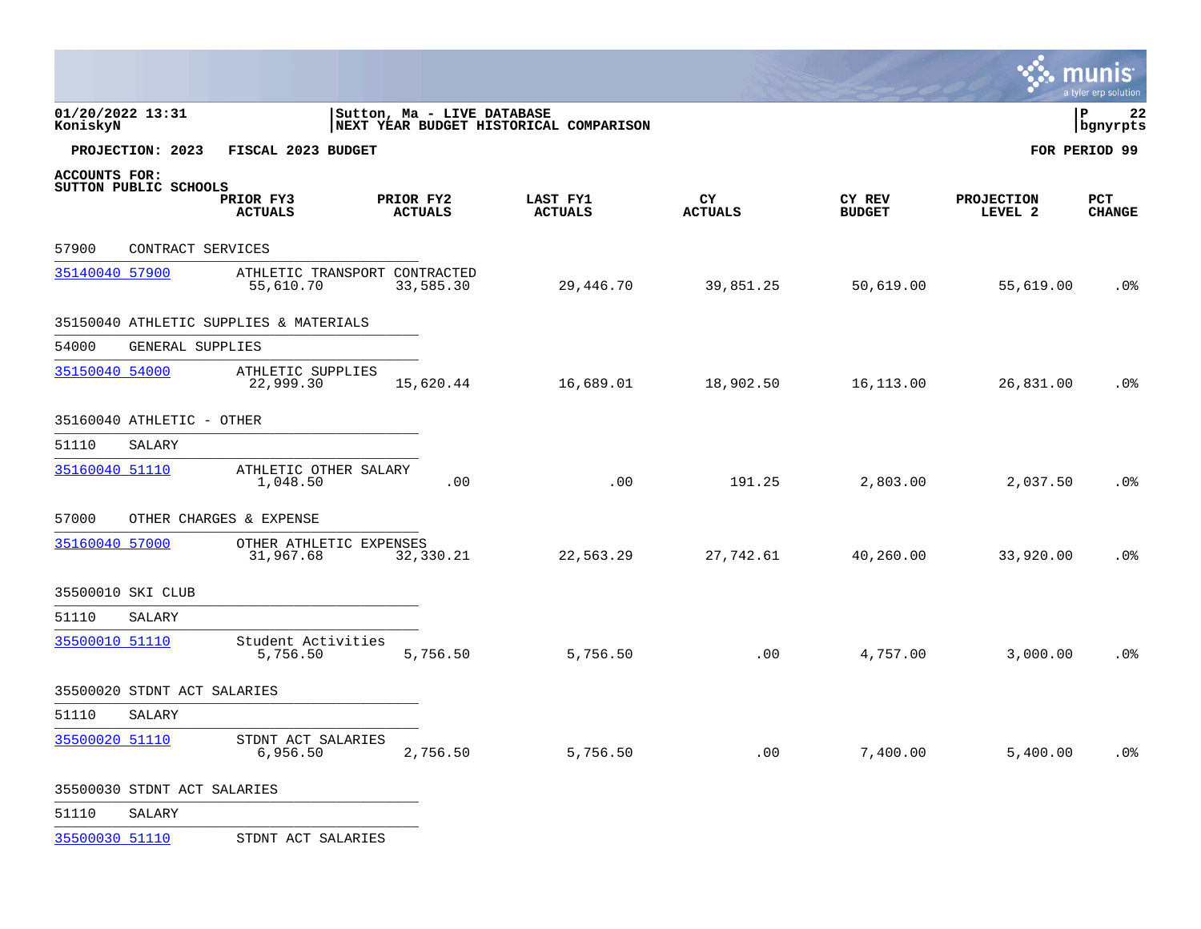01/20/2022 13:31
KoniskyN

Sutton, Ma - LIVE DATABASE
NEXT YEAR BUDGET HISTORICAL COMPARISON

P 22
bgnyrpts

**PROJECTION: 2023 FISCAL 2023 BUDGET** **FOR PERIOD 99**

**ACCOUNTS FOR:**
**SUTTON PUBLIC SCHOOLS**

| | PRIOR FY3 ACTUALS | PRIOR FY2 ACTUALS | LAST FY1 ACTUALS | CY ACTUALS | CY REV BUDGET | PROJECTION LEVEL 2 | PCT CHANGE |
|---|---|---|---|---|---|---|---|
| 57900 CONTRACT SERVICES | | | | | | | |
| 35140040 57900 ATHLETIC TRANSPORT CONTRACTED | 55,610.70 | 33,585.30 | 29,446.70 | 39,851.25 | 50,619.00 | 55,619.00 | .0% |
| 35150040 ATHLETIC SUPPLIES & MATERIALS | | | | | | | |
| 54000 GENERAL SUPPLIES | | | | | | | |
| 35150040 54000 ATHLETIC SUPPLIES | 22,999.30 | 15,620.44 | 16,689.01 | 18,902.50 | 16,113.00 | 26,831.00 | .0% |
| 35160040 ATHLETIC - OTHER | | | | | | | |
| 51110 SALARY | | | | | | | |
| 35160040 51110 ATHLETIC OTHER SALARY | 1,048.50 | .00 | .00 | 191.25 | 2,803.00 | 2,037.50 | .0% |
| 57000 OTHER CHARGES & EXPENSE | | | | | | | |
| 35160040 57000 OTHER ATHLETIC EXPENSES | 31,967.68 | 32,330.21 | 22,563.29 | 27,742.61 | 40,260.00 | 33,920.00 | .0% |
| 35500010 SKI CLUB | | | | | | | |
| 51110 SALARY | | | | | | | |
| 35500010 51110 Student Activities | 5,756.50 | 5,756.50 | 5,756.50 | .00 | 4,757.00 | 3,000.00 | .0% |
| 35500020 STDNT ACT SALARIES | | | | | | | |
| 51110 SALARY | | | | | | | |
| 35500020 51110 STDNT ACT SALARIES | 6,956.50 | 2,756.50 | 5,756.50 | .00 | 7,400.00 | 5,400.00 | .0% |
| 35500030 STDNT ACT SALARIES | | | | | | | |
| 51110 SALARY | | | | | | | |
| 35500030 51110 STDNT ACT SALARIES | | | | | | | |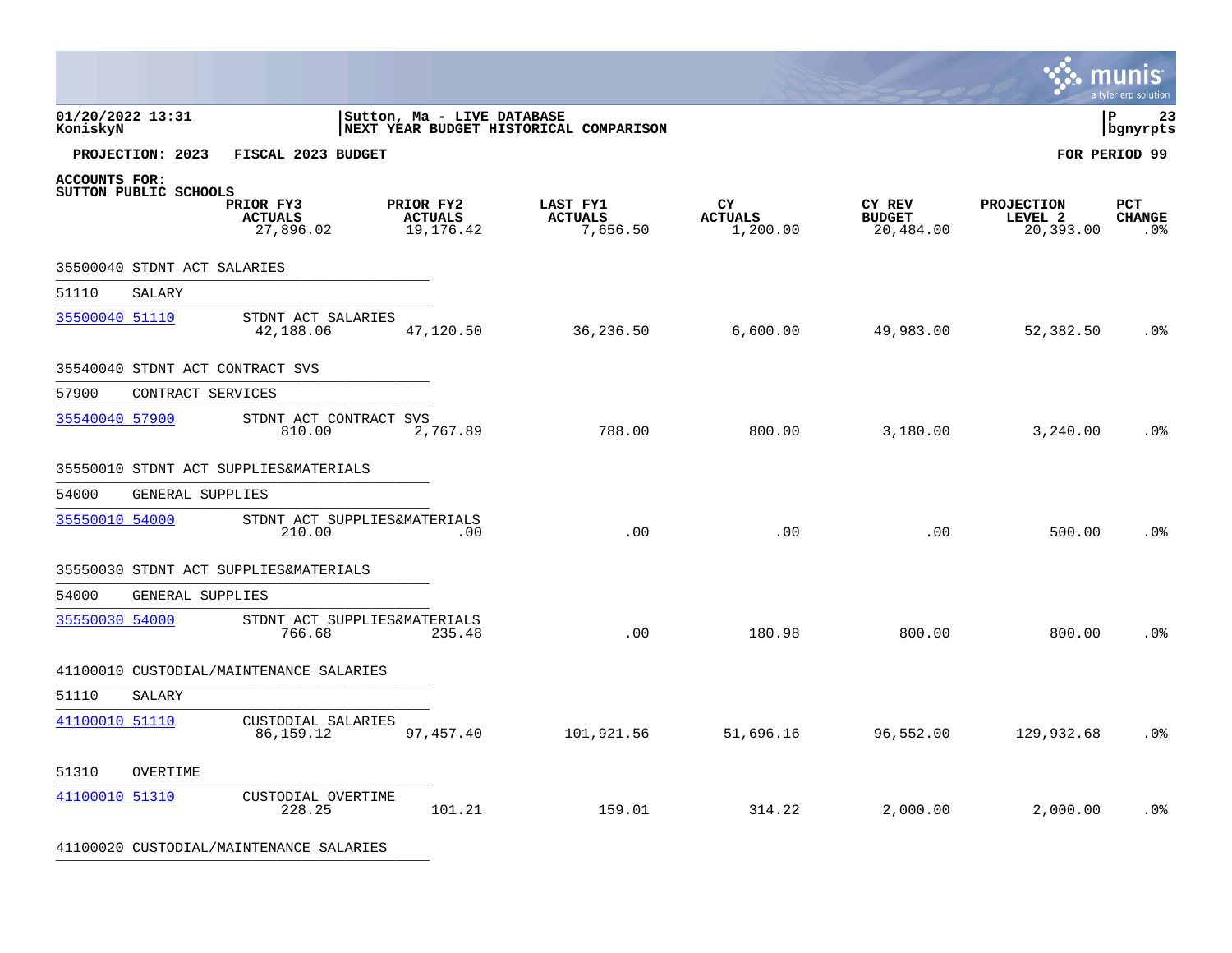01/20/2022 13:31 | Sutton, Ma - LIVE DATABASE
KoniskyN | NEXT YEAR BUDGET HISTORICAL COMPARISON | bgnyrpts

**PROJECTION: 2023 FISCAL 2023 BUDGET** — **FOR PERIOD 99**

**ACCOUNTS FOR:**
**SUTTON PUBLIC SCHOOLS**

| | PRIOR FY3 ACTUALS | PRIOR FY2 ACTUALS | LAST FY1 ACTUALS | CY ACTUALS | CY REV BUDGET | PROJECTION LEVEL 2 | PCT CHANGE |
|---|---|---|---|---|---|---|---|
| | 27,896.02 | 19,176.42 | 7,656.50 | 1,200.00 | 20,484.00 | 20,393.00 | .0% |
| **35500040 STDNT ACT SALARIES** | | | | | | | |
| 51110 SALARY | | | | | | | |
| 35500040 51110 STDNT ACT SALARIES | 42,188.06 | 47,120.50 | 36,236.50 | 6,600.00 | 49,983.00 | 52,382.50 | .0% |
| **35540040 STDNT ACT CONTRACT SVS** | | | | | | | |
| 57900 CONTRACT SERVICES | | | | | | | |
| 35540040 57900 STDNT ACT CONTRACT SVS | 810.00 | 2,767.89 | 788.00 | 800.00 | 3,180.00 | 3,240.00 | .0% |
| **35550010 STDNT ACT SUPPLIES&MATERIALS** | | | | | | | |
| 54000 GENERAL SUPPLIES | | | | | | | |
| 35550010 54000 STDNT ACT SUPPLIES&MATERIALS | 210.00 | .00 | .00 | .00 | .00 | 500.00 | .0% |
| **35550030 STDNT ACT SUPPLIES&MATERIALS** | | | | | | | |
| 54000 GENERAL SUPPLIES | | | | | | | |
| 35550030 54000 STDNT ACT SUPPLIES&MATERIALS | 766.68 | 235.48 | .00 | 180.98 | 800.00 | 800.00 | .0% |
| **41100010 CUSTODIAL/MAINTENANCE SALARIES** | | | | | | | |
| 51110 SALARY | | | | | | | |
| 41100010 51110 CUSTODIAL SALARIES | 86,159.12 | 97,457.40 | 101,921.56 | 51,696.16 | 96,552.00 | 129,932.68 | .0% |
| 51310 OVERTIME | | | | | | | |
| 41100010 51310 CUSTODIAL OVERTIME | 228.25 | 101.21 | 159.01 | 314.22 | 2,000.00 | 2,000.00 | .0% |
| **41100020 CUSTODIAL/MAINTENANCE SALARIES** | | | | | | | |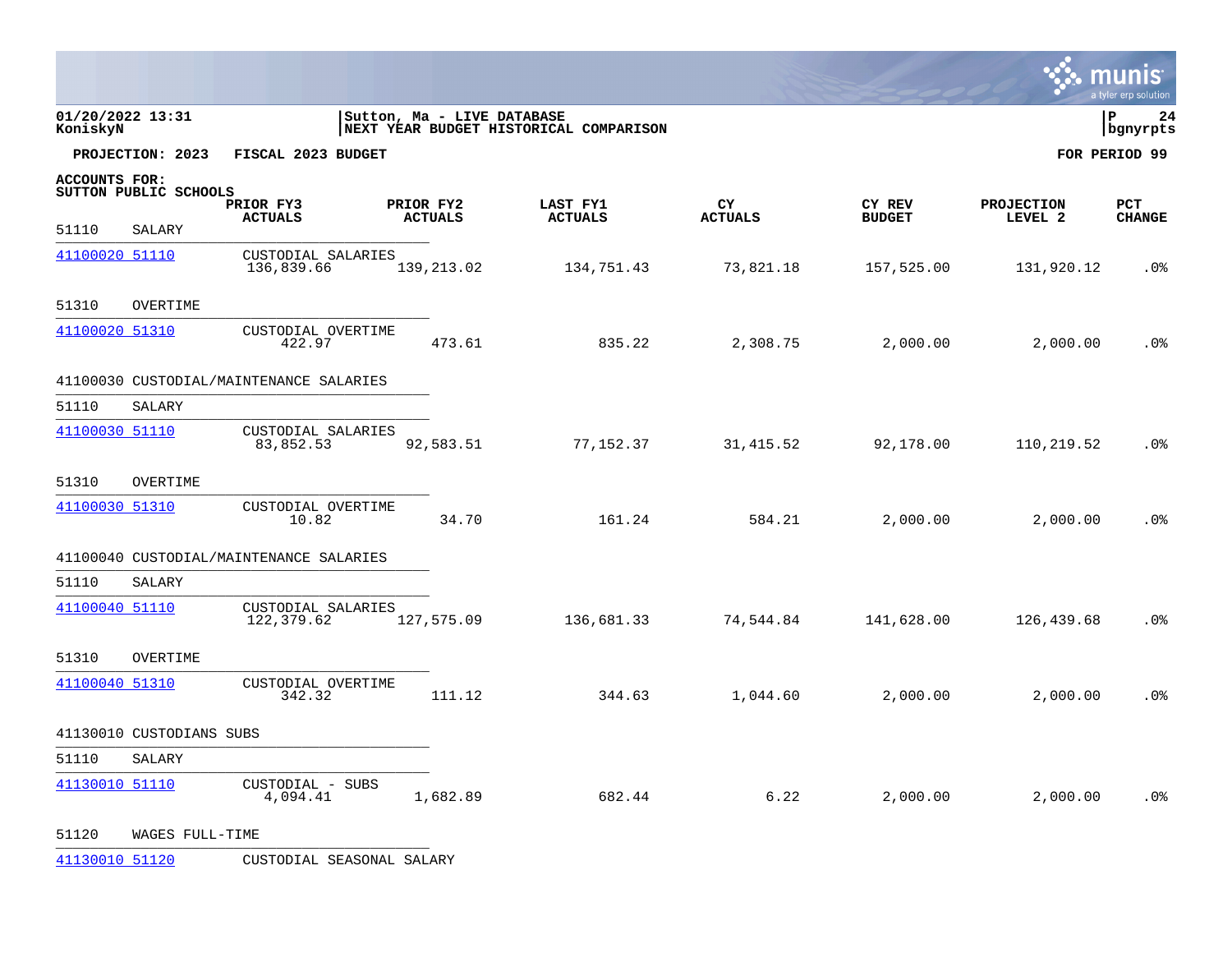01/20/2022 13:31 | Sutton, Ma - LIVE DATABASE | P 24
KoniskyN | NEXT YEAR BUDGET HISTORICAL COMPARISON | bgnyrpts

**PROJECTION: 2023 FISCAL 2023 BUDGET** **FOR PERIOD 99**

**ACCOUNTS FOR:**
**SUTTON PUBLIC SCHOOLS**

| | | PRIOR FY3 ACTUALS | PRIOR FY2 ACTUALS | LAST FY1 ACTUALS | CY ACTUALS | CY REV BUDGET | PROJECTION LEVEL 2 | PCT CHANGE |
|---|---|---|---|---|---|---|---|---|
| 51110 SALARY | | | | | | | | |
| 41100020 51110 | CUSTODIAL SALARIES | 136,839.66 | 139,213.02 | 134,751.43 | 73,821.18 | 157,525.00 | 131,920.12 | .0% |
| 51310 OVERTIME | | | | | | | | |
| 41100020 51310 | CUSTODIAL OVERTIME | 422.97 | 473.61 | 835.22 | 2,308.75 | 2,000.00 | 2,000.00 | .0% |
| 41100030 CUSTODIAL/MAINTENANCE SALARIES | | | | | | | | |
| 51110 SALARY | | | | | | | | |
| 41100030 51110 | CUSTODIAL SALARIES | 83,852.53 | 92,583.51 | 77,152.37 | 31,415.52 | 92,178.00 | 110,219.52 | .0% |
| 51310 OVERTIME | | | | | | | | |
| 41100030 51310 | CUSTODIAL OVERTIME | 10.82 | 34.70 | 161.24 | 584.21 | 2,000.00 | 2,000.00 | .0% |
| 41100040 CUSTODIAL/MAINTENANCE SALARIES | | | | | | | | |
| 51110 SALARY | | | | | | | | |
| 41100040 51110 | CUSTODIAL SALARIES | 122,379.62 | 127,575.09 | 136,681.33 | 74,544.84 | 141,628.00 | 126,439.68 | .0% |
| 51310 OVERTIME | | | | | | | | |
| 41100040 51310 | CUSTODIAL OVERTIME | 342.32 | 111.12 | 344.63 | 1,044.60 | 2,000.00 | 2,000.00 | .0% |
| 41130010 CUSTODIANS SUBS | | | | | | | | |
| 51110 SALARY | | | | | | | | |
| 41130010 51110 | CUSTODIAL - SUBS | 4,094.41 | 1,682.89 | 682.44 | 6.22 | 2,000.00 | 2,000.00 | .0% |
| 51120 WAGES FULL-TIME | | | | | | | | |
| 41130010 51120 | CUSTODIAL SEASONAL SALARY | | | | | | | |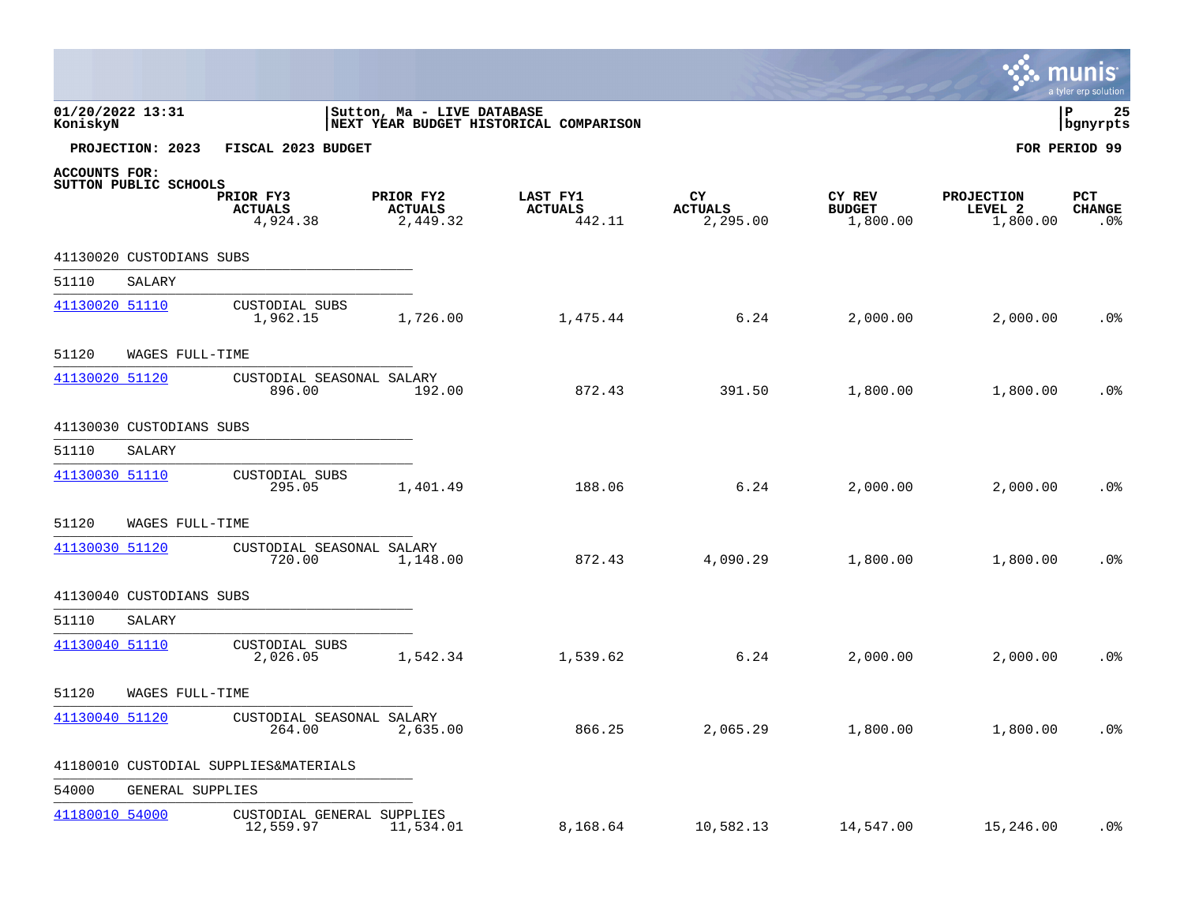01/20/2022 13:31 | Sutton, Ma - LIVE DATABASE | P 25
KoniskyN | NEXT YEAR BUDGET HISTORICAL COMPARISON | bgnyrpts

**PROJECTION: 2023 FISCAL 2023 BUDGET** — **FOR PERIOD 99**

**ACCOUNTS FOR:**
**SUTTON PUBLIC SCHOOLS**

| | | PRIOR FY3 ACTUALS | PRIOR FY2 ACTUALS | LAST FY1 ACTUALS | CY ACTUALS | CY REV BUDGET | PROJECTION LEVEL 2 | PCT CHANGE |
|---|---|---|---|---|---|---|---|---|
| | | 4,924.38 | 2,449.32 | 442.11 | 2,295.00 | 1,800.00 | 1,800.00 | .0% |
| **41130020 CUSTODIANS SUBS** | | | | | | | | |
| 51110 SALARY | | | | | | | | |
| 41130020 51110 | CUSTODIAL SUBS | 1,962.15 | 1,726.00 | 1,475.44 | 6.24 | 2,000.00 | 2,000.00 | .0% |
| 51120 WAGES FULL-TIME | | | | | | | | |
| 41130020 51120 | CUSTODIAL SEASONAL SALARY | 896.00 | 192.00 | 872.43 | 391.50 | 1,800.00 | 1,800.00 | .0% |
| **41130030 CUSTODIANS SUBS** | | | | | | | | |
| 51110 SALARY | | | | | | | | |
| 41130030 51110 | CUSTODIAL SUBS | 295.05 | 1,401.49 | 188.06 | 6.24 | 2,000.00 | 2,000.00 | .0% |
| 51120 WAGES FULL-TIME | | | | | | | | |
| 41130030 51120 | CUSTODIAL SEASONAL SALARY | 720.00 | 1,148.00 | 872.43 | 4,090.29 | 1,800.00 | 1,800.00 | .0% |
| **41130040 CUSTODIANS SUBS** | | | | | | | | |
| 51110 SALARY | | | | | | | | |
| 41130040 51110 | CUSTODIAL SUBS | 2,026.05 | 1,542.34 | 1,539.62 | 6.24 | 2,000.00 | 2,000.00 | .0% |
| 51120 WAGES FULL-TIME | | | | | | | | |
| 41130040 51120 | CUSTODIAL SEASONAL SALARY | 264.00 | 2,635.00 | 866.25 | 2,065.29 | 1,800.00 | 1,800.00 | .0% |
| **41180010 CUSTODIAL SUPPLIES&MATERIALS** | | | | | | | | |
| 54000 GENERAL SUPPLIES | | | | | | | | |
| 41180010 54000 | CUSTODIAL GENERAL SUPPLIES | 12,559.97 | 11,534.01 | 8,168.64 | 10,582.13 | 14,547.00 | 15,246.00 | .0% |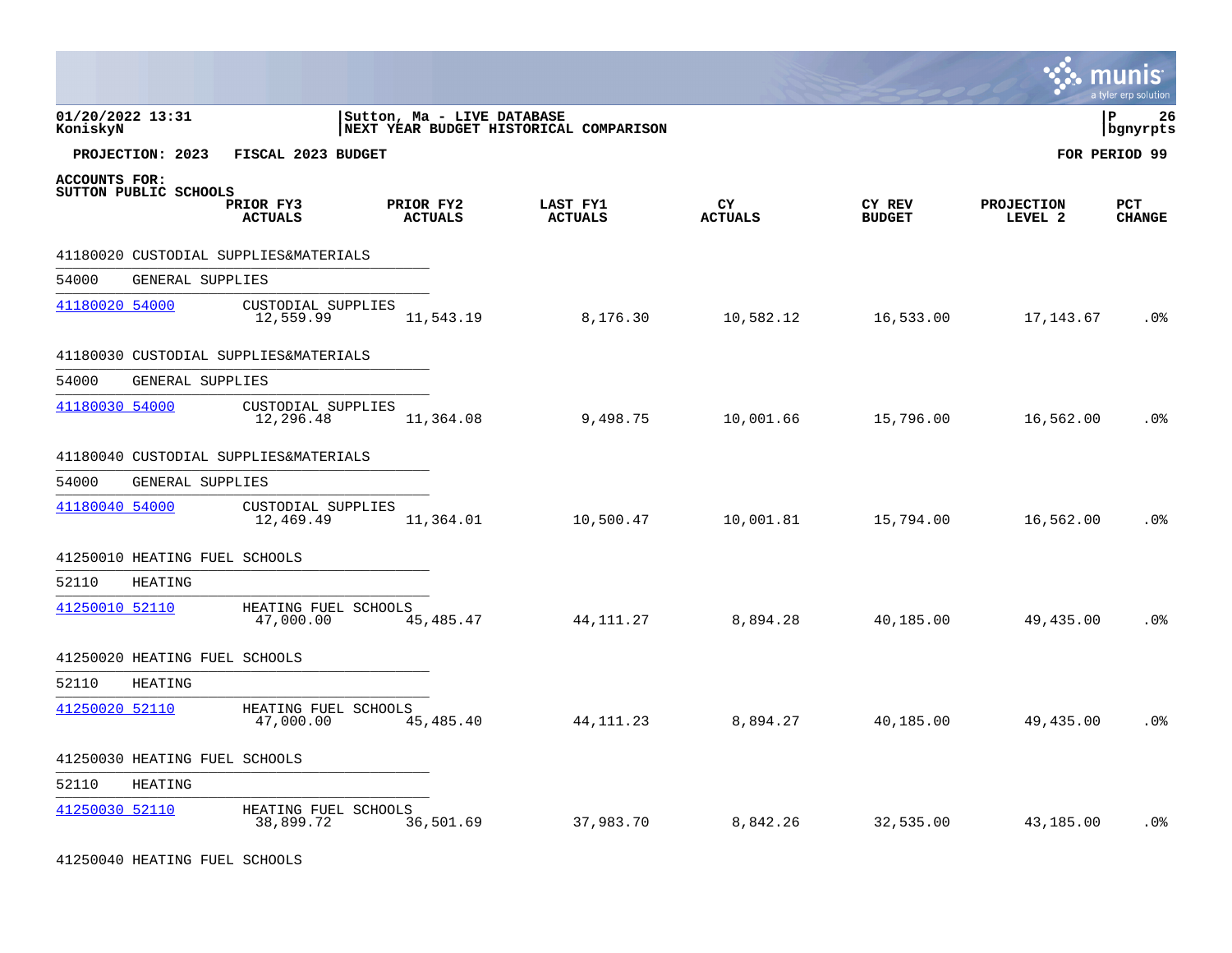**01/20/2022 13:31**
**KoniskyN**

**Sutton, Ma - LIVE DATABASE**
**NEXT YEAR BUDGET HISTORICAL COMPARISON**

**P 26**
**bgnyrpts**

**PROJECTION: 2023 FISCAL 2023 BUDGET** **FOR PERIOD 99**

**ACCOUNTS FOR:**
**SUTTON PUBLIC SCHOOLS**

| ACCOUNT | DESCRIPTION | PRIOR FY3 ACTUALS | PRIOR FY2 ACTUALS | LAST FY1 ACTUALS | CY ACTUALS | CY REV BUDGET | PROJECTION LEVEL 2 | PCT CHANGE |
|---|---|---|---|---|---|---|---|---|
| 41180020 CUSTODIAL SUPPLIES&MATERIALS | | | | | | | | |
| 54000 GENERAL SUPPLIES | | | | | | | | |
| 41180020 54000 | CUSTODIAL SUPPLIES | 12,559.99 | 11,543.19 | 8,176.30 | 10,582.12 | 16,533.00 | 17,143.67 | .0% |
| 41180030 CUSTODIAL SUPPLIES&MATERIALS | | | | | | | | |
| 54000 GENERAL SUPPLIES | | | | | | | | |
| 41180030 54000 | CUSTODIAL SUPPLIES | 12,296.48 | 11,364.08 | 9,498.75 | 10,001.66 | 15,796.00 | 16,562.00 | .0% |
| 41180040 CUSTODIAL SUPPLIES&MATERIALS | | | | | | | | |
| 54000 GENERAL SUPPLIES | | | | | | | | |
| 41180040 54000 | CUSTODIAL SUPPLIES | 12,469.49 | 11,364.01 | 10,500.47 | 10,001.81 | 15,794.00 | 16,562.00 | .0% |
| 41250010 HEATING FUEL SCHOOLS | | | | | | | | |
| 52110 HEATING | | | | | | | | |
| 41250010 52110 | HEATING FUEL SCHOOLS | 47,000.00 | 45,485.47 | 44,111.27 | 8,894.28 | 40,185.00 | 49,435.00 | .0% |
| 41250020 HEATING FUEL SCHOOLS | | | | | | | | |
| 52110 HEATING | | | | | | | | |
| 41250020 52110 | HEATING FUEL SCHOOLS | 47,000.00 | 45,485.40 | 44,111.23 | 8,894.27 | 40,185.00 | 49,435.00 | .0% |
| 41250030 HEATING FUEL SCHOOLS | | | | | | | | |
| 52110 HEATING | | | | | | | | |
| 41250030 52110 | HEATING FUEL SCHOOLS | 38,899.72 | 36,501.69 | 37,983.70 | 8,842.26 | 32,535.00 | 43,185.00 | .0% |
| 41250040 HEATING FUEL SCHOOLS | | | | | | | | |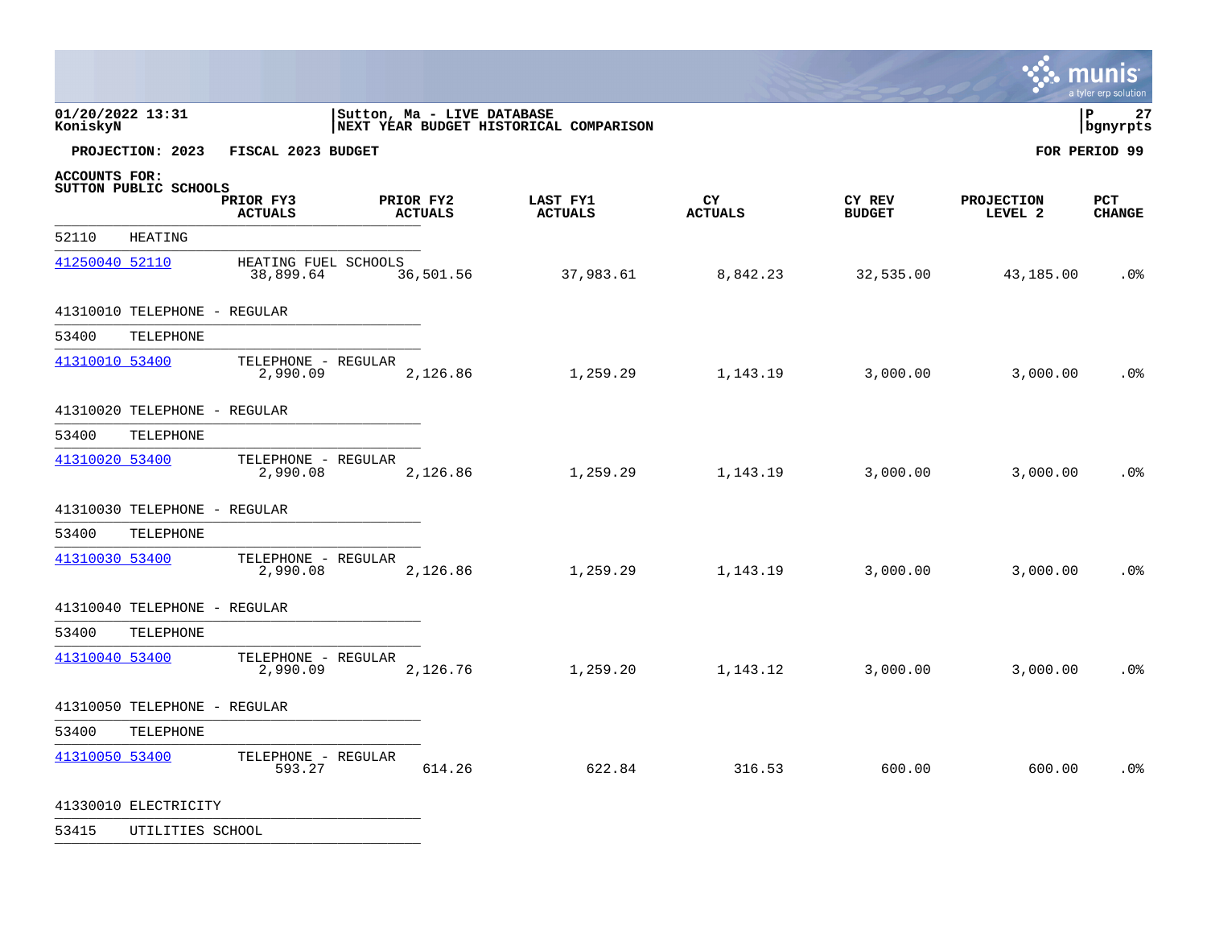01/20/2022 13:31
KoniskyN

Sutton, Ma - LIVE DATABASE
NEXT YEAR BUDGET HISTORICAL COMPARISON

P 27
bgnyrpts

**PROJECTION: 2023 FISCAL 2023 BUDGET** **FOR PERIOD 99**

**ACCOUNTS FOR:**
**SUTTON PUBLIC SCHOOLS**

| | | PRIOR FY3 ACTUALS | PRIOR FY2 ACTUALS | LAST FY1 ACTUALS | CY ACTUALS | CY REV BUDGET | PROJECTION LEVEL 2 | PCT CHANGE |
|---|---|---|---|---|---|---|---|---|
| 52110 HEATING | | | | | | | | |
| 41250040 52110 | HEATING FUEL SCHOOLS | 38,899.64 | 36,501.56 | 37,983.61 | 8,842.23 | 32,535.00 | 43,185.00 | .0% |
| 41310010 TELEPHONE - REGULAR | | | | | | | | |
| 53400 TELEPHONE | | | | | | | | |
| 41310010 53400 | TELEPHONE - REGULAR | 2,990.09 | 2,126.86 | 1,259.29 | 1,143.19 | 3,000.00 | 3,000.00 | .0% |
| 41310020 TELEPHONE - REGULAR | | | | | | | | |
| 53400 TELEPHONE | | | | | | | | |
| 41310020 53400 | TELEPHONE - REGULAR | 2,990.08 | 2,126.86 | 1,259.29 | 1,143.19 | 3,000.00 | 3,000.00 | .0% |
| 41310030 TELEPHONE - REGULAR | | | | | | | | |
| 53400 TELEPHONE | | | | | | | | |
| 41310030 53400 | TELEPHONE - REGULAR | 2,990.08 | 2,126.86 | 1,259.29 | 1,143.19 | 3,000.00 | 3,000.00 | .0% |
| 41310040 TELEPHONE - REGULAR | | | | | | | | |
| 53400 TELEPHONE | | | | | | | | |
| 41310040 53400 | TELEPHONE - REGULAR | 2,990.09 | 2,126.76 | 1,259.20 | 1,143.12 | 3,000.00 | 3,000.00 | .0% |
| 41310050 TELEPHONE - REGULAR | | | | | | | | |
| 53400 TELEPHONE | | | | | | | | |
| 41310050 53400 | TELEPHONE - REGULAR | 593.27 | 614.26 | 622.84 | 316.53 | 600.00 | 600.00 | .0% |
| 41330010 ELECTRICITY | | | | | | | | |
| 53415 UTILITIES SCHOOL | | | | | | | | |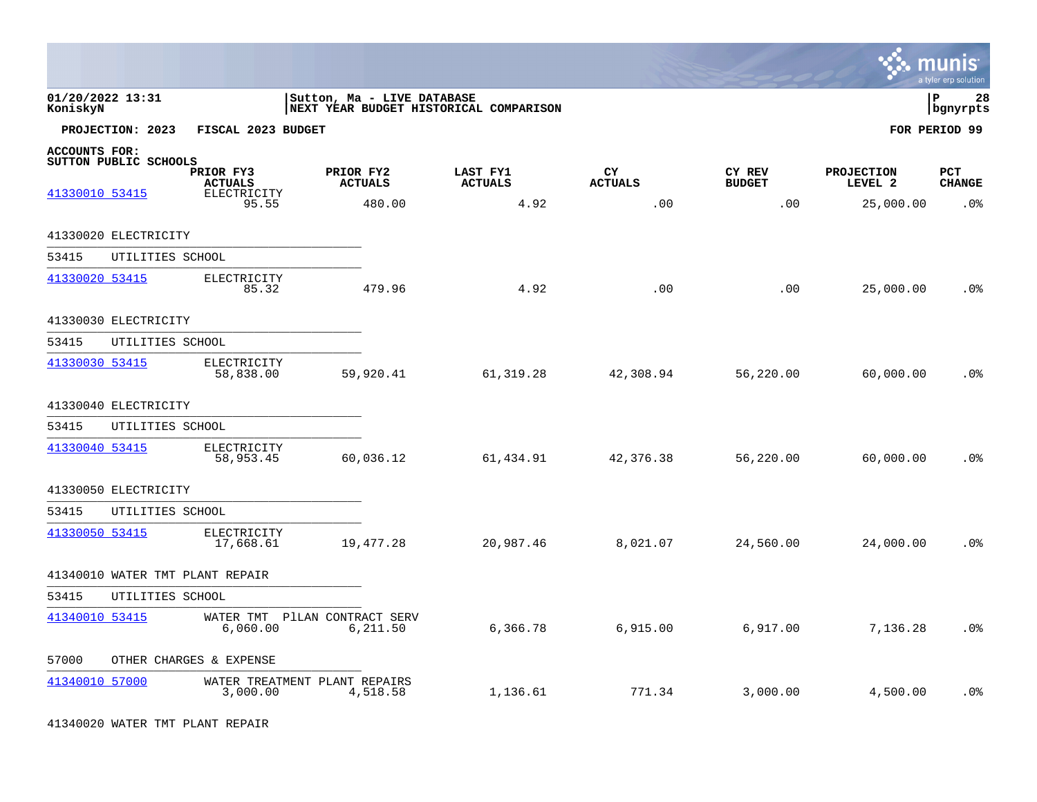01/20/2022 13:31 | Sutton, Ma - LIVE DATABASE
KoniskyN | NEXT YEAR BUDGET HISTORICAL COMPARISON | bgnyrpts

**PROJECTION: 2023 FISCAL 2023 BUDGET** **FOR PERIOD 99**

**ACCOUNTS FOR:**
**SUTTON PUBLIC SCHOOLS**

| | | PRIOR FY3 ACTUALS | PRIOR FY2 ACTUALS | LAST FY1 ACTUALS | CY ACTUALS | CY REV BUDGET | PROJECTION LEVEL 2 | PCT CHANGE |
|---|---|---|---|---|---|---|---|---|
| 41330010 53415 | ELECTRICITY | 95.55 | 480.00 | 4.92 | .00 | .00 | 25,000.00 | .0% |
| 41330020 ELECTRICITY | | | | | | | | |
| 53415 UTILITIES SCHOOL | | | | | | | | |
| 41330020 53415 | ELECTRICITY | 85.32 | 479.96 | 4.92 | .00 | .00 | 25,000.00 | .0% |
| 41330030 ELECTRICITY | | | | | | | | |
| 53415 UTILITIES SCHOOL | | | | | | | | |
| 41330030 53415 | ELECTRICITY | 58,838.00 | 59,920.41 | 61,319.28 | 42,308.94 | 56,220.00 | 60,000.00 | .0% |
| 41330040 ELECTRICITY | | | | | | | | |
| 53415 UTILITIES SCHOOL | | | | | | | | |
| 41330040 53415 | ELECTRICITY | 58,953.45 | 60,036.12 | 61,434.91 | 42,376.38 | 56,220.00 | 60,000.00 | .0% |
| 41330050 ELECTRICITY | | | | | | | | |
| 53415 UTILITIES SCHOOL | | | | | | | | |
| 41330050 53415 | ELECTRICITY | 17,668.61 | 19,477.28 | 20,987.46 | 8,021.07 | 24,560.00 | 24,000.00 | .0% |
| 41340010 WATER TMT PLANT REPAIR | | | | | | | | |
| 53415 UTILITIES SCHOOL | | | | | | | | |
| 41340010 53415 | WATER TMT PlLAN CONTRACT SERV | 6,060.00 | 6,211.50 | 6,366.78 | 6,915.00 | 6,917.00 | 7,136.28 | .0% |
| 57000 OTHER CHARGES & EXPENSE | | | | | | | | |
| 41340010 57000 | WATER TREATMENT PLANT REPAIRS | 3,000.00 | 4,518.58 | 1,136.61 | 771.34 | 3,000.00 | 4,500.00 | .0% |

41340020 WATER TMT PLANT REPAIR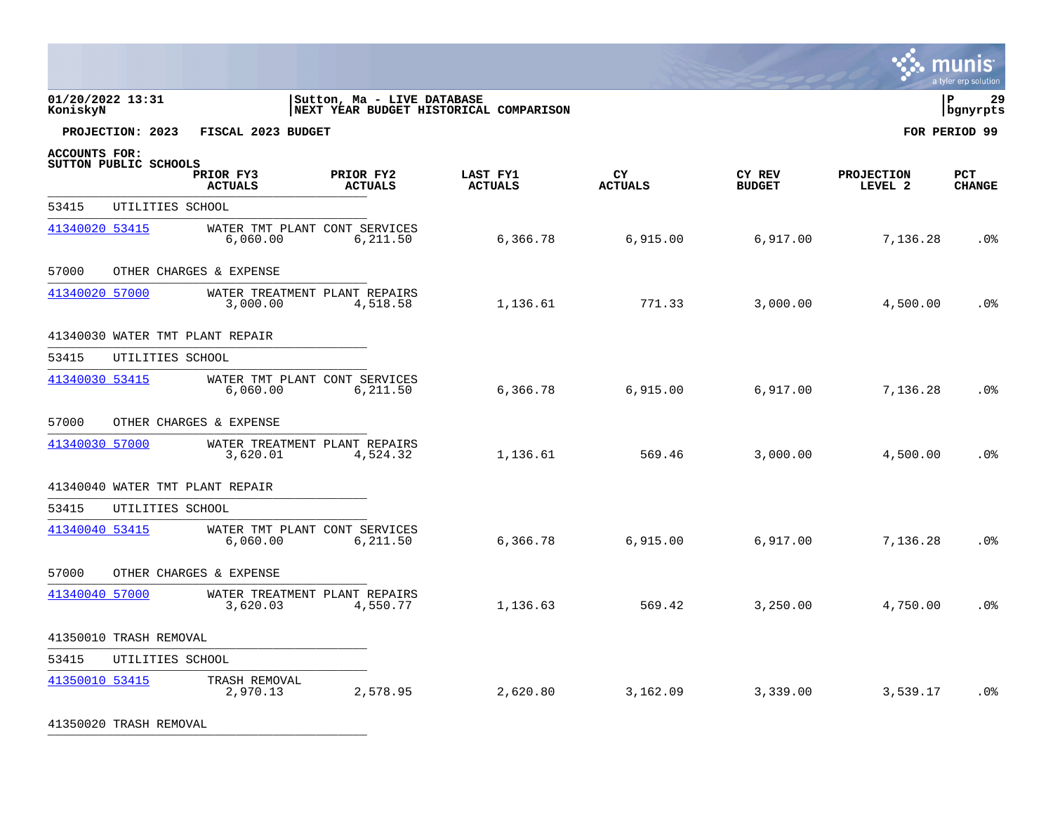**01/20/2022 13:31**
**KoniskyN**

**Sutton, Ma - LIVE DATABASE**
**NEXT YEAR BUDGET HISTORICAL COMPARISON**

**P 29**
**bgnyrpts**

**PROJECTION: 2023 FISCAL 2023 BUDGET** — **FOR PERIOD 99**

**ACCOUNTS FOR:**
**SUTTON PUBLIC SCHOOLS**

| Account | Description | PRIOR FY3 ACTUALS | PRIOR FY2 ACTUALS | LAST FY1 ACTUALS | CY ACTUALS | CY REV BUDGET | PROJECTION LEVEL 2 | PCT CHANGE |
|---|---|---|---|---|---|---|---|---|
| 53415 UTILITIES SCHOOL | | | | | | | | |
| 41340020 53415 | WATER TMT PLANT CONT SERVICES | 6,060.00 | 6,211.50 | 6,366.78 | 6,915.00 | 6,917.00 | 7,136.28 | .0% |
| 57000 OTHER CHARGES & EXPENSE | | | | | | | | |
| 41340020 57000 | WATER TREATMENT PLANT REPAIRS | 3,000.00 | 4,518.58 | 1,136.61 | 771.33 | 3,000.00 | 4,500.00 | .0% |
| 41340030 WATER TMT PLANT REPAIR | | | | | | | | |
| 53415 UTILITIES SCHOOL | | | | | | | | |
| 41340030 53415 | WATER TMT PLANT CONT SERVICES | 6,060.00 | 6,211.50 | 6,366.78 | 6,915.00 | 6,917.00 | 7,136.28 | .0% |
| 57000 OTHER CHARGES & EXPENSE | | | | | | | | |
| 41340030 57000 | WATER TREATMENT PLANT REPAIRS | 3,620.01 | 4,524.32 | 1,136.61 | 569.46 | 3,000.00 | 4,500.00 | .0% |
| 41340040 WATER TMT PLANT REPAIR | | | | | | | | |
| 53415 UTILITIES SCHOOL | | | | | | | | |
| 41340040 53415 | WATER TMT PLANT CONT SERVICES | 6,060.00 | 6,211.50 | 6,366.78 | 6,915.00 | 6,917.00 | 7,136.28 | .0% |
| 57000 OTHER CHARGES & EXPENSE | | | | | | | | |
| 41340040 57000 | WATER TREATMENT PLANT REPAIRS | 3,620.03 | 4,550.77 | 1,136.63 | 569.42 | 3,250.00 | 4,750.00 | .0% |
| 41350010 TRASH REMOVAL | | | | | | | | |
| 53415 UTILITIES SCHOOL | | | | | | | | |
| 41350010 53415 | TRASH REMOVAL | 2,970.13 | 2,578.95 | 2,620.80 | 3,162.09 | 3,339.00 | 3,539.17 | .0% |
| 41350020 TRASH REMOVAL | | | | | | | | |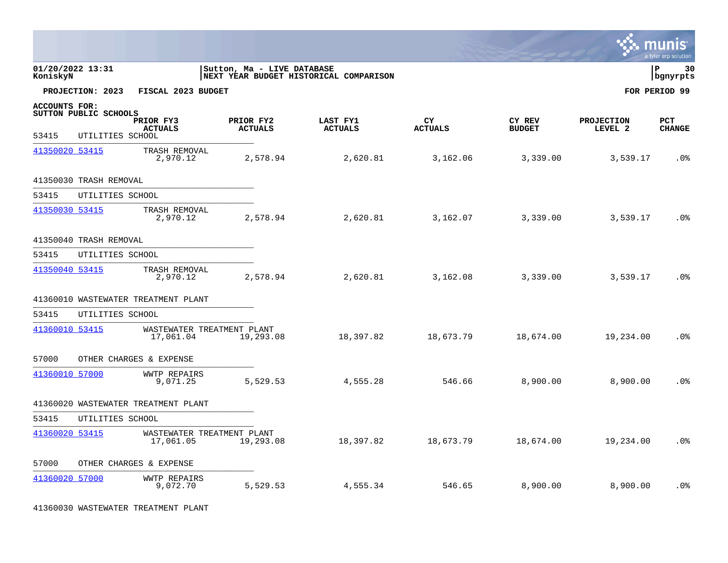**01/20/2022 13:31** | **Sutton, Ma - LIVE DATABASE** | **P 30**
**KoniskyN** | **NEXT YEAR BUDGET HISTORICAL COMPARISON** | **bgnyrpts**

**PROJECTION: 2023 FISCAL 2023 BUDGET** — **FOR PERIOD 99**

**ACCOUNTS FOR:**
**SUTTON PUBLIC SCHOOLS**

| Account | Description | PRIOR FY3 ACTUALS | PRIOR FY2 ACTUALS | LAST FY1 ACTUALS | CY ACTUALS | CY REV BUDGET | PROJECTION LEVEL 2 | PCT CHANGE |
|---|---|---|---|---|---|---|---|---|
| 53415 UTILITIES SCHOOL | | | | | | | | |
| 41350020 53415 | TRASH REMOVAL | 2,970.12 | 2,578.94 | 2,620.81 | 3,162.06 | 3,339.00 | 3,539.17 | .0% |
| 41350030 TRASH REMOVAL | | | | | | | | |
| 53415 UTILITIES SCHOOL | | | | | | | | |
| 41350030 53415 | TRASH REMOVAL | 2,970.12 | 2,578.94 | 2,620.81 | 3,162.07 | 3,339.00 | 3,539.17 | .0% |
| 41350040 TRASH REMOVAL | | | | | | | | |
| 53415 UTILITIES SCHOOL | | | | | | | | |
| 41350040 53415 | TRASH REMOVAL | 2,970.12 | 2,578.94 | 2,620.81 | 3,162.08 | 3,339.00 | 3,539.17 | .0% |
| 41360010 WASTEWATER TREATMENT PLANT | | | | | | | | |
| 53415 UTILITIES SCHOOL | | | | | | | | |
| 41360010 53415 | WASTEWATER TREATMENT PLANT | 17,061.04 | 19,293.08 | 18,397.82 | 18,673.79 | 18,674.00 | 19,234.00 | .0% |
| 57000 OTHER CHARGES & EXPENSE | | | | | | | | |
| 41360010 57000 | WWTP REPAIRS | 9,071.25 | 5,529.53 | 4,555.28 | 546.66 | 8,900.00 | 8,900.00 | .0% |
| 41360020 WASTEWATER TREATMENT PLANT | | | | | | | | |
| 53415 UTILITIES SCHOOL | | | | | | | | |
| 41360020 53415 | WASTEWATER TREATMENT PLANT | 17,061.05 | 19,293.08 | 18,397.82 | 18,673.79 | 18,674.00 | 19,234.00 | .0% |
| 57000 OTHER CHARGES & EXPENSE | | | | | | | | |
| 41360020 57000 | WWTP REPAIRS | 9,072.70 | 5,529.53 | 4,555.34 | 546.65 | 8,900.00 | 8,900.00 | .0% |
| 41360030 WASTEWATER TREATMENT PLANT | | | | | | | | |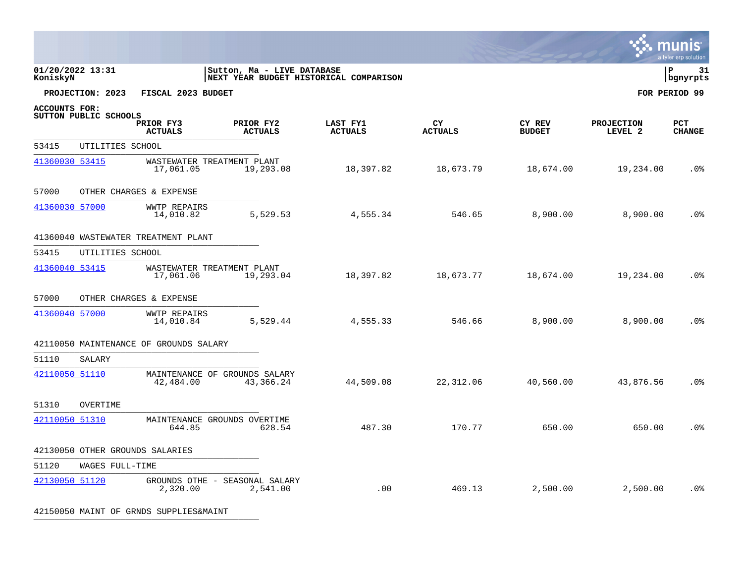01/20/2022 13:31 | Sutton, Ma - LIVE DATABASE
KoniskyN | NEXT YEAR BUDGET HISTORICAL COMPARISON

**PROJECTION: 2023 FISCAL 2023 BUDGET** — **FOR PERIOD 99**

**ACCOUNTS FOR:**
**SUTTON PUBLIC SCHOOLS**

| Account | Description | PRIOR FY3 ACTUALS | PRIOR FY2 ACTUALS | LAST FY1 ACTUALS | CY ACTUALS | CY REV BUDGET | PROJECTION LEVEL 2 | PCT CHANGE |
|---|---|---|---|---|---|---|---|---|
| 53415 UTILITIES SCHOOL | | | | | | | | |
| 41360030 53415 | WASTEWATER TREATMENT PLANT | 17,061.05 | 19,293.08 | 18,397.82 | 18,673.79 | 18,674.00 | 19,234.00 | .0% |
| 57000 OTHER CHARGES & EXPENSE | | | | | | | | |
| 41360030 57000 | WWTP REPAIRS | 14,010.82 | 5,529.53 | 4,555.34 | 546.65 | 8,900.00 | 8,900.00 | .0% |
| 41360040 WASTEWATER TREATMENT PLANT | | | | | | | | |
| 53415 UTILITIES SCHOOL | | | | | | | | |
| 41360040 53415 | WASTEWATER TREATMENT PLANT | 17,061.06 | 19,293.04 | 18,397.82 | 18,673.77 | 18,674.00 | 19,234.00 | .0% |
| 57000 OTHER CHARGES & EXPENSE | | | | | | | | |
| 41360040 57000 | WWTP REPAIRS | 14,010.84 | 5,529.44 | 4,555.33 | 546.66 | 8,900.00 | 8,900.00 | .0% |
| 42110050 MAINTENANCE OF GROUNDS SALARY | | | | | | | | |
| 51110 SALARY | | | | | | | | |
| 42110050 51110 | MAINTENANCE OF GROUNDS SALARY | 42,484.00 | 43,366.24 | 44,509.08 | 22,312.06 | 40,560.00 | 43,876.56 | .0% |
| 51310 OVERTIME | | | | | | | | |
| 42110050 51310 | MAINTENANCE GROUNDS OVERTIME | 644.85 | 628.54 | 487.30 | 170.77 | 650.00 | 650.00 | .0% |
| 42130050 OTHER GROUNDS SALARIES | | | | | | | | |
| 51120 WAGES FULL-TIME | | | | | | | | |
| 42130050 51120 | GROUNDS OTHE - SEASONAL SALARY | 2,320.00 | 2,541.00 | .00 | 469.13 | 2,500.00 | 2,500.00 | .0% |
| 42150050 MAINT OF GRNDS SUPPLIES&MAINT | | | | | | | | |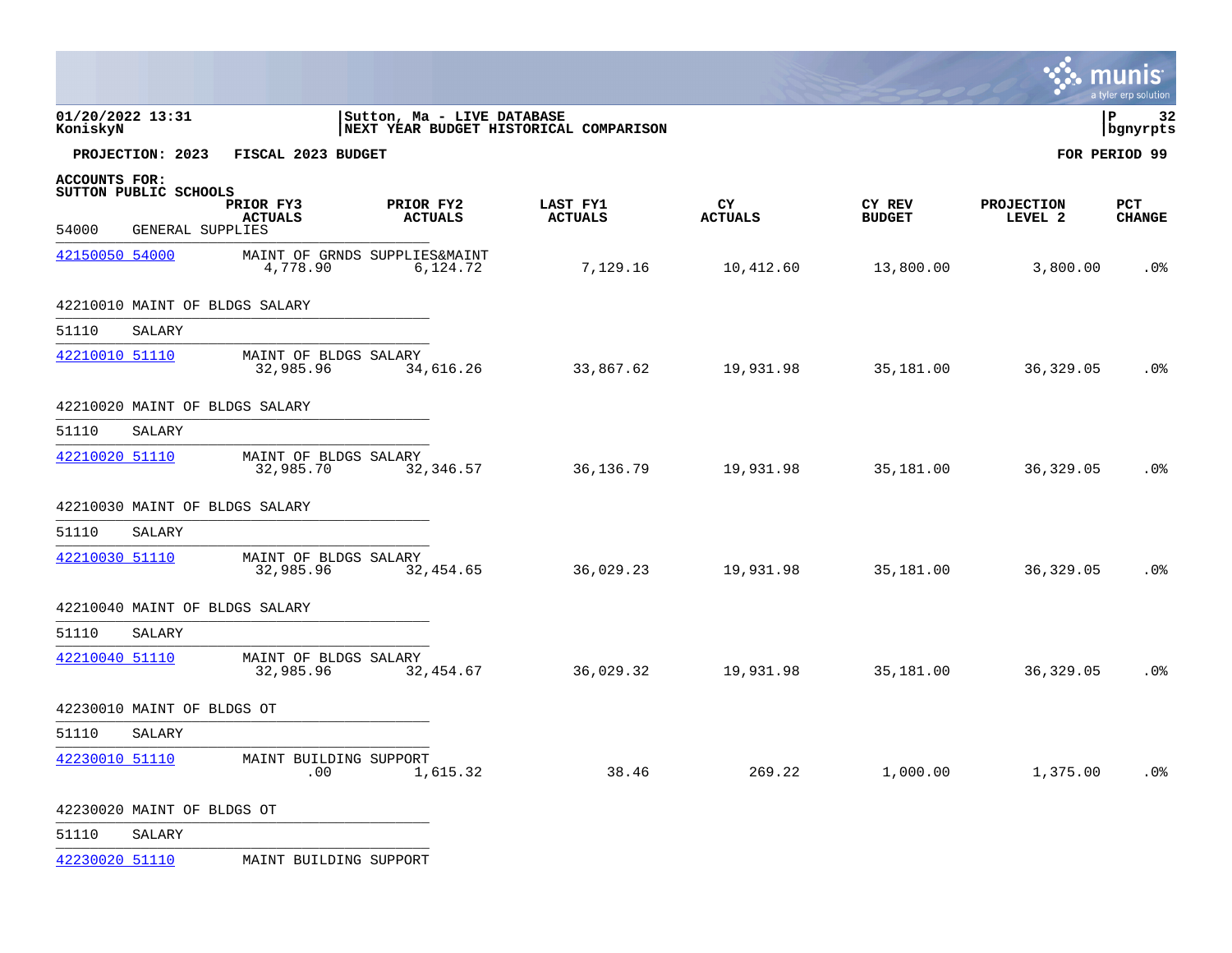**01/20/2022 13:31**
**KoniskyN**

**Sutton, Ma - LIVE DATABASE**
**NEXT YEAR BUDGET HISTORICAL COMPARISON**

**PROJECTION: 2023 FISCAL 2023 BUDGET** **FOR PERIOD 99**

**ACCOUNTS FOR:**
**SUTTON PUBLIC SCHOOLS**

| | PRIOR FY3 ACTUALS | PRIOR FY2 ACTUALS | LAST FY1 ACTUALS | CY ACTUALS | CY REV BUDGET | PROJECTION LEVEL 2 | PCT CHANGE |
|---|---|---|---|---|---|---|---|
| 54000 GENERAL SUPPLIES | | | | | | | |
| 42150050 54000 MAINT OF GRNDS SUPPLIES&MAINT | 4,778.90 | 6,124.72 | 7,129.16 | 10,412.60 | 13,800.00 | 3,800.00 | .0% |
| 42210010 MAINT OF BLDGS SALARY | | | | | | | |
| 51110 SALARY | | | | | | | |
| 42210010 51110 MAINT OF BLDGS SALARY | 32,985.96 | 34,616.26 | 33,867.62 | 19,931.98 | 35,181.00 | 36,329.05 | .0% |
| 42210020 MAINT OF BLDGS SALARY | | | | | | | |
| 51110 SALARY | | | | | | | |
| 42210020 51110 MAINT OF BLDGS SALARY | 32,985.70 | 32,346.57 | 36,136.79 | 19,931.98 | 35,181.00 | 36,329.05 | .0% |
| 42210030 MAINT OF BLDGS SALARY | | | | | | | |
| 51110 SALARY | | | | | | | |
| 42210030 51110 MAINT OF BLDGS SALARY | 32,985.96 | 32,454.65 | 36,029.23 | 19,931.98 | 35,181.00 | 36,329.05 | .0% |
| 42210040 MAINT OF BLDGS SALARY | | | | | | | |
| 51110 SALARY | | | | | | | |
| 42210040 51110 MAINT OF BLDGS SALARY | 32,985.96 | 32,454.67 | 36,029.32 | 19,931.98 | 35,181.00 | 36,329.05 | .0% |
| 42230010 MAINT OF BLDGS OT | | | | | | | |
| 51110 SALARY | | | | | | | |
| 42230010 51110 MAINT BUILDING SUPPORT | .00 | 1,615.32 | 38.46 | 269.22 | 1,000.00 | 1,375.00 | .0% |
| 42230020 MAINT OF BLDGS OT | | | | | | | |
| 51110 SALARY | | | | | | | |
| 42230020 51110 MAINT BUILDING SUPPORT | | | | | | | |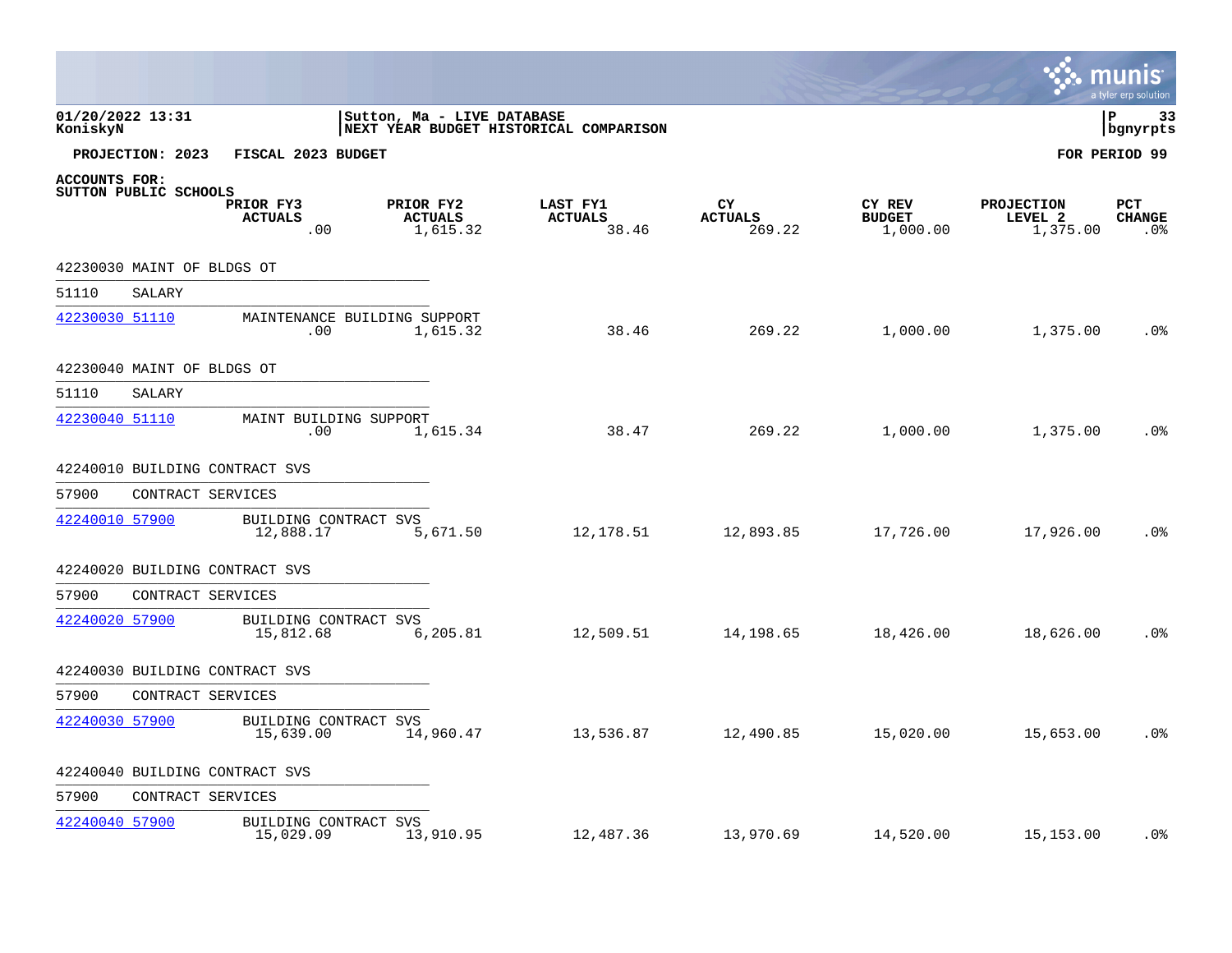01/20/2022 13:31 | Sutton, Ma - LIVE DATABASE
KoniskyN | NEXT YEAR BUDGET HISTORICAL COMPARISON

**PROJECTION: 2023 FISCAL 2023 BUDGET** — **FOR PERIOD 99**

**ACCOUNTS FOR:**
**SUTTON PUBLIC SCHOOLS**

| | PRIOR FY3 ACTUALS | PRIOR FY2 ACTUALS | LAST FY1 ACTUALS | CY ACTUALS | CY REV BUDGET | PROJECTION LEVEL 2 | PCT CHANGE |
|---|---|---|---|---|---|---|---|
| | .00 | 1,615.32 | 38.46 | 269.22 | 1,000.00 | 1,375.00 | .0% |
| **42230030 MAINT OF BLDGS OT** | | | | | | | |
| 51110 SALARY | | | | | | | |
| 42230030 51110 MAINTENANCE BUILDING SUPPORT | .00 | 1,615.32 | 38.46 | 269.22 | 1,000.00 | 1,375.00 | .0% |
| **42230040 MAINT OF BLDGS OT** | | | | | | | |
| 51110 SALARY | | | | | | | |
| 42230040 51110 MAINT BUILDING SUPPORT | .00 | 1,615.34 | 38.47 | 269.22 | 1,000.00 | 1,375.00 | .0% |
| **42240010 BUILDING CONTRACT SVS** | | | | | | | |
| 57900 CONTRACT SERVICES | | | | | | | |
| 42240010 57900 BUILDING CONTRACT SVS | 12,888.17 | 5,671.50 | 12,178.51 | 12,893.85 | 17,726.00 | 17,926.00 | .0% |
| **42240020 BUILDING CONTRACT SVS** | | | | | | | |
| 57900 CONTRACT SERVICES | | | | | | | |
| 42240020 57900 BUILDING CONTRACT SVS | 15,812.68 | 6,205.81 | 12,509.51 | 14,198.65 | 18,426.00 | 18,626.00 | .0% |
| **42240030 BUILDING CONTRACT SVS** | | | | | | | |
| 57900 CONTRACT SERVICES | | | | | | | |
| 42240030 57900 BUILDING CONTRACT SVS | 15,639.00 | 14,960.47 | 13,536.87 | 12,490.85 | 15,020.00 | 15,653.00 | .0% |
| **42240040 BUILDING CONTRACT SVS** | | | | | | | |
| 57900 CONTRACT SERVICES | | | | | | | |
| 42240040 57900 BUILDING CONTRACT SVS | 15,029.09 | 13,910.95 | 12,487.36 | 13,970.69 | 14,520.00 | 15,153.00 | .0% |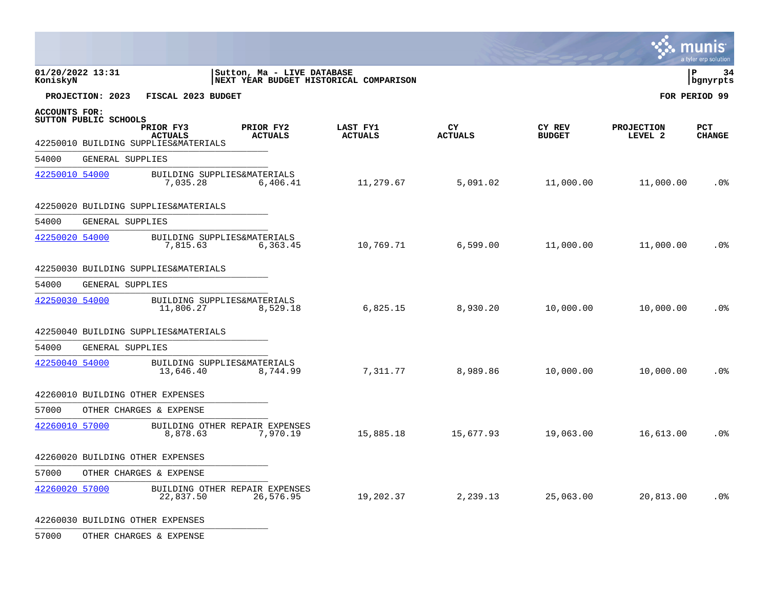01/20/2022 13:31 | Sutton, Ma - LIVE DATABASE
KoniskyN | NEXT YEAR BUDGET HISTORICAL COMPARISON | bgnyrpts

**PROJECTION: 2023 FISCAL 2023 BUDGET** **FOR PERIOD 99**

**ACCOUNTS FOR:**
**SUTTON PUBLIC SCHOOLS**

| Account | Description | PRIOR FY3 ACTUALS | PRIOR FY2 ACTUALS | LAST FY1 ACTUALS | CY ACTUALS | CY REV BUDGET | PROJECTION LEVEL 2 | PCT CHANGE |
|---|---|---|---|---|---|---|---|---|
| **42250010 BUILDING SUPPLIES&MATERIALS** | | | | | | | | |
| 54000 | GENERAL SUPPLIES | | | | | | | |
| 42250010 54000 | BUILDING SUPPLIES&MATERIALS | 7,035.28 | 6,406.41 | 11,279.67 | 5,091.02 | 11,000.00 | 11,000.00 | .0% |
| **42250020 BUILDING SUPPLIES&MATERIALS** | | | | | | | | |
| 54000 | GENERAL SUPPLIES | | | | | | | |
| 42250020 54000 | BUILDING SUPPLIES&MATERIALS | 7,815.63 | 6,363.45 | 10,769.71 | 6,599.00 | 11,000.00 | 11,000.00 | .0% |
| **42250030 BUILDING SUPPLIES&MATERIALS** | | | | | | | | |
| 54000 | GENERAL SUPPLIES | | | | | | | |
| 42250030 54000 | BUILDING SUPPLIES&MATERIALS | 11,806.27 | 8,529.18 | 6,825.15 | 8,930.20 | 10,000.00 | 10,000.00 | .0% |
| **42250040 BUILDING SUPPLIES&MATERIALS** | | | | | | | | |
| 54000 | GENERAL SUPPLIES | | | | | | | |
| 42250040 54000 | BUILDING SUPPLIES&MATERIALS | 13,646.40 | 8,744.99 | 7,311.77 | 8,989.86 | 10,000.00 | 10,000.00 | .0% |
| **42260010 BUILDING OTHER EXPENSES** | | | | | | | | |
| 57000 | OTHER CHARGES & EXPENSE | | | | | | | |
| 42260010 57000 | BUILDING OTHER REPAIR EXPENSES | 8,878.63 | 7,970.19 | 15,885.18 | 15,677.93 | 19,063.00 | 16,613.00 | .0% |
| **42260020 BUILDING OTHER EXPENSES** | | | | | | | | |
| 57000 | OTHER CHARGES & EXPENSE | | | | | | | |
| 42260020 57000 | BUILDING OTHER REPAIR EXPENSES | 22,837.50 | 26,576.95 | 19,202.37 | 2,239.13 | 25,063.00 | 20,813.00 | .0% |
| **42260030 BUILDING OTHER EXPENSES** | | | | | | | | |
| 57000 | OTHER CHARGES & EXPENSE | | | | | | | |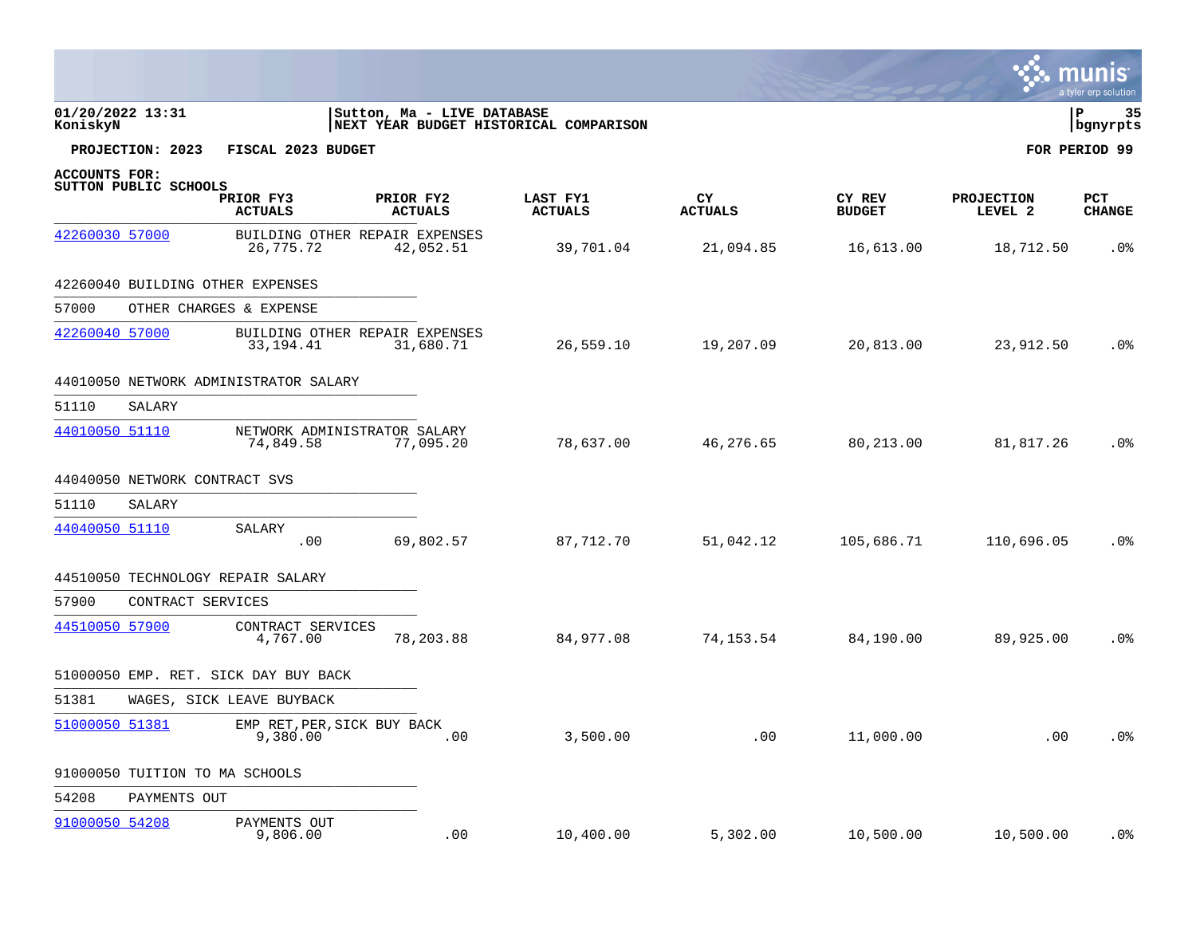01/20/2022 13:31 | Sutton, Ma - LIVE DATABASE
KoniskyN | NEXT YEAR BUDGET HISTORICAL COMPARISON | bgnyrpts

**PROJECTION: 2023 FISCAL 2023 BUDGET** **FOR PERIOD 99**

**ACCOUNTS FOR:**
**SUTTON PUBLIC SCHOOLS**

| ACCOUNT | DESCRIPTION | PRIOR FY3 ACTUALS | PRIOR FY2 ACTUALS | LAST FY1 ACTUALS | CY ACTUALS | CY REV BUDGET | PROJECTION LEVEL 2 | PCT CHANGE |
|---|---|---|---|---|---|---|---|---|
| 42260030 57000 | BUILDING OTHER REPAIR EXPENSES | 26,775.72 | 42,052.51 | 39,701.04 | 21,094.85 | 16,613.00 | 18,712.50 | .0% |
| **42260040 BUILDING OTHER EXPENSES** | | | | | | | | |
| 57000 | OTHER CHARGES & EXPENSE | | | | | | | |
| 42260040 57000 | BUILDING OTHER REPAIR EXPENSES | 33,194.41 | 31,680.71 | 26,559.10 | 19,207.09 | 20,813.00 | 23,912.50 | .0% |
| **44010050 NETWORK ADMINISTRATOR SALARY** | | | | | | | | |
| 51110 | SALARY | | | | | | | |
| 44010050 51110 | NETWORK ADMINISTRATOR SALARY | 74,849.58 | 77,095.20 | 78,637.00 | 46,276.65 | 80,213.00 | 81,817.26 | .0% |
| **44040050 NETWORK CONTRACT SVS** | | | | | | | | |
| 51110 | SALARY | | | | | | | |
| 44040050 51110 | SALARY | .00 | 69,802.57 | 87,712.70 | 51,042.12 | 105,686.71 | 110,696.05 | .0% |
| **44510050 TECHNOLOGY REPAIR SALARY** | | | | | | | | |
| 57900 | CONTRACT SERVICES | | | | | | | |
| 44510050 57900 | CONTRACT SERVICES | 4,767.00 | 78,203.88 | 84,977.08 | 74,153.54 | 84,190.00 | 89,925.00 | .0% |
| **51000050 EMP. RET. SICK DAY BUY BACK** | | | | | | | | |
| 51381 | WAGES, SICK LEAVE BUYBACK | | | | | | | |
| 51000050 51381 | EMP RET,PER,SICK BUY BACK | 9,380.00 | .00 | 3,500.00 | .00 | 11,000.00 | .00 | .0% |
| **91000050 TUITION TO MA SCHOOLS** | | | | | | | | |
| 54208 | PAYMENTS OUT | | | | | | | |
| 91000050 54208 | PAYMENTS OUT | 9,806.00 | .00 | 10,400.00 | 5,302.00 | 10,500.00 | 10,500.00 | .0% |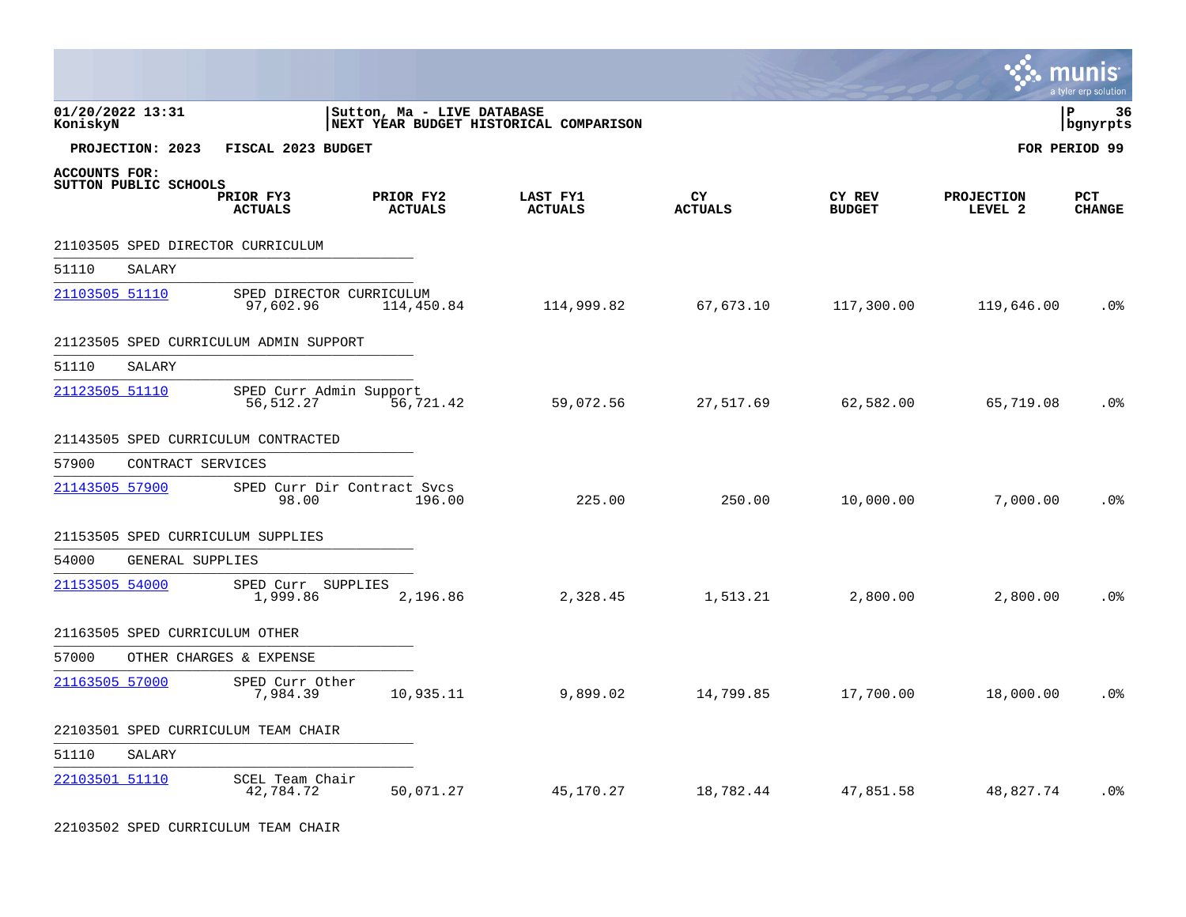01/20/2022 13:31
KoniskyN

Sutton, Ma - LIVE DATABASE
NEXT YEAR BUDGET HISTORICAL COMPARISON

P 36
bgnyrpts

**PROJECTION: 2023 FISCAL 2023 BUDGET** **FOR PERIOD 99**

**ACCOUNTS FOR:**
**SUTTON PUBLIC SCHOOLS**

| Account | Description | PRIOR FY3 ACTUALS | PRIOR FY2 ACTUALS | LAST FY1 ACTUALS | CY ACTUALS | CY REV BUDGET | PROJECTION LEVEL 2 | PCT CHANGE |
|---|---|---|---|---|---|---|---|---|
| **21103505 SPED DIRECTOR CURRICULUM** | | | | | | | | |
| 51110 SALARY | | | | | | | | |
| 21103505 51110 | SPED DIRECTOR CURRICULUM | 97,602.96 | 114,450.84 | 114,999.82 | 67,673.10 | 117,300.00 | 119,646.00 | .0% |
| **21123505 SPED CURRICULUM ADMIN SUPPORT** | | | | | | | | |
| 51110 SALARY | | | | | | | | |
| 21123505 51110 | SPED Curr Admin Support | 56,512.27 | 56,721.42 | 59,072.56 | 27,517.69 | 62,582.00 | 65,719.08 | .0% |
| **21143505 SPED CURRICULUM CONTRACTED** | | | | | | | | |
| 57900 CONTRACT SERVICES | | | | | | | | |
| 21143505 57900 | SPED Curr Dir Contract Svcs | 98.00 | 196.00 | 225.00 | 250.00 | 10,000.00 | 7,000.00 | .0% |
| **21153505 SPED CURRICULUM SUPPLIES** | | | | | | | | |
| 54000 GENERAL SUPPLIES | | | | | | | | |
| 21153505 54000 | SPED Curr SUPPLIES | 1,999.86 | 2,196.86 | 2,328.45 | 1,513.21 | 2,800.00 | 2,800.00 | .0% |
| **21163505 SPED CURRICULUM OTHER** | | | | | | | | |
| 57000 OTHER CHARGES & EXPENSE | | | | | | | | |
| 21163505 57000 | SPED Curr Other | 7,984.39 | 10,935.11 | 9,899.02 | 14,799.85 | 17,700.00 | 18,000.00 | .0% |
| **22103501 SPED CURRICULUM TEAM CHAIR** | | | | | | | | |
| 51110 SALARY | | | | | | | | |
| 22103501 51110 | SCEL Team Chair | 42,784.72 | 50,071.27 | 45,170.27 | 18,782.44 | 47,851.58 | 48,827.74 | .0% |
| **22103502 SPED CURRICULUM TEAM CHAIR** | | | | | | | | |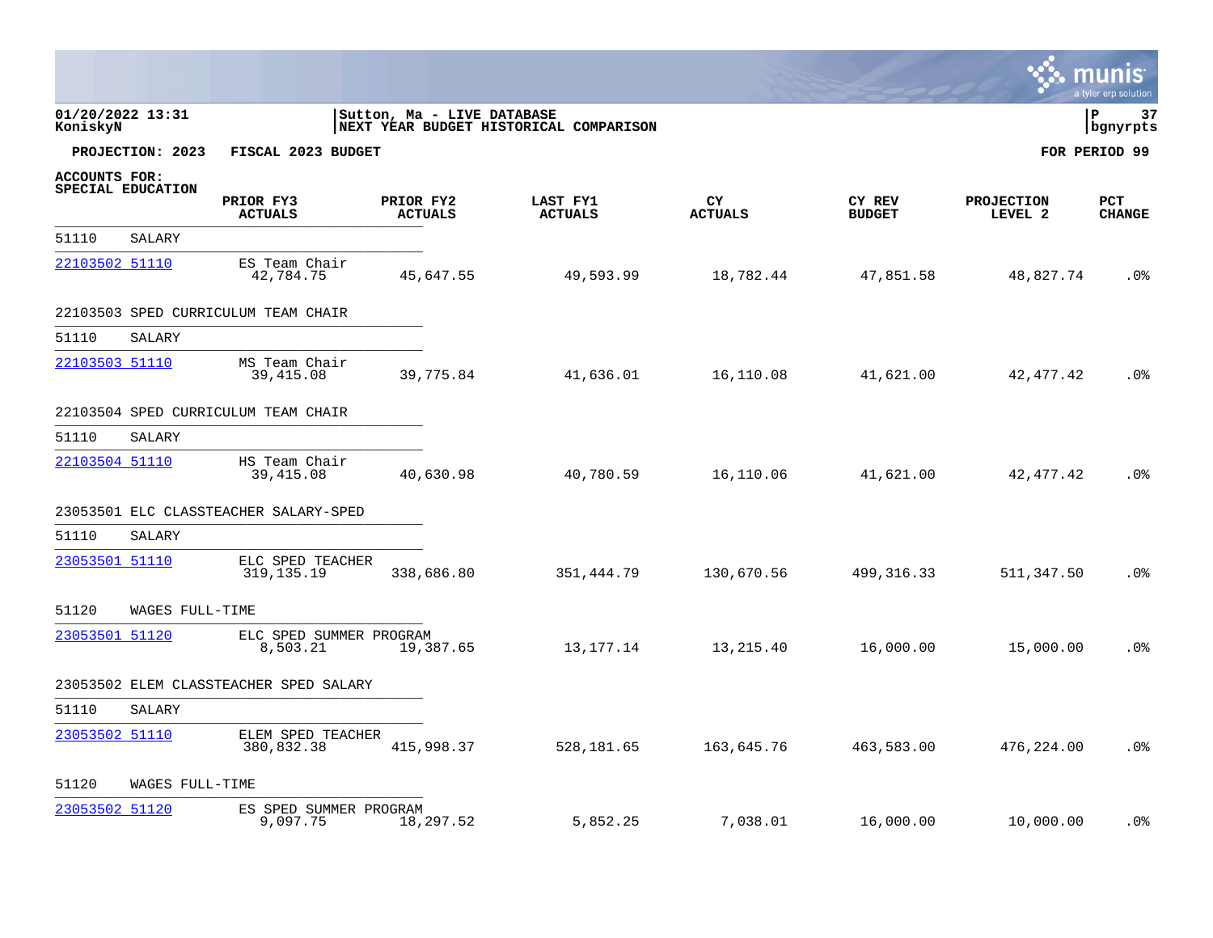**01/20/2022 13:31**
**KoniskyN**

**Sutton, Ma - LIVE DATABASE**
**NEXT YEAR BUDGET HISTORICAL COMPARISON**

**P 37**
**bgnyrpts**

**PROJECTION: 2023 FISCAL 2023 BUDGET** **FOR PERIOD 99**

**ACCOUNTS FOR:**
**SPECIAL EDUCATION**

| ACCOUNT | DESCRIPTION | PRIOR FY3 ACTUALS | PRIOR FY2 ACTUALS | LAST FY1 ACTUALS | CY ACTUALS | CY REV BUDGET | PROJECTION LEVEL 2 | PCT CHANGE |
|---|---|---|---|---|---|---|---|---|
| 51110 | SALARY | | | | | | | |
| 22103502 51110 | ES Team Chair | 42,784.75 | 45,647.55 | 49,593.99 | 18,782.44 | 47,851.58 | 48,827.74 | .0% |
| 22103503 | SPED CURRICULUM TEAM CHAIR | | | | | | | |
| 51110 | SALARY | | | | | | | |
| 22103503 51110 | MS Team Chair | 39,415.08 | 39,775.84 | 41,636.01 | 16,110.08 | 41,621.00 | 42,477.42 | .0% |
| 22103504 | SPED CURRICULUM TEAM CHAIR | | | | | | | |
| 51110 | SALARY | | | | | | | |
| 22103504 51110 | HS Team Chair | 39,415.08 | 40,630.98 | 40,780.59 | 16,110.06 | 41,621.00 | 42,477.42 | .0% |
| 23053501 | ELC CLASSTEACHER SALARY-SPED | | | | | | | |
| 51110 | SALARY | | | | | | | |
| 23053501 51110 | ELC SPED TEACHER | 319,135.19 | 338,686.80 | 351,444.79 | 130,670.56 | 499,316.33 | 511,347.50 | .0% |
| 51120 | WAGES FULL-TIME | | | | | | | |
| 23053501 51120 | ELC SPED SUMMER PROGRAM | 8,503.21 | 19,387.65 | 13,177.14 | 13,215.40 | 16,000.00 | 15,000.00 | .0% |
| 23053502 | ELEM CLASSTEACHER SPED SALARY | | | | | | | |
| 51110 | SALARY | | | | | | | |
| 23053502 51110 | ELEM SPED TEACHER | 380,832.38 | 415,998.37 | 528,181.65 | 163,645.76 | 463,583.00 | 476,224.00 | .0% |
| 51120 | WAGES FULL-TIME | | | | | | | |
| 23053502 51120 | ES SPED SUMMER PROGRAM | 9,097.75 | 18,297.52 | 5,852.25 | 7,038.01 | 16,000.00 | 10,000.00 | .0% |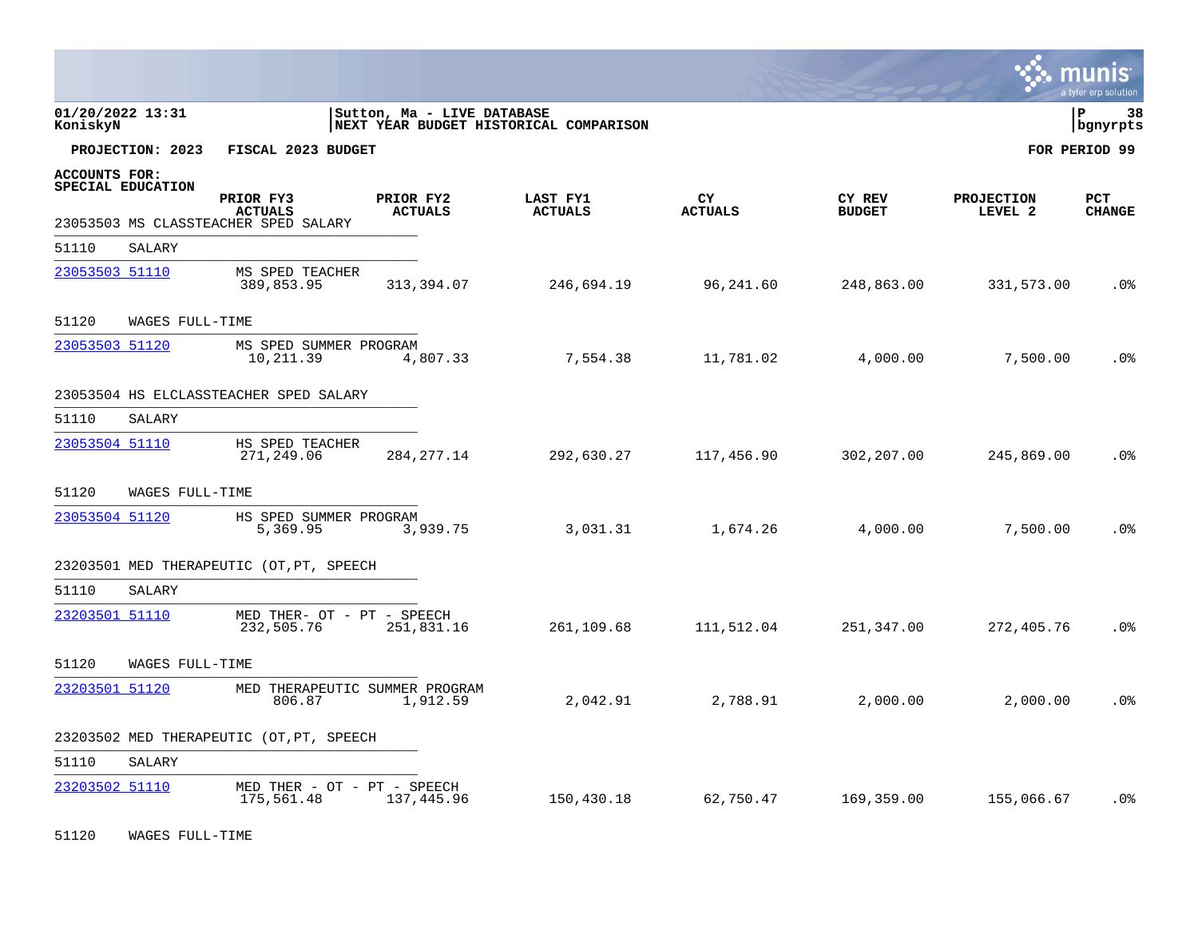01/20/2022 13:31 | Sutton, Ma - LIVE DATABASE | P 38
KoniskyN | NEXT YEAR BUDGET HISTORICAL COMPARISON | bgnyrpts

**PROJECTION: 2023 FISCAL 2023 BUDGET** **FOR PERIOD 99**

**ACCOUNTS FOR:**
**SPECIAL EDUCATION**

| | PRIOR FY3 ACTUALS | PRIOR FY2 ACTUALS | LAST FY1 ACTUALS | CY ACTUALS | CY REV BUDGET | PROJECTION LEVEL 2 | PCT CHANGE |
|---|---|---|---|---|---|---|---|
| **23053503 MS CLASSTEACHER SPED SALARY** | | | | | | | |
| 51110 SALARY | | | | | | | |
| 23053503 51110 MS SPED TEACHER | 389,853.95 | 313,394.07 | 246,694.19 | 96,241.60 | 248,863.00 | 331,573.00 | .0% |
| 51120 WAGES FULL-TIME | | | | | | | |
| 23053503 51120 MS SPED SUMMER PROGRAM | 10,211.39 | 4,807.33 | 7,554.38 | 11,781.02 | 4,000.00 | 7,500.00 | .0% |
| **23053504 HS ELCLASSTEACHER SPED SALARY** | | | | | | | |
| 51110 SALARY | | | | | | | |
| 23053504 51110 HS SPED TEACHER | 271,249.06 | 284,277.14 | 292,630.27 | 117,456.90 | 302,207.00 | 245,869.00 | .0% |
| 51120 WAGES FULL-TIME | | | | | | | |
| 23053504 51120 HS SPED SUMMER PROGRAM | 5,369.95 | 3,939.75 | 3,031.31 | 1,674.26 | 4,000.00 | 7,500.00 | .0% |
| **23203501 MED THERAPEUTIC (OT,PT, SPEECH** | | | | | | | |
| 51110 SALARY | | | | | | | |
| 23203501 51110 MED THER- OT - PT - SPEECH | 232,505.76 | 251,831.16 | 261,109.68 | 111,512.04 | 251,347.00 | 272,405.76 | .0% |
| 51120 WAGES FULL-TIME | | | | | | | |
| 23203501 51120 MED THERAPEUTIC SUMMER PROGRAM | 806.87 | 1,912.59 | 2,042.91 | 2,788.91 | 2,000.00 | 2,000.00 | .0% |
| **23203502 MED THERAPEUTIC (OT,PT, SPEECH** | | | | | | | |
| 51110 SALARY | | | | | | | |
| 23203502 51110 MED THER - OT - PT - SPEECH | 175,561.48 | 137,445.96 | 150,430.18 | 62,750.47 | 169,359.00 | 155,066.67 | .0% |
| 51120 WAGES FULL-TIME | | | | | | | |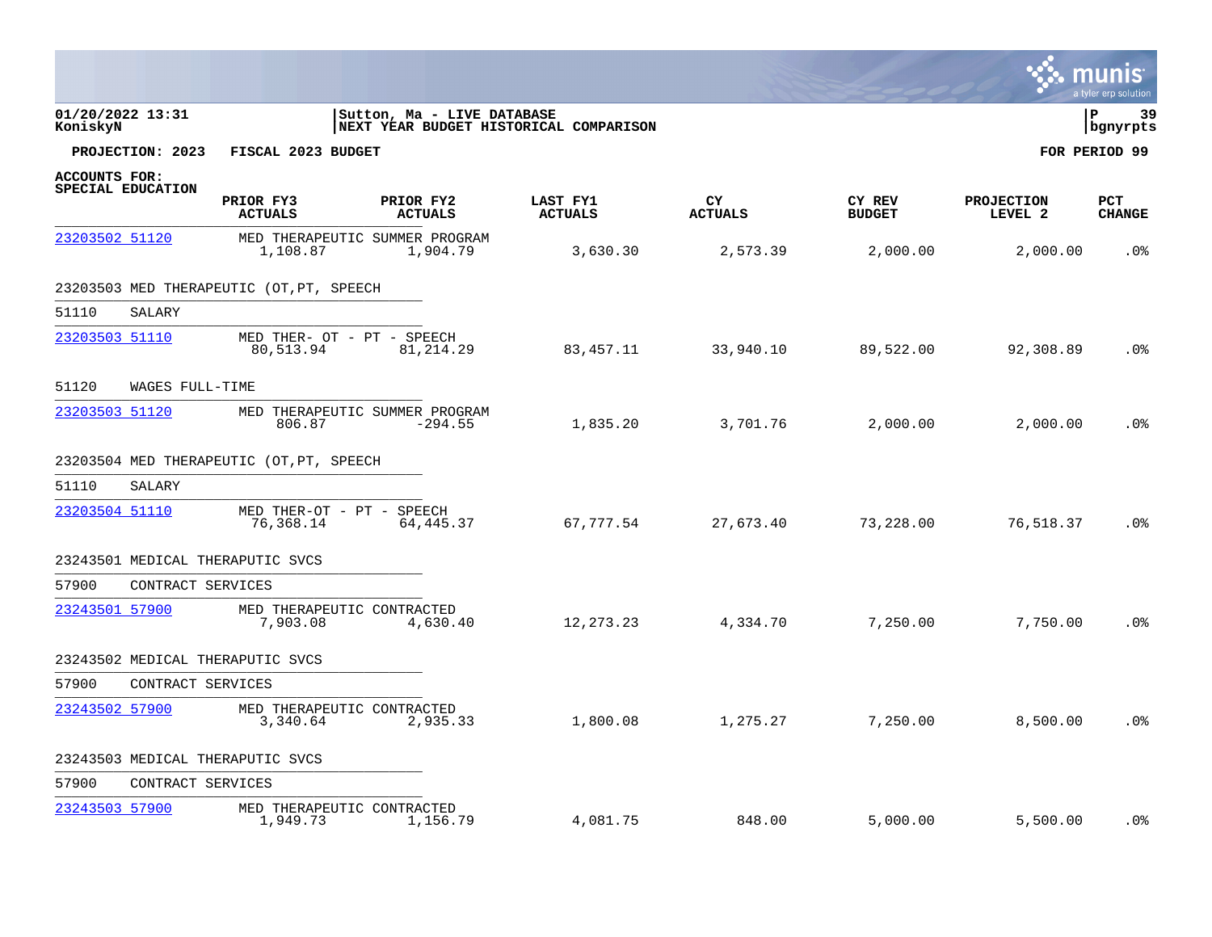01/20/2022 13:31 | Sutton, Ma - LIVE DATABASE
KoniskyN | NEXT YEAR BUDGET HISTORICAL COMPARISON | bgnyrpts

**PROJECTION: 2023 FISCAL 2023 BUDGET** **FOR PERIOD 99**

**ACCOUNTS FOR:**
**SPECIAL EDUCATION**

| ACCOUNT | DESCRIPTION | PRIOR FY3 ACTUALS | PRIOR FY2 ACTUALS | LAST FY1 ACTUALS | CY ACTUALS | CY REV BUDGET | PROJECTION LEVEL 2 | PCT CHANGE |
|---|---|---|---|---|---|---|---|---|
| 23203502 51120 | MED THERAPEUTIC SUMMER PROGRAM | 1,108.87 | 1,904.79 | 3,630.30 | 2,573.39 | 2,000.00 | 2,000.00 | .0% |
| **23203503 MED THERAPEUTIC (OT,PT, SPEECH** | | | | | | | | |
| 51110 SALARY | | | | | | | | |
| 23203503 51110 | MED THER- OT - PT - SPEECH | 80,513.94 | 81,214.29 | 83,457.11 | 33,940.10 | 89,522.00 | 92,308.89 | .0% |
| 51120 WAGES FULL-TIME | | | | | | | | |
| 23203503 51120 | MED THERAPEUTIC SUMMER PROGRAM | 806.87 | -294.55 | 1,835.20 | 3,701.76 | 2,000.00 | 2,000.00 | .0% |
| **23203504 MED THERAPEUTIC (OT,PT, SPEECH** | | | | | | | | |
| 51110 SALARY | | | | | | | | |
| 23203504 51110 | MED THER-OT - PT - SPEECH | 76,368.14 | 64,445.37 | 67,777.54 | 27,673.40 | 73,228.00 | 76,518.37 | .0% |
| **23243501 MEDICAL THERAPUTIC SVCS** | | | | | | | | |
| 57900 CONTRACT SERVICES | | | | | | | | |
| 23243501 57900 | MED THERAPEUTIC CONTRACTED | 7,903.08 | 4,630.40 | 12,273.23 | 4,334.70 | 7,250.00 | 7,750.00 | .0% |
| **23243502 MEDICAL THERAPUTIC SVCS** | | | | | | | | |
| 57900 CONTRACT SERVICES | | | | | | | | |
| 23243502 57900 | MED THERAPEUTIC CONTRACTED | 3,340.64 | 2,935.33 | 1,800.08 | 1,275.27 | 7,250.00 | 8,500.00 | .0% |
| **23243503 MEDICAL THERAPUTIC SVCS** | | | | | | | | |
| 57900 CONTRACT SERVICES | | | | | | | | |
| 23243503 57900 | MED THERAPEUTIC CONTRACTED | 1,949.73 | 1,156.79 | 4,081.75 | 848.00 | 5,000.00 | 5,500.00 | .0% |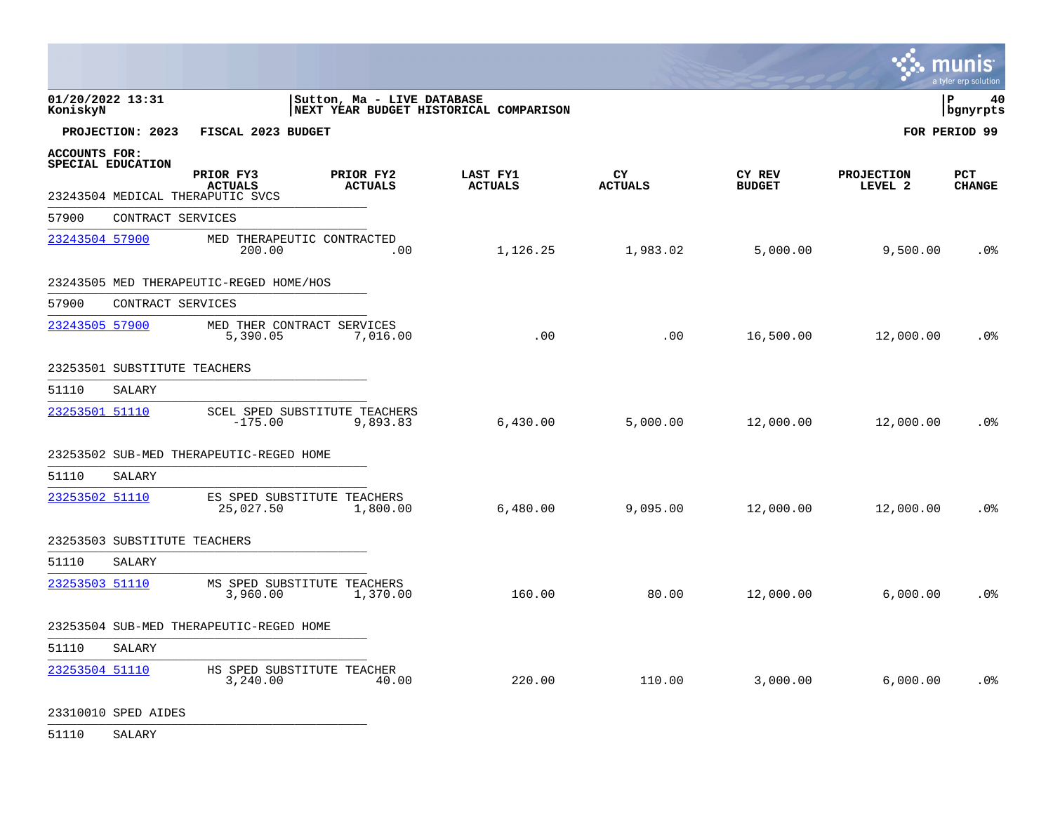01/20/2022 13:31 | Sutton, Ma - LIVE DATABASE
KoniskyN | NEXT YEAR BUDGET HISTORICAL COMPARISON | P 40 bgnyrpts

**PROJECTION: 2023 FISCAL 2023 BUDGET** **FOR PERIOD 99**

**ACCOUNTS FOR:**
**SPECIAL EDUCATION**

| Account | Description | PRIOR FY3 ACTUALS | PRIOR FY2 ACTUALS | LAST FY1 ACTUALS | CY ACTUALS | CY REV BUDGET | PROJECTION LEVEL 2 | PCT CHANGE |
|---|---|---|---|---|---|---|---|---|
| 23243504 MEDICAL THERAPUTIC SVCS | | | | | | | | |
| 57900 CONTRACT SERVICES | | | | | | | | |
| 23243504 57900 | MED THERAPEUTIC CONTRACTED | 200.00 | .00 | 1,126.25 | 1,983.02 | 5,000.00 | 9,500.00 | .0% |
| 23243505 MED THERAPEUTIC-REGED HOME/HOS | | | | | | | | |
| 57900 CONTRACT SERVICES | | | | | | | | |
| 23243505 57900 | MED THER CONTRACT SERVICES | 5,390.05 | 7,016.00 | .00 | .00 | 16,500.00 | 12,000.00 | .0% |
| 23253501 SUBSTITUTE TEACHERS | | | | | | | | |
| 51110 SALARY | | | | | | | | |
| 23253501 51110 | SCEL SPED SUBSTITUTE TEACHERS | -175.00 | 9,893.83 | 6,430.00 | 5,000.00 | 12,000.00 | 12,000.00 | .0% |
| 23253502 SUB-MED THERAPEUTIC-REGED HOME | | | | | | | | |
| 51110 SALARY | | | | | | | | |
| 23253502 51110 | ES SPED SUBSTITUTE TEACHERS | 25,027.50 | 1,800.00 | 6,480.00 | 9,095.00 | 12,000.00 | 12,000.00 | .0% |
| 23253503 SUBSTITUTE TEACHERS | | | | | | | | |
| 51110 SALARY | | | | | | | | |
| 23253503 51110 | MS SPED SUBSTITUTE TEACHERS | 3,960.00 | 1,370.00 | 160.00 | 80.00 | 12,000.00 | 6,000.00 | .0% |
| 23253504 SUB-MED THERAPEUTIC-REGED HOME | | | | | | | | |
| 51110 SALARY | | | | | | | | |
| 23253504 51110 | HS SPED SUBSTITUTE TEACHER | 3,240.00 | 40.00 | 220.00 | 110.00 | 3,000.00 | 6,000.00 | .0% |
| 23310010 SPED AIDES | | | | | | | | |
| 51110 SALARY | | | | | | | | |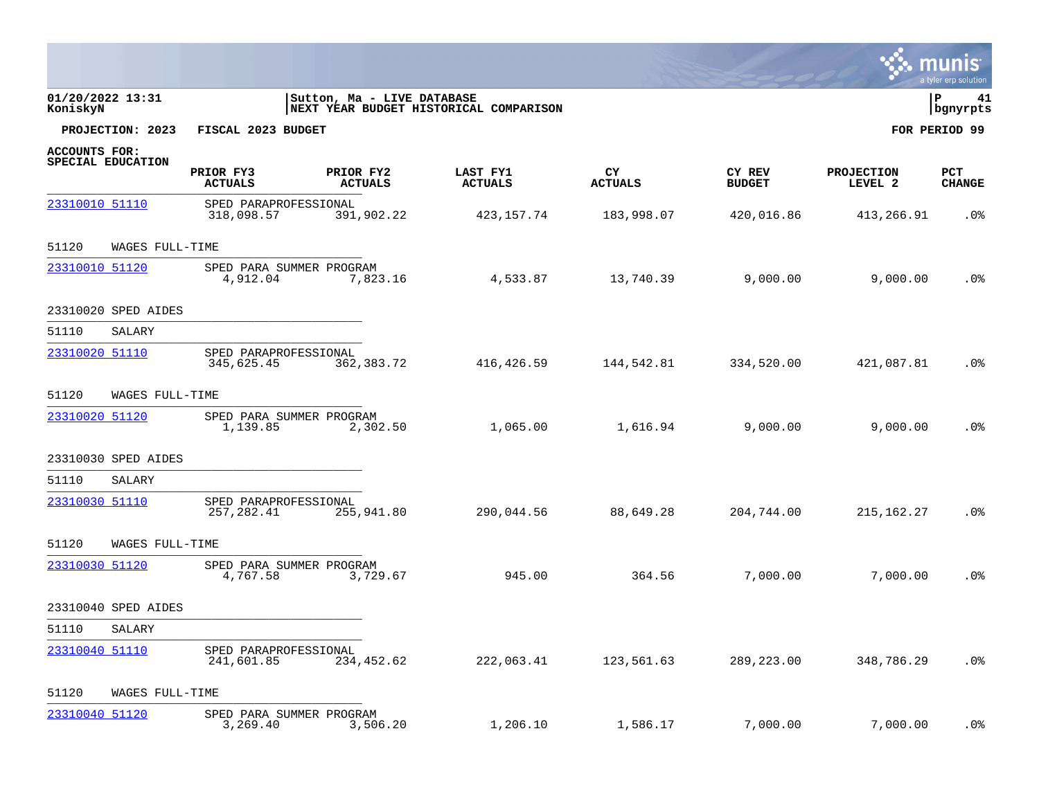01/20/2022 13:31 | Sutton, Ma - LIVE DATABASE
KoniskyN | NEXT YEAR BUDGET HISTORICAL COMPARISON

**PROJECTION: 2023 FISCAL 2023 BUDGET** | **FOR PERIOD 99**

**ACCOUNTS FOR:**
**SPECIAL EDUCATION**

| ACCOUNT | DESCRIPTION | PRIOR FY3 ACTUALS | PRIOR FY2 ACTUALS | LAST FY1 ACTUALS | CY ACTUALS | CY REV BUDGET | PROJECTION LEVEL 2 | PCT CHANGE |
|---|---|---|---|---|---|---|---|---|
| 23310010 51110 | SPED PARAPROFESSIONAL | 318,098.57 | 391,902.22 | 423,157.74 | 183,998.07 | 420,016.86 | 413,266.91 | .0% |
| 51120 WAGES FULL-TIME | | | | | | | | |
| 23310010 51120 | SPED PARA SUMMER PROGRAM | 4,912.04 | 7,823.16 | 4,533.87 | 13,740.39 | 9,000.00 | 9,000.00 | .0% |
| 23310020 SPED AIDES | | | | | | | | |
| 51110 SALARY | | | | | | | | |
| 23310020 51110 | SPED PARAPROFESSIONAL | 345,625.45 | 362,383.72 | 416,426.59 | 144,542.81 | 334,520.00 | 421,087.81 | .0% |
| 51120 WAGES FULL-TIME | | | | | | | | |
| 23310020 51120 | SPED PARA SUMMER PROGRAM | 1,139.85 | 2,302.50 | 1,065.00 | 1,616.94 | 9,000.00 | 9,000.00 | .0% |
| 23310030 SPED AIDES | | | | | | | | |
| 51110 SALARY | | | | | | | | |
| 23310030 51110 | SPED PARAPROFESSIONAL | 257,282.41 | 255,941.80 | 290,044.56 | 88,649.28 | 204,744.00 | 215,162.27 | .0% |
| 51120 WAGES FULL-TIME | | | | | | | | |
| 23310030 51120 | SPED PARA SUMMER PROGRAM | 4,767.58 | 3,729.67 | 945.00 | 364.56 | 7,000.00 | 7,000.00 | .0% |
| 23310040 SPED AIDES | | | | | | | | |
| 51110 SALARY | | | | | | | | |
| 23310040 51110 | SPED PARAPROFESSIONAL | 241,601.85 | 234,452.62 | 222,063.41 | 123,561.63 | 289,223.00 | 348,786.29 | .0% |
| 51120 WAGES FULL-TIME | | | | | | | | |
| 23310040 51120 | SPED PARA SUMMER PROGRAM | 3,269.40 | 3,506.20 | 1,206.10 | 1,586.17 | 7,000.00 | 7,000.00 | .0% |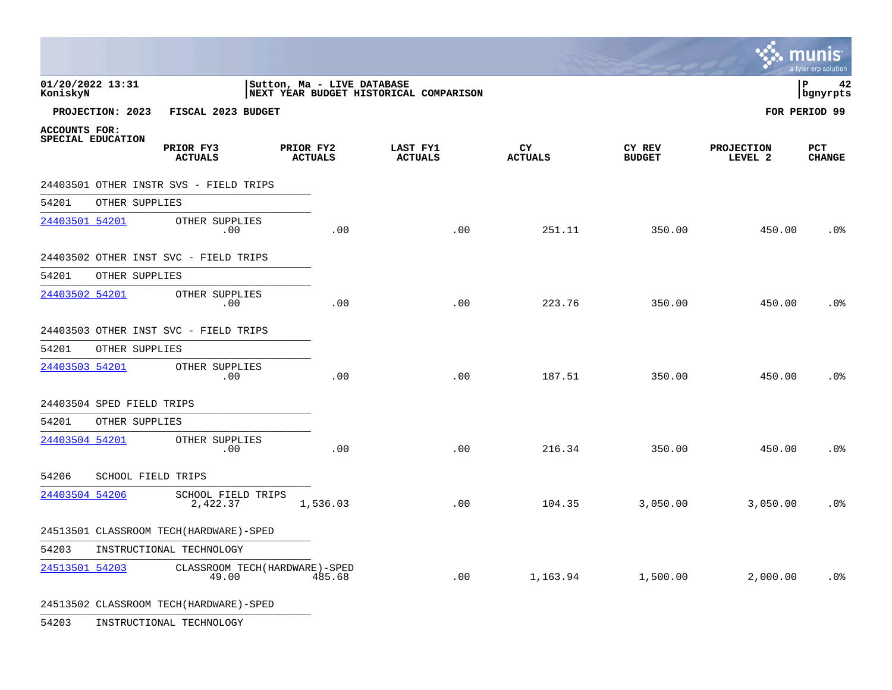01/20/2022 13:31 | Sutton, Ma - LIVE DATABASE
KoniskyN | NEXT YEAR BUDGET HISTORICAL COMPARISON | P 42 bgnyrpts

**PROJECTION: 2023 FISCAL 2023 BUDGET** **FOR PERIOD 99**

**ACCOUNTS FOR: SPECIAL EDUCATION**

| Account | Description | PRIOR FY3 ACTUALS | PRIOR FY2 ACTUALS | LAST FY1 ACTUALS | CY ACTUALS | CY REV BUDGET | PROJECTION LEVEL 2 | PCT CHANGE |
|---|---|---|---|---|---|---|---|---|
| **24403501 OTHER INSTR SVS - FIELD TRIPS** | | | | | | | | |
| 54201 | OTHER SUPPLIES | | | | | | | |
| 24403501 54201 | OTHER SUPPLIES | .00 | .00 | .00 | 251.11 | 350.00 | 450.00 | .0% |
| **24403502 OTHER INST SVC - FIELD TRIPS** | | | | | | | | |
| 54201 | OTHER SUPPLIES | | | | | | | |
| 24403502 54201 | OTHER SUPPLIES | .00 | .00 | .00 | 223.76 | 350.00 | 450.00 | .0% |
| **24403503 OTHER INST SVC - FIELD TRIPS** | | | | | | | | |
| 54201 | OTHER SUPPLIES | | | | | | | |
| 24403503 54201 | OTHER SUPPLIES | .00 | .00 | .00 | 187.51 | 350.00 | 450.00 | .0% |
| **24403504 SPED FIELD TRIPS** | | | | | | | | |
| 54201 | OTHER SUPPLIES | | | | | | | |
| 24403504 54201 | OTHER SUPPLIES | .00 | .00 | .00 | 216.34 | 350.00 | 450.00 | .0% |
| 54206 | SCHOOL FIELD TRIPS | | | | | | | |
| 24403504 54206 | SCHOOL FIELD TRIPS | 2,422.37 | 1,536.03 | .00 | 104.35 | 3,050.00 | 3,050.00 | .0% |
| **24513501 CLASSROOM TECH(HARDWARE)-SPED** | | | | | | | | |
| 54203 | INSTRUCTIONAL TECHNOLOGY | | | | | | | |
| 24513501 54203 | CLASSROOM TECH(HARDWARE)-SPED | 49.00 | 485.68 | .00 | 1,163.94 | 1,500.00 | 2,000.00 | .0% |
| **24513502 CLASSROOM TECH(HARDWARE)-SPED** | | | | | | | | |
| 54203 | INSTRUCTIONAL TECHNOLOGY | | | | | | | |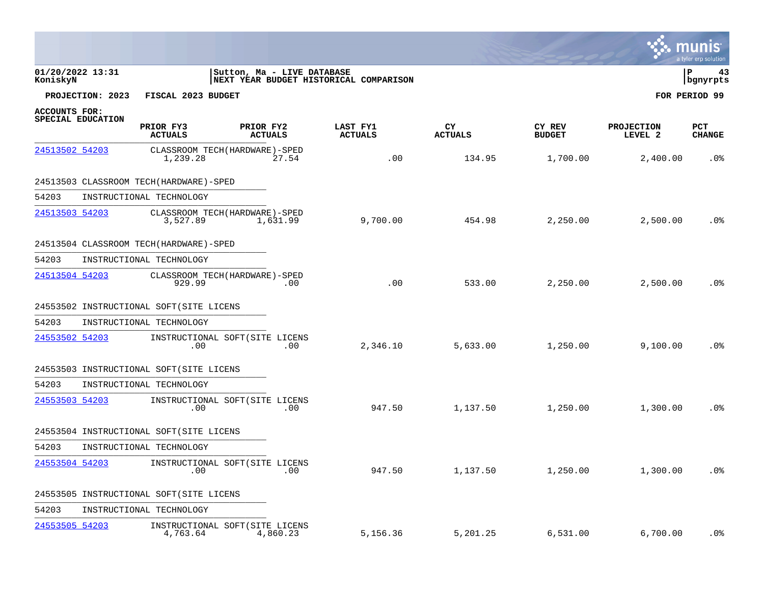01/20/2022 13:31
KoniskyN

Sutton, Ma - LIVE DATABASE
NEXT YEAR BUDGET HISTORICAL COMPARISON

P 43
bgnyrpts

**PROJECTION: 2023 FISCAL 2023 BUDGET** **FOR PERIOD 99**

**ACCOUNTS FOR:**
**SPECIAL EDUCATION**

| Account | Description | PRIOR FY3 ACTUALS | PRIOR FY2 ACTUALS | LAST FY1 ACTUALS | CY ACTUALS | CY REV BUDGET | PROJECTION LEVEL 2 | PCT CHANGE |
|---|---|---|---|---|---|---|---|---|
| 24513502 54203 | CLASSROOM TECH(HARDWARE)-SPED | 1,239.28 | 27.54 | .00 | 134.95 | 1,700.00 | 2,400.00 | .0% |
| **24513503 CLASSROOM TECH(HARDWARE)-SPED** | | | | | | | | |
| 54203 | INSTRUCTIONAL TECHNOLOGY | | | | | | | |
| 24513503 54203 | CLASSROOM TECH(HARDWARE)-SPED | 3,527.89 | 1,631.99 | 9,700.00 | 454.98 | 2,250.00 | 2,500.00 | .0% |
| **24513504 CLASSROOM TECH(HARDWARE)-SPED** | | | | | | | | |
| 54203 | INSTRUCTIONAL TECHNOLOGY | | | | | | | |
| 24513504 54203 | CLASSROOM TECH(HARDWARE)-SPED | 929.99 | .00 | .00 | 533.00 | 2,250.00 | 2,500.00 | .0% |
| **24553502 INSTRUCTIONAL SOFT(SITE LICENS** | | | | | | | | |
| 54203 | INSTRUCTIONAL TECHNOLOGY | | | | | | | |
| 24553502 54203 | INSTRUCTIONAL SOFT(SITE LICENS | .00 | .00 | 2,346.10 | 5,633.00 | 1,250.00 | 9,100.00 | .0% |
| **24553503 INSTRUCTIONAL SOFT(SITE LICENS** | | | | | | | | |
| 54203 | INSTRUCTIONAL TECHNOLOGY | | | | | | | |
| 24553503 54203 | INSTRUCTIONAL SOFT(SITE LICENS | .00 | .00 | 947.50 | 1,137.50 | 1,250.00 | 1,300.00 | .0% |
| **24553504 INSTRUCTIONAL SOFT(SITE LICENS** | | | | | | | | |
| 54203 | INSTRUCTIONAL TECHNOLOGY | | | | | | | |
| 24553504 54203 | INSTRUCTIONAL SOFT(SITE LICENS | .00 | .00 | 947.50 | 1,137.50 | 1,250.00 | 1,300.00 | .0% |
| **24553505 INSTRUCTIONAL SOFT(SITE LICENS** | | | | | | | | |
| 54203 | INSTRUCTIONAL TECHNOLOGY | | | | | | | |
| 24553505 54203 | INSTRUCTIONAL SOFT(SITE LICENS | 4,763.64 | 4,860.23 | 5,156.36 | 5,201.25 | 6,531.00 | 6,700.00 | .0% |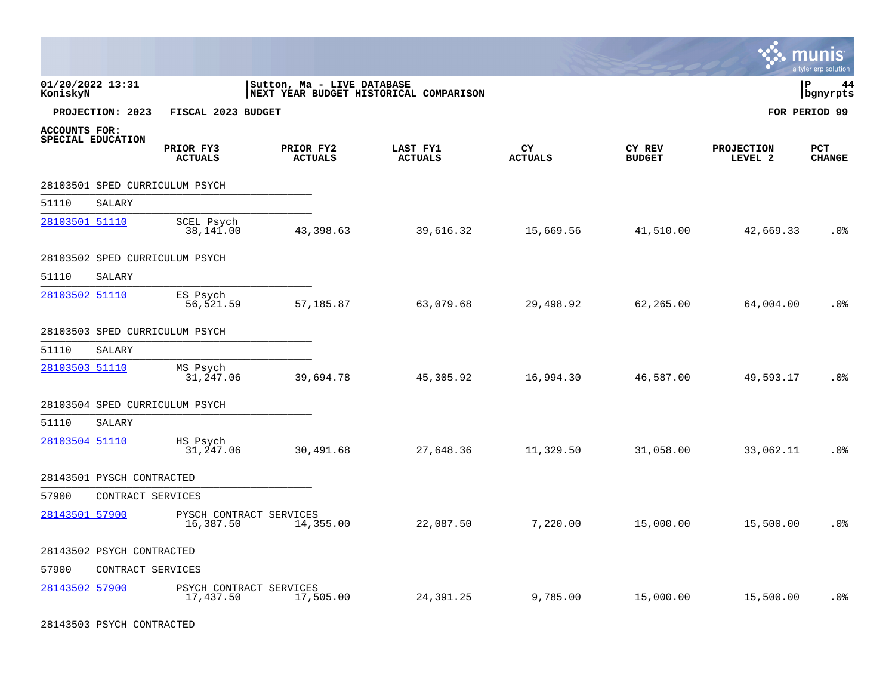01/20/2022 13:31
KoniskyN

Sutton, Ma - LIVE DATABASE
NEXT YEAR BUDGET HISTORICAL COMPARISON

P 44
bgnyrpts

**PROJECTION: 2023 FISCAL 2023 BUDGET** **FOR PERIOD 99**

**ACCOUNTS FOR:**
**SPECIAL EDUCATION**

| Account | Description | PRIOR FY3 ACTUALS | PRIOR FY2 ACTUALS | LAST FY1 ACTUALS | CY ACTUALS | CY REV BUDGET | PROJECTION LEVEL 2 | PCT CHANGE |
|---|---|---|---|---|---|---|---|---|
| 28103501 SPED CURRICULUM PSYCH | | | | | | | | |
| 51110 SALARY | | | | | | | | |
| 28103501 51110 | SCEL Psych | 38,141.00 | 43,398.63 | 39,616.32 | 15,669.56 | 41,510.00 | 42,669.33 | .0% |
| 28103502 SPED CURRICULUM PSYCH | | | | | | | | |
| 51110 SALARY | | | | | | | | |
| 28103502 51110 | ES Psych | 56,521.59 | 57,185.87 | 63,079.68 | 29,498.92 | 62,265.00 | 64,004.00 | .0% |
| 28103503 SPED CURRICULUM PSYCH | | | | | | | | |
| 51110 SALARY | | | | | | | | |
| 28103503 51110 | MS Psych | 31,247.06 | 39,694.78 | 45,305.92 | 16,994.30 | 46,587.00 | 49,593.17 | .0% |
| 28103504 SPED CURRICULUM PSYCH | | | | | | | | |
| 51110 SALARY | | | | | | | | |
| 28103504 51110 | HS Psych | 31,247.06 | 30,491.68 | 27,648.36 | 11,329.50 | 31,058.00 | 33,062.11 | .0% |
| 28143501 PYSCH CONTRACTED | | | | | | | | |
| 57900 CONTRACT SERVICES | | | | | | | | |
| 28143501 57900 | PYSCH CONTRACT SERVICES | 16,387.50 | 14,355.00 | 22,087.50 | 7,220.00 | 15,000.00 | 15,500.00 | .0% |
| 28143502 PSYCH CONTRACTED | | | | | | | | |
| 57900 CONTRACT SERVICES | | | | | | | | |
| 28143502 57900 | PSYCH CONTRACT SERVICES | 17,437.50 | 17,505.00 | 24,391.25 | 9,785.00 | 15,000.00 | 15,500.00 | .0% |
| 28143503 PSYCH CONTRACTED | | | | | | | | |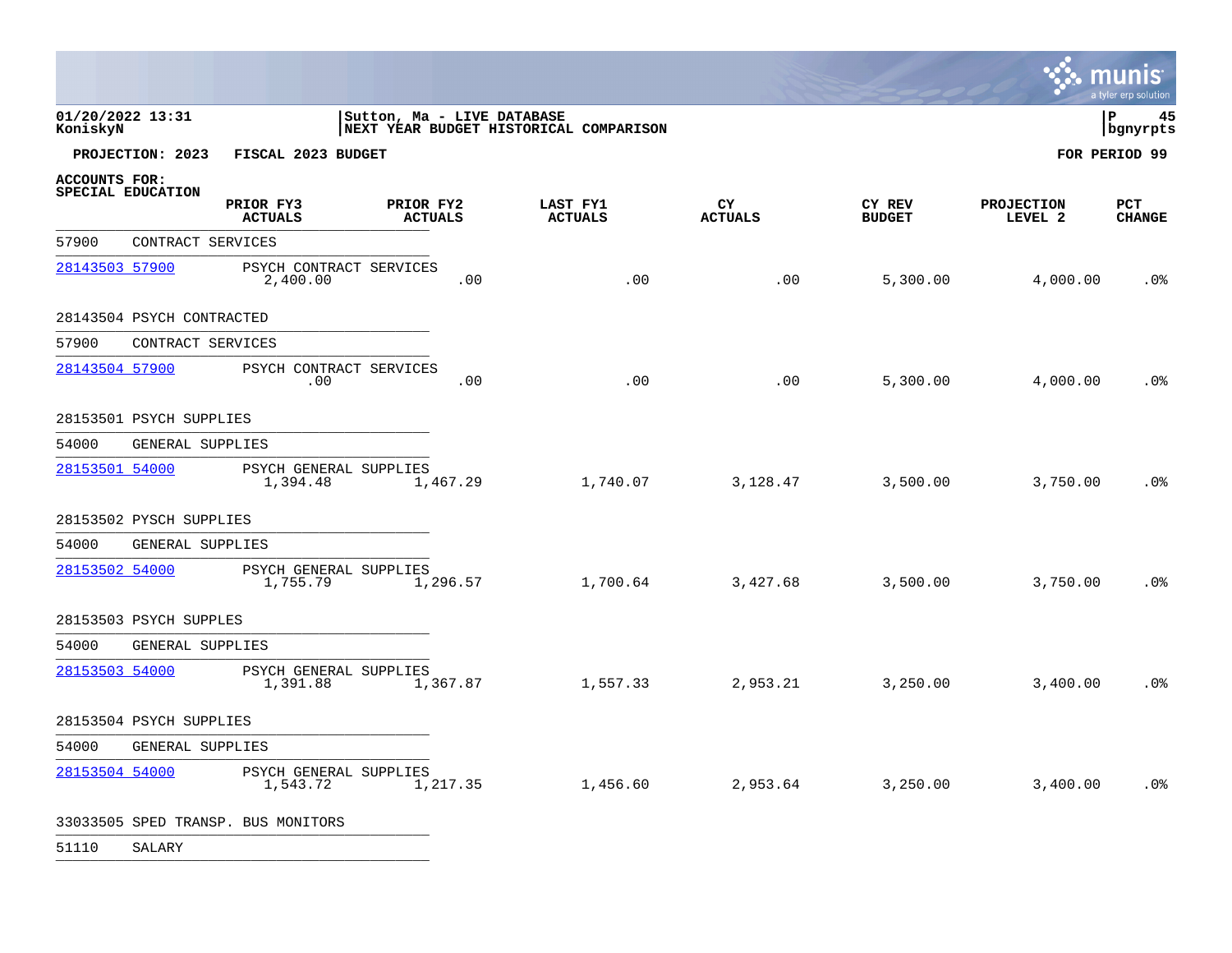01/20/2022 13:31 | Sutton, Ma - LIVE DATABASE
KoniskyN | NEXT YEAR BUDGET HISTORICAL COMPARISON | bgnyrpts

**PROJECTION: 2023 FISCAL 2023 BUDGET** **FOR PERIOD 99**

**ACCOUNTS FOR: SPECIAL EDUCATION**

| Account | Description | PRIOR FY3 ACTUALS | PRIOR FY2 ACTUALS | LAST FY1 ACTUALS | CY ACTUALS | CY REV BUDGET | PROJECTION LEVEL 2 | PCT CHANGE |
|---|---|---|---|---|---|---|---|---|
| 57900 | CONTRACT SERVICES | | | | | | | |
| 28143503 57900 | PSYCH CONTRACT SERVICES | 2,400.00 | .00 | .00 | .00 | 5,300.00 | 4,000.00 | .0% |
| 28143504 | PSYCH CONTRACTED | | | | | | | |
| 57900 | CONTRACT SERVICES | | | | | | | |
| 28143504 57900 | PSYCH CONTRACT SERVICES | .00 | .00 | .00 | .00 | 5,300.00 | 4,000.00 | .0% |
| 28153501 | PSYCH SUPPLIES | | | | | | | |
| 54000 | GENERAL SUPPLIES | | | | | | | |
| 28153501 54000 | PSYCH GENERAL SUPPLIES | 1,394.48 | 1,467.29 | 1,740.07 | 3,128.47 | 3,500.00 | 3,750.00 | .0% |
| 28153502 | PYSCH SUPPLIES | | | | | | | |
| 54000 | GENERAL SUPPLIES | | | | | | | |
| 28153502 54000 | PSYCH GENERAL SUPPLIES | 1,755.79 | 1,296.57 | 1,700.64 | 3,427.68 | 3,500.00 | 3,750.00 | .0% |
| 28153503 | PSYCH SUPPLES | | | | | | | |
| 54000 | GENERAL SUPPLIES | | | | | | | |
| 28153503 54000 | PSYCH GENERAL SUPPLIES | 1,391.88 | 1,367.87 | 1,557.33 | 2,953.21 | 3,250.00 | 3,400.00 | .0% |
| 28153504 | PSYCH SUPPLIES | | | | | | | |
| 54000 | GENERAL SUPPLIES | | | | | | | |
| 28153504 54000 | PSYCH GENERAL SUPPLIES | 1,543.72 | 1,217.35 | 1,456.60 | 2,953.64 | 3,250.00 | 3,400.00 | .0% |
| 33033505 | SPED TRANSP. BUS MONITORS | | | | | | | |
| 51110 | SALARY | | | | | | | |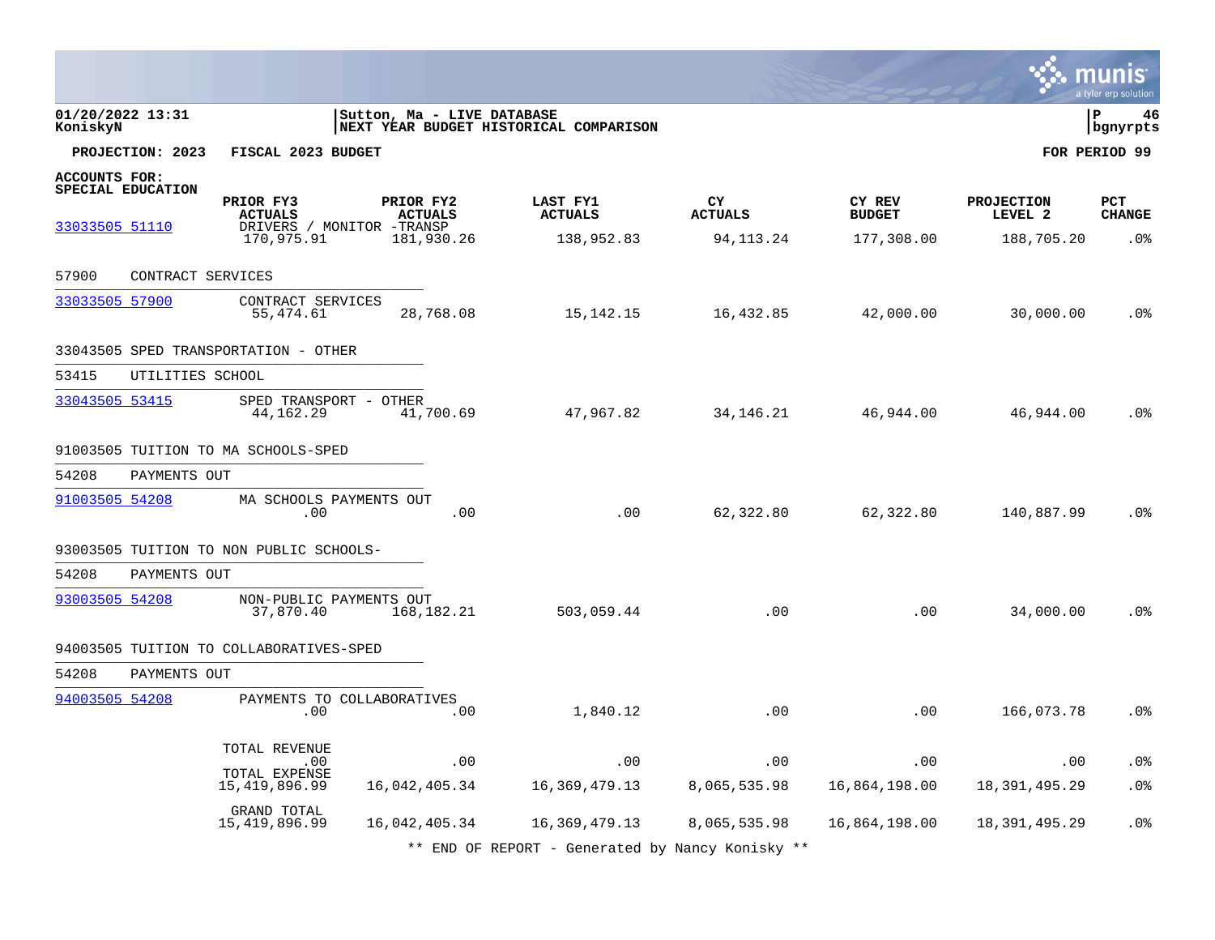01/20/2022 13:31 | Sutton, Ma - LIVE DATABASE
KoniskyN | NEXT YEAR BUDGET HISTORICAL COMPARISON

**PROJECTION: 2023 FISCAL 2023 BUDGET** **FOR PERIOD 99**

**ACCOUNTS FOR:**
**SPECIAL EDUCATION**

| Account | PRIOR FY3 ACTUALS | PRIOR FY2 ACTUALS | LAST FY1 ACTUALS | CY ACTUALS | CY REV BUDGET | PROJECTION LEVEL 2 | PCT CHANGE |
|---|---|---|---|---|---|---|---|
| 33033505 51110 DRIVERS / MONITOR -TRANSP | 170,975.91 | 181,930.26 | 138,952.83 | 94,113.24 | 177,308.00 | 188,705.20 | .0% |
| **57900 CONTRACT SERVICES** | | | | | | | |
| 33033505 57900 CONTRACT SERVICES | 55,474.61 | 28,768.08 | 15,142.15 | 16,432.85 | 42,000.00 | 30,000.00 | .0% |
| **33043505 SPED TRANSPORTATION - OTHER** | | | | | | | |
| **53415 UTILITIES SCHOOL** | | | | | | | |
| 33043505 53415 SPED TRANSPORT - OTHER | 44,162.29 | 41,700.69 | 47,967.82 | 34,146.21 | 46,944.00 | 46,944.00 | .0% |
| **91003505 TUITION TO MA SCHOOLS-SPED** | | | | | | | |
| **54208 PAYMENTS OUT** | | | | | | | |
| 91003505 54208 MA SCHOOLS PAYMENTS OUT | .00 | .00 | .00 | 62,322.80 | 62,322.80 | 140,887.99 | .0% |
| **93003505 TUITION TO NON PUBLIC SCHOOLS-** | | | | | | | |
| **54208 PAYMENTS OUT** | | | | | | | |
| 93003505 54208 NON-PUBLIC PAYMENTS OUT | 37,870.40 | 168,182.21 | 503,059.44 | .00 | .00 | 34,000.00 | .0% |
| **94003505 TUITION TO COLLABORATIVES-SPED** | | | | | | | |
| **54208 PAYMENTS OUT** | | | | | | | |
| 94003505 54208 PAYMENTS TO COLLABORATIVES | .00 | .00 | 1,840.12 | .00 | .00 | 166,073.78 | .0% |
| TOTAL REVENUE | .00 | .00 | .00 | .00 | .00 | .00 | .0% |
| TOTAL EXPENSE | 15,419,896.99 | 16,042,405.34 | 16,369,479.13 | 8,065,535.98 | 16,864,198.00 | 18,391,495.29 | .0% |
| GRAND TOTAL | 15,419,896.99 | 16,042,405.34 | 16,369,479.13 | 8,065,535.98 | 16,864,198.00 | 18,391,495.29 | .0% |

** END OF REPORT - Generated by Nancy Konisky **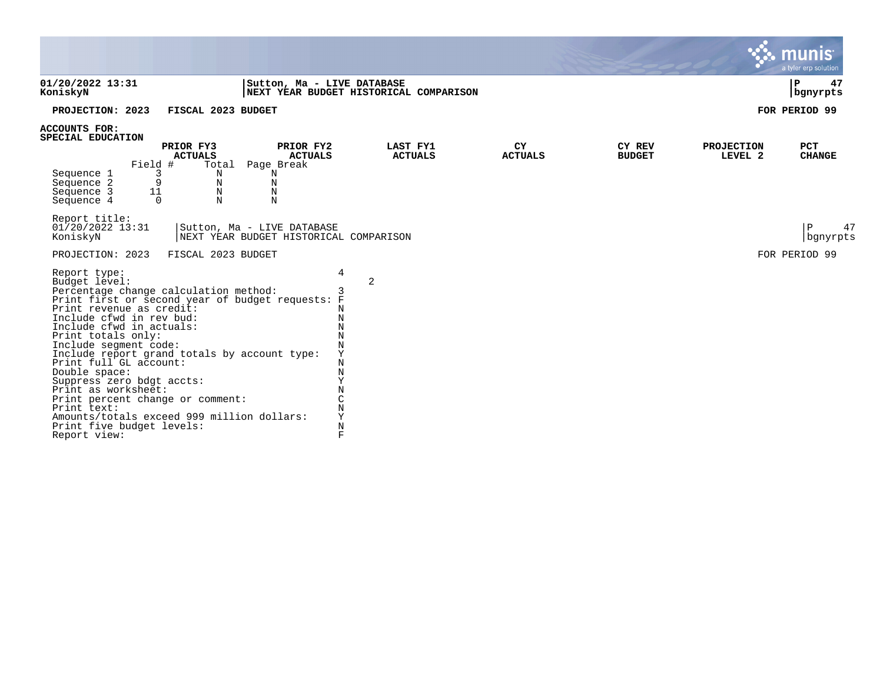01/20/2022 13:31 | Sutton, Ma - LIVE DATABASE
KoniskyN | NEXT YEAR BUDGET HISTORICAL COMPARISON

**PROJECTION: 2023 FISCAL 2023 BUDGET** **FOR PERIOD 99**

**ACCOUNTS FOR:**
**SPECIAL EDUCATION**

| | PRIOR FY3 ACTUALS | PRIOR FY2 ACTUALS | LAST FY1 ACTUALS | CY ACTUALS | CY REV BUDGET | PROJECTION LEVEL 2 | PCT CHANGE |
|---|---|---|---|---|---|---|---|

| | Field # | Total | Page Break |
|---|---|---|---|
| Sequence 1 | 3 | N | N |
| Sequence 2 | 9 | N | N |
| Sequence 3 | 11 | N | N |
| Sequence 4 | 0 | N | N |

Report title:
01/20/2022 13:31 | Sutton, Ma - LIVE DATABASE
KoniskyN | NEXT YEAR BUDGET HISTORICAL COMPARISON

PROJECTION: 2023 FISCAL 2023 BUDGET FOR PERIOD 99

| | |
|---|---|
| Report type: | 4 |
| Budget level: | 2 |
| Percentage change calculation method: | 3 |
| Print first or second year of budget requests: | F |
| Print revenue as credit: | N |
| Include cfwd in rev bud: | N |
| Include cfwd in actuals: | N |
| Print totals only: | N |
| Include segment code: | N |
| Include report grand totals by account type: | Y |
| Print full GL account: | N |
| Double space: | N |
| Suppress zero bdgt accts: | Y |
| Print as worksheet: | N |
| Print percent change or comment: | C |
| Print text: | N |
| Amounts/totals exceed 999 million dollars: | Y |
| Print five budget levels: | N |
| Report view: | F |